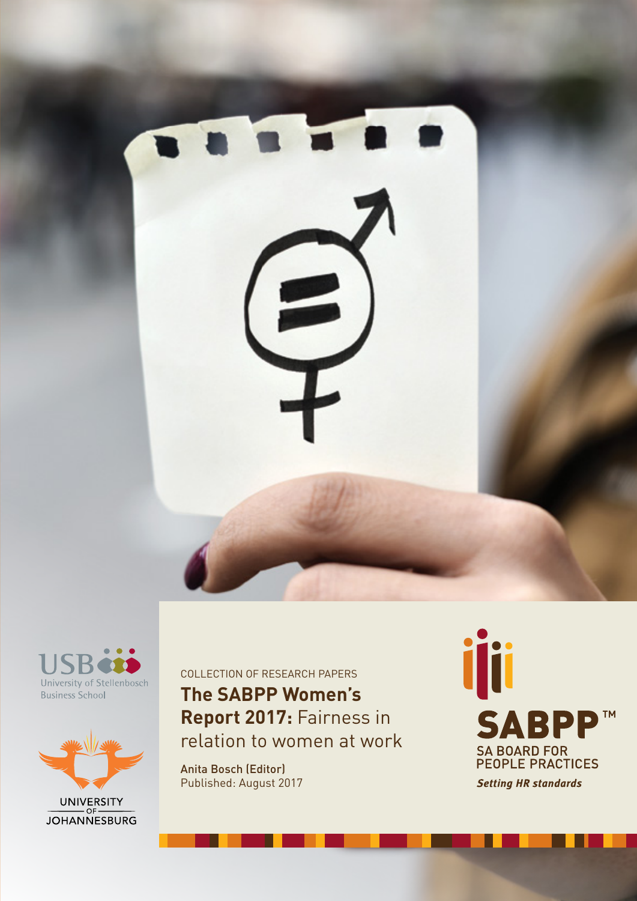COLLECTION OF RESEARCH PAPERS

# **The SABPP Women's Report 2017:** Fairness in relation to women at work

Anita Bosch (Editor)
Published: August 2017

USB University of Stellenbosch Business School

UNIVERSITY OF JOHANNESBURG

SABPP™
SA BOARD FOR PEOPLE PRACTICES
*Setting HR standards*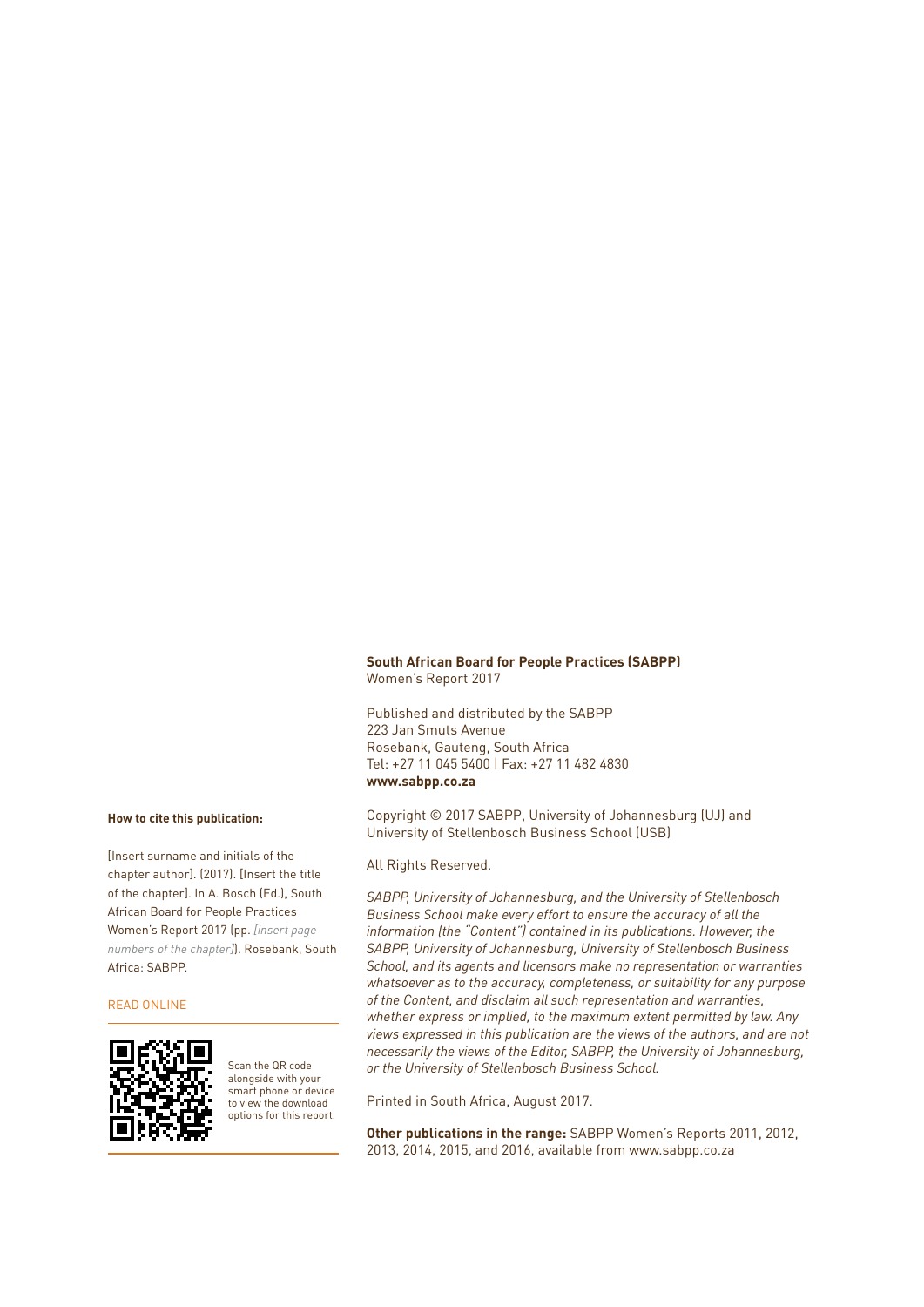**South African Board for People Practices (SABPP)**
Women's Report 2017

Published and distributed by the SABPP
223 Jan Smuts Avenue
Rosebank, Gauteng, South Africa
Tel: +27 11 045 5400 | Fax: +27 11 482 4830
**www.sabpp.co.za**

**How to cite this publication:**

[Insert surname and initials of the chapter author]. (2017). [Insert the title of the chapter]. In A. Bosch (Ed.), South African Board for People Practices Women's Report 2017 (pp. *[insert page numbers of the chapter]*). Rosebank, South Africa: SABPP.

READ ONLINE

Scan the QR code alongside with your smart phone or device to view the download options for this report.

Copyright © 2017 SABPP, University of Johannesburg (UJ) and University of Stellenbosch Business School (USB)

All Rights Reserved.

*SABPP, University of Johannesburg, and the University of Stellenbosch Business School make every effort to ensure the accuracy of all the information (the "Content") contained in its publications. However, the SABPP, University of Johannesburg, University of Stellenbosch Business School, and its agents and licensors make no representation or warranties whatsoever as to the accuracy, completeness, or suitability for any purpose of the Content, and disclaim all such representation and warranties, whether express or implied, to the maximum extent permitted by law. Any views expressed in this publication are the views of the authors, and are not necessarily the views of the Editor, SABPP, the University of Johannesburg, or the University of Stellenbosch Business School.*

Printed in South Africa, August 2017.

**Other publications in the range:** SABPP Women's Reports 2011, 2012, 2013, 2014, 2015, and 2016, available from www.sabpp.co.za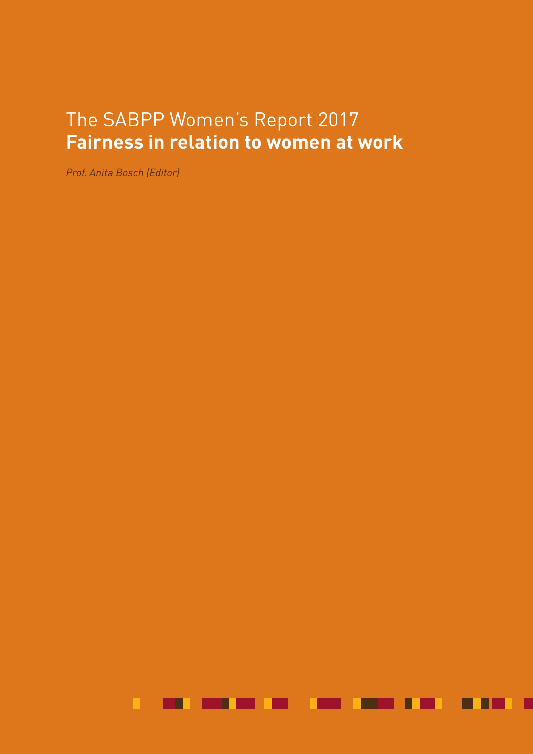# The SABPP Women's Report 2017
## **Fairness in relation to women at work**

*Prof. Anita Bosch (Editor)*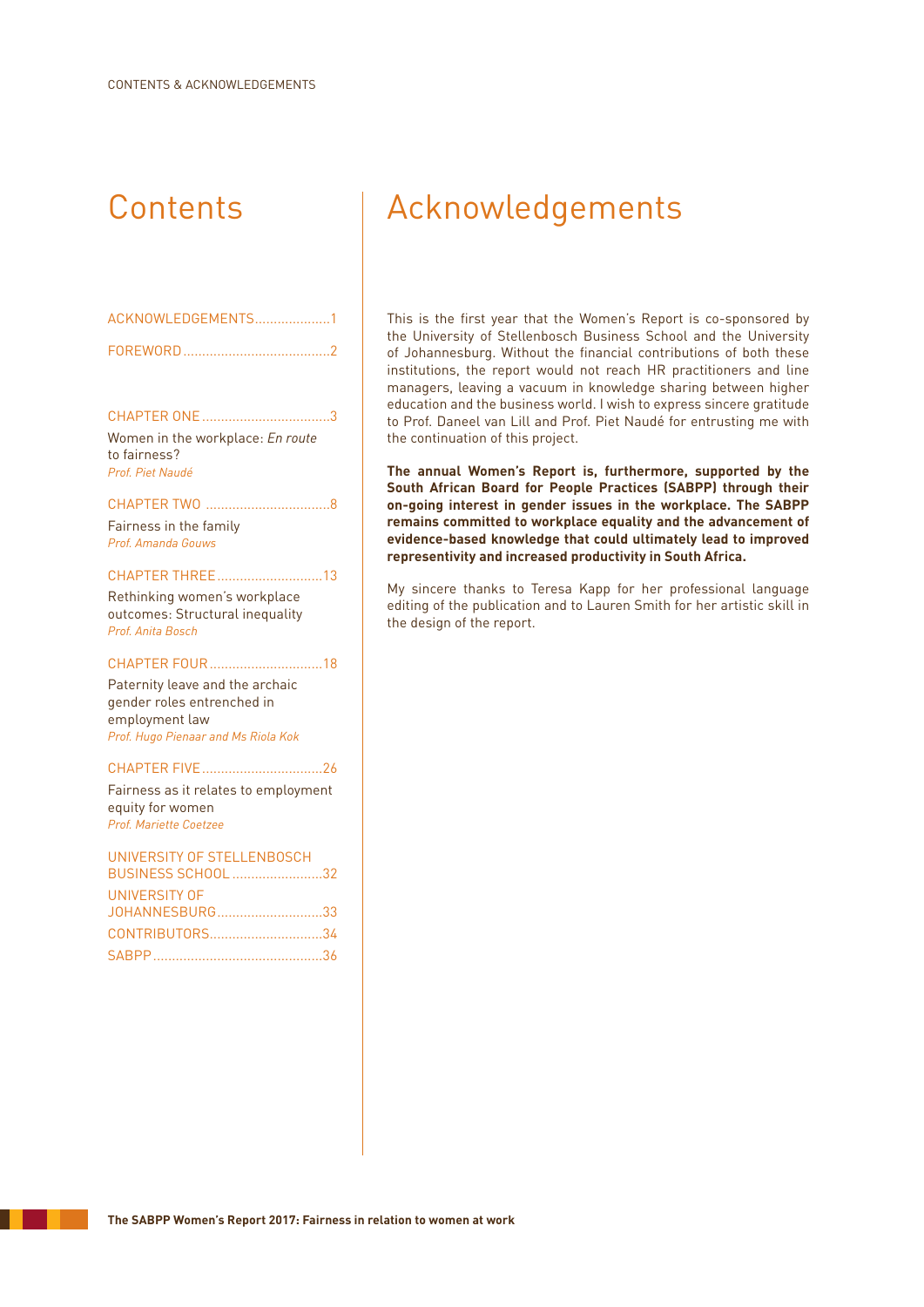# Contents

ACKNOWLEDGEMENTS....................1

FOREWORD.......................................2

CHAPTER ONE..................................3

Women in the workplace: *En route* to fairness?
*Prof. Piet Naudé*

CHAPTER TWO .................................8

Fairness in the family
*Prof. Amanda Gouws*

CHAPTER THREE............................13

Rethinking women's workplace outcomes: Structural inequality
*Prof. Anita Bosch*

CHAPTER FOUR..............................18

Paternity leave and the archaic gender roles entrenched in employment law
*Prof. Hugo Pienaar and Ms Riola Kok*

CHAPTER FIVE................................26

Fairness as it relates to employment equity for women
*Prof. Mariette Coetzee*

UNIVERSITY OF STELLENBOSCH BUSINESS SCHOOL........................32

UNIVERSITY OF JOHANNESBURG............................33

CONTRIBUTORS..............................34

SABPP.............................................36

# Acknowledgements

This is the first year that the Women's Report is co-sponsored by the University of Stellenbosch Business School and the University of Johannesburg. Without the financial contributions of both these institutions, the report would not reach HR practitioners and line managers, leaving a vacuum in knowledge sharing between higher education and the business world. I wish to express sincere gratitude to Prof. Daneel van Lill and Prof. Piet Naudé for entrusting me with the continuation of this project.

**The annual Women's Report is, furthermore, supported by the South African Board for People Practices (SABPP) through their on-going interest in gender issues in the workplace. The SABPP remains committed to workplace equality and the advancement of evidence-based knowledge that could ultimately lead to improved representivity and increased productivity in South Africa.**

My sincere thanks to Teresa Kapp for her professional language editing of the publication and to Lauren Smith for her artistic skill in the design of the report.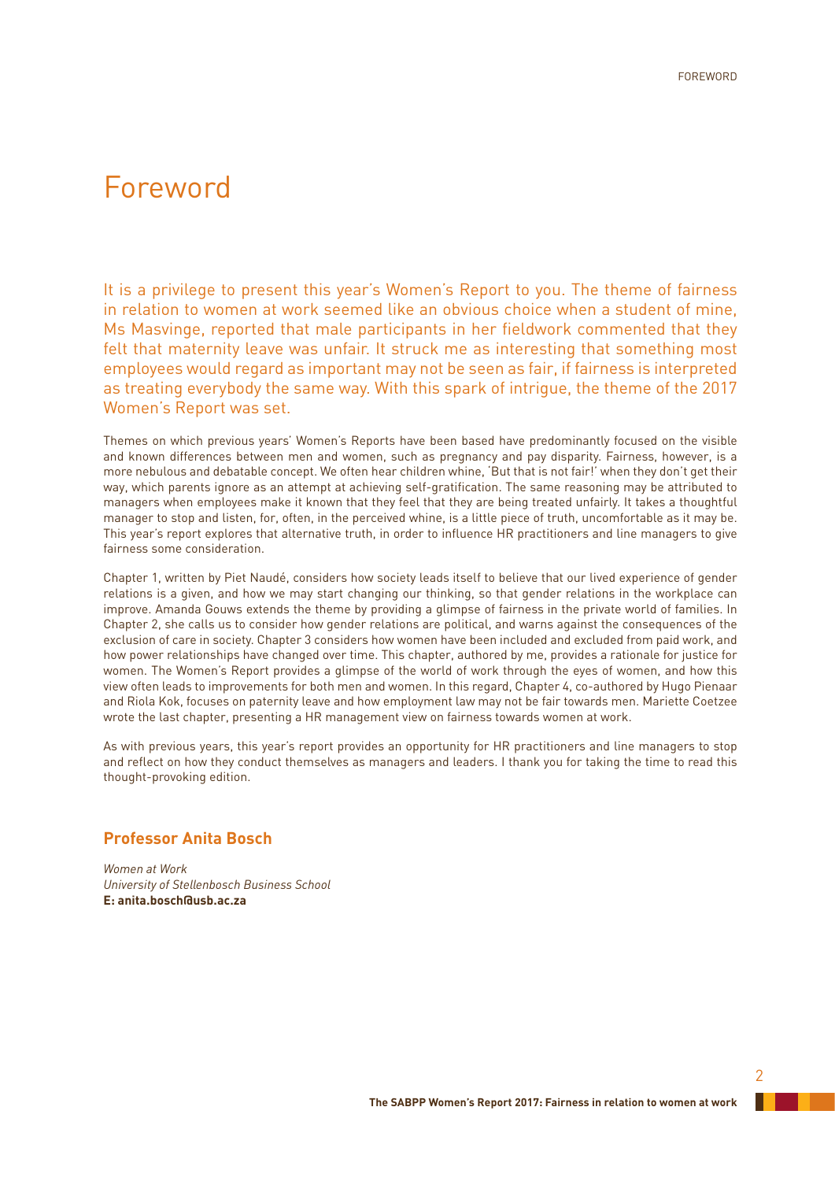# Foreword

It is a privilege to present this year's Women's Report to you. The theme of fairness in relation to women at work seemed like an obvious choice when a student of mine, Ms Masvinge, reported that male participants in her fieldwork commented that they felt that maternity leave was unfair. It struck me as interesting that something most employees would regard as important may not be seen as fair, if fairness is interpreted as treating everybody the same way. With this spark of intrigue, the theme of the 2017 Women's Report was set.

Themes on which previous years' Women's Reports have been based have predominantly focused on the visible and known differences between men and women, such as pregnancy and pay disparity. Fairness, however, is a more nebulous and debatable concept. We often hear children whine, 'But that is not fair!' when they don't get their way, which parents ignore as an attempt at achieving self-gratification. The same reasoning may be attributed to managers when employees make it known that they feel that they are being treated unfairly. It takes a thoughtful manager to stop and listen, for, often, in the perceived whine, is a little piece of truth, uncomfortable as it may be. This year's report explores that alternative truth, in order to influence HR practitioners and line managers to give fairness some consideration.

Chapter 1, written by Piet Naudé, considers how society leads itself to believe that our lived experience of gender relations is a given, and how we may start changing our thinking, so that gender relations in the workplace can improve. Amanda Gouws extends the theme by providing a glimpse of fairness in the private world of families. In Chapter 2, she calls us to consider how gender relations are political, and warns against the consequences of the exclusion of care in society. Chapter 3 considers how women have been included and excluded from paid work, and how power relationships have changed over time. This chapter, authored by me, provides a rationale for justice for women. The Women's Report provides a glimpse of the world of work through the eyes of women, and how this view often leads to improvements for both men and women. In this regard, Chapter 4, co-authored by Hugo Pienaar and Riola Kok, focuses on paternity leave and how employment law may not be fair towards men. Mariette Coetzee wrote the last chapter, presenting a HR management view on fairness towards women at work.

As with previous years, this year's report provides an opportunity for HR practitioners and line managers to stop and reflect on how they conduct themselves as managers and leaders. I thank you for taking the time to read this thought-provoking edition.

**Professor Anita Bosch**

*Women at Work*
*University of Stellenbosch Business School*
**E: anita.bosch@usb.ac.za**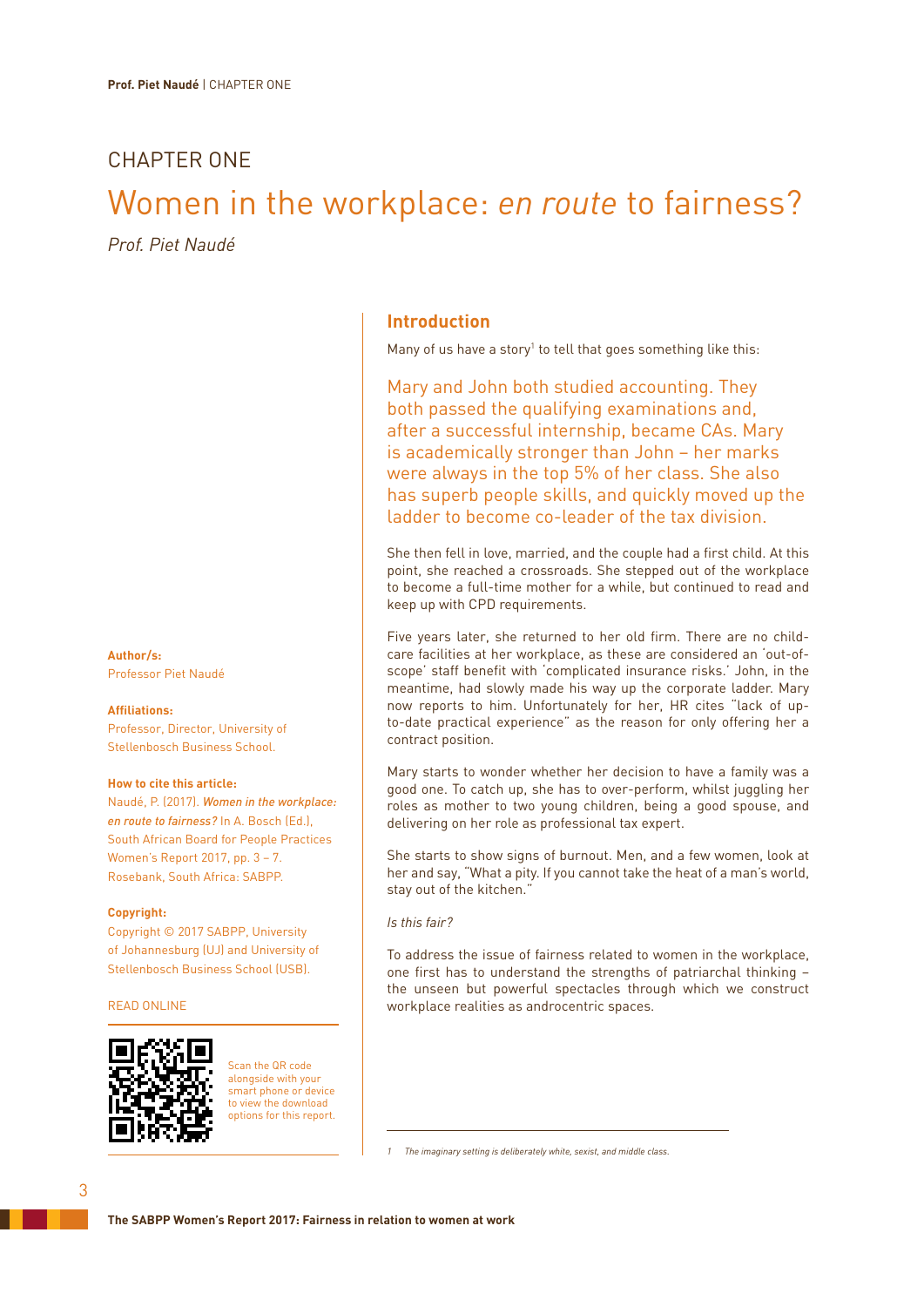# CHAPTER ONE

# Women in the workplace: *en route* to fairness?

*Prof. Piet Naudé*

**Author/s:**
Professor Piet Naudé

**Affiliations:**
Professor, Director, University of Stellenbosch Business School.

**How to cite this article:**
Naudé, P. (2017). ***Women in the workplace: en route to fairness?*** In A. Bosch (Ed.), South African Board for People Practices Women's Report 2017, pp. 3 – 7. Rosebank, South Africa: SABPP.

**Copyright:**
Copyright © 2017 SABPP, University of Johannesburg (UJ) and University of Stellenbosch Business School (USB).

READ ONLINE

Scan the QR code alongside with your smart phone or device to view the download options for this report.

## Introduction

Many of us have a story[1] to tell that goes something like this:

Mary and John both studied accounting. They both passed the qualifying examinations and, after a successful internship, became CAs. Mary is academically stronger than John – her marks were always in the top 5% of her class. She also has superb people skills, and quickly moved up the ladder to become co-leader of the tax division.

She then fell in love, married, and the couple had a first child. At this point, she reached a crossroads. She stepped out of the workplace to become a full-time mother for a while, but continued to read and keep up with CPD requirements.

Five years later, she returned to her old firm. There are no child-care facilities at her workplace, as these are considered an 'out-of-scope' staff benefit with 'complicated insurance risks.' John, in the meantime, had slowly made his way up the corporate ladder. Mary now reports to him. Unfortunately for her, HR cites "lack of up-to-date practical experience" as the reason for only offering her a contract position.

Mary starts to wonder whether her decision to have a family was a good one. To catch up, she has to over-perform, whilst juggling her roles as mother to two young children, being a good spouse, and delivering on her role as professional tax expert.

She starts to show signs of burnout. Men, and a few women, look at her and say, "What a pity. If you cannot take the heat of a man's world, stay out of the kitchen."

*Is this fair?*

To address the issue of fairness related to women in the workplace, one first has to understand the strengths of patriarchal thinking – the unseen but powerful spectacles through which we construct workplace realities as androcentric spaces.

---

[1] *The imaginary setting is deliberately white, sexist, and middle class.*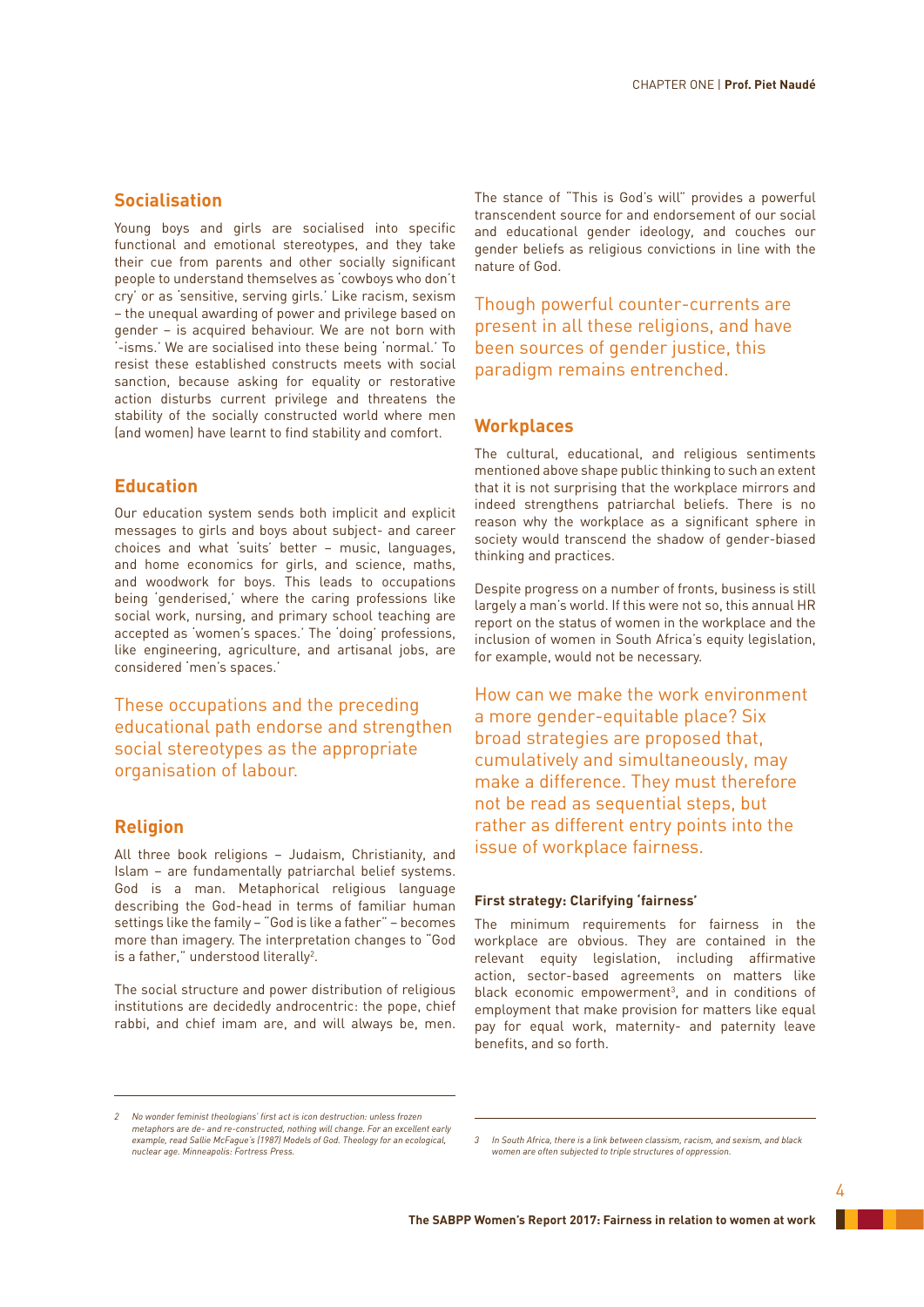## Socialisation

Young boys and girls are socialised into specific functional and emotional stereotypes, and they take their cue from parents and other socially significant people to understand themselves as 'cowboys who don't cry' or as 'sensitive, serving girls.' Like racism, sexism – the unequal awarding of power and privilege based on gender – is acquired behaviour. We are not born with '-isms.' We are socialised into these being 'normal.' To resist these established constructs meets with social sanction, because asking for equality or restorative action disturbs current privilege and threatens the stability of the socially constructed world where men (and women) have learnt to find stability and comfort.

## Education

Our education system sends both implicit and explicit messages to girls and boys about subject- and career choices and what 'suits' better – music, languages, and home economics for girls, and science, maths, and woodwork for boys. This leads to occupations being 'genderised,' where the caring professions like social work, nursing, and primary school teaching are accepted as 'women's spaces.' The 'doing' professions, like engineering, agriculture, and artisanal jobs, are considered 'men's spaces.'

These occupations and the preceding educational path endorse and strengthen social stereotypes as the appropriate organisation of labour.

## Religion

All three book religions – Judaism, Christianity, and Islam – are fundamentally patriarchal belief systems. God is a man. Metaphorical religious language describing the God-head in terms of familiar human settings like the family – "God is like a father" – becomes more than imagery. The interpretation changes to "God is a father," understood literally[2].

The social structure and power distribution of religious institutions are decidedly androcentric: the pope, chief rabbi, and chief imam are, and will always be, men. The stance of "This is God's will" provides a powerful transcendent source for and endorsement of our social and educational gender ideology, and couches our gender beliefs as religious convictions in line with the nature of God.

Though powerful counter-currents are present in all these religions, and have been sources of gender justice, this paradigm remains entrenched.

## Workplaces

The cultural, educational, and religious sentiments mentioned above shape public thinking to such an extent that it is not surprising that the workplace mirrors and indeed strengthens patriarchal beliefs. There is no reason why the workplace as a significant sphere in society would transcend the shadow of gender-biased thinking and practices.

Despite progress on a number of fronts, business is still largely a man's world. If this were not so, this annual HR report on the status of women in the workplace and the inclusion of women in South Africa's equity legislation, for example, would not be necessary.

How can we make the work environment a more gender-equitable place? Six broad strategies are proposed that, cumulatively and simultaneously, may make a difference. They must therefore not be read as sequential steps, but rather as different entry points into the issue of workplace fairness.

#### First strategy: Clarifying 'fairness'

The minimum requirements for fairness in the workplace are obvious. They are contained in the relevant equity legislation, including affirmative action, sector-based agreements on matters like black economic empowerment[3], and in conditions of employment that make provision for matters like equal pay for equal work, maternity- and paternity leave benefits, and so forth.

---

*2 No wonder feminist theologians' first act is icon destruction: unless frozen metaphors are de- and re-constructed, nothing will change. For an excellent early example, read Sallie McFague's (1987) Models of God. Theology for an ecological, nuclear age. Minneapolis: Fortress Press.*

*3 In South Africa, there is a link between classism, racism, and sexism, and black women are often subjected to triple structures of oppression.*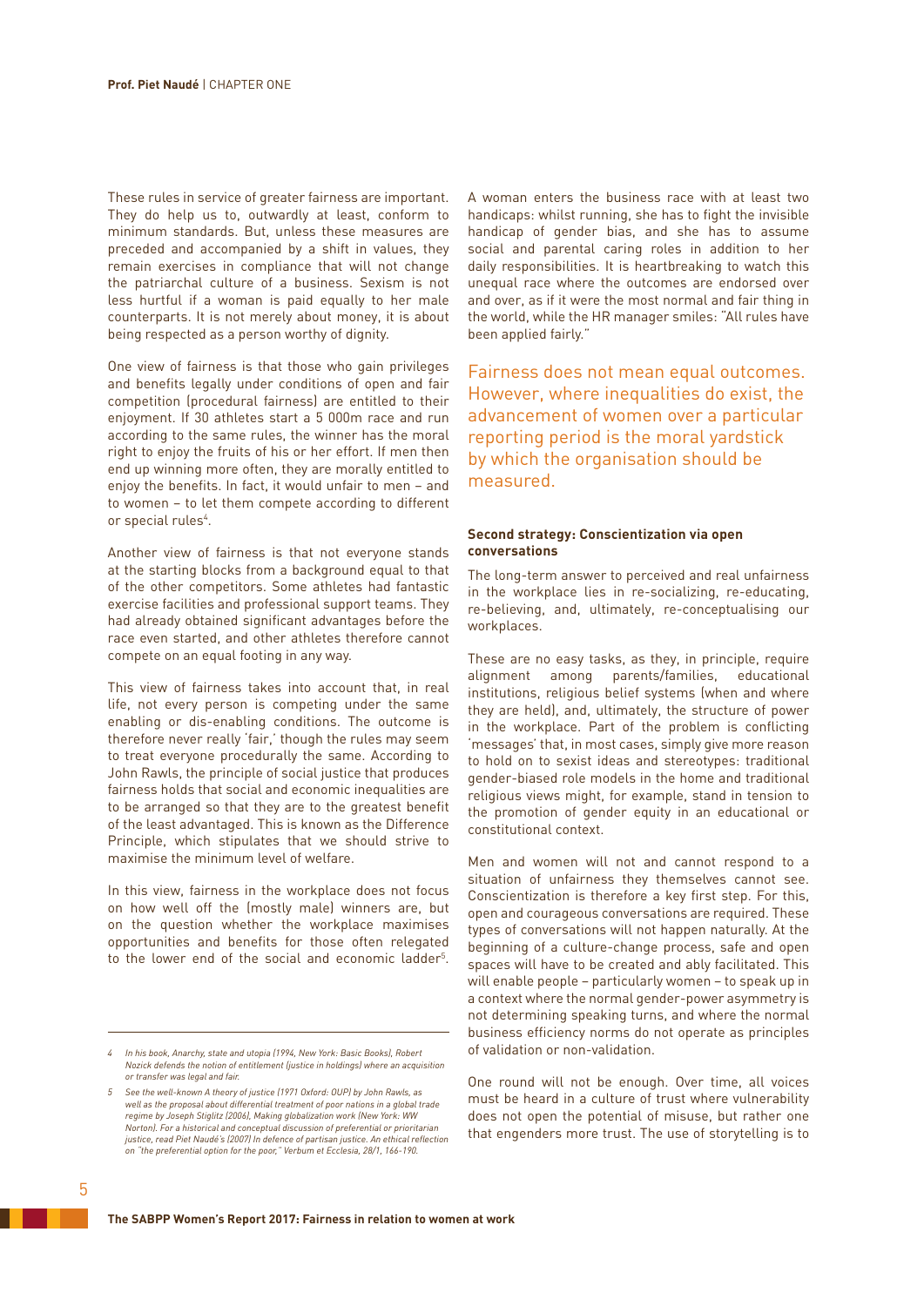These rules in service of greater fairness are important. They do help us to, outwardly at least, conform to minimum standards. But, unless these measures are preceded and accompanied by a shift in values, they remain exercises in compliance that will not change the patriarchal culture of a business. Sexism is not less hurtful if a woman is paid equally to her male counterparts. It is not merely about money, it is about being respected as a person worthy of dignity.

One view of fairness is that those who gain privileges and benefits legally under conditions of open and fair competition (procedural fairness) are entitled to their enjoyment. If 30 athletes start a 5 000m race and run according to the same rules, the winner has the moral right to enjoy the fruits of his or her effort. If men then end up winning more often, they are morally entitled to enjoy the benefits. In fact, it would unfair to men – and to women – to let them compete according to different or special rules[4].

Another view of fairness is that not everyone stands at the starting blocks from a background equal to that of the other competitors. Some athletes had fantastic exercise facilities and professional support teams. They had already obtained significant advantages before the race even started, and other athletes therefore cannot compete on an equal footing in any way.

This view of fairness takes into account that, in real life, not every person is competing under the same enabling or dis-enabling conditions. The outcome is therefore never really 'fair,' though the rules may seem to treat everyone procedurally the same. According to John Rawls, the principle of social justice that produces fairness holds that social and economic inequalities are to be arranged so that they are to the greatest benefit of the least advantaged. This is known as the Difference Principle, which stipulates that we should strive to maximise the minimum level of welfare.

In this view, fairness in the workplace does not focus on how well off the (mostly male) winners are, but on the question whether the workplace maximises opportunities and benefits for those often relegated to the lower end of the social and economic ladder[5].

A woman enters the business race with at least two handicaps: whilst running, she has to fight the invisible handicap of gender bias, and she has to assume social and parental caring roles in addition to her daily responsibilities. It is heartbreaking to watch this unequal race where the outcomes are endorsed over and over, as if it were the most normal and fair thing in the world, while the HR manager smiles: "All rules have been applied fairly."

> Fairness does not mean equal outcomes. However, where inequalities do exist, the advancement of women over a particular reporting period is the moral yardstick by which the organisation should be measured.

#### Second strategy: Conscientization via open conversations

The long-term answer to perceived and real unfairness in the workplace lies in re-socializing, re-educating, re-believing, and, ultimately, re-conceptualising our workplaces.

These are no easy tasks, as they, in principle, require alignment among parents/families, educational institutions, religious belief systems (when and where they are held), and, ultimately, the structure of power in the workplace. Part of the problem is conflicting 'messages' that, in most cases, simply give more reason to hold on to sexist ideas and stereotypes: traditional gender-biased role models in the home and traditional religious views might, for example, stand in tension to the promotion of gender equity in an educational or constitutional context.

Men and women will not and cannot respond to a situation of unfairness they themselves cannot see. Conscientization is therefore a key first step. For this, open and courageous conversations are required. These types of conversations will not happen naturally. At the beginning of a culture-change process, safe and open spaces will have to be created and ably facilitated. This will enable people – particularly women – to speak up in a context where the normal gender-power asymmetry is not determining speaking turns, and where the normal business efficiency norms do not operate as principles of validation or non-validation.

One round will not be enough. Over time, all voices must be heard in a culture of trust where vulnerability does not open the potential of misuse, but rather one that engenders more trust. The use of storytelling is to

---

*4 In his book, Anarchy, state and utopia (1994, New York: Basic Books), Robert Nozick defends the notion of entitlement (justice in holdings) where an acquisition or transfer was legal and fair.*

*5 See the well-known A theory of justice (1971 Oxford: OUP) by John Rawls, as well as the proposal about differential treatment of poor nations in a global trade regime by Joseph Stiglitz (2006), Making globalization work (New York: WW Norton). For a historical and conceptual discussion of preferential or prioritarian justice, read Piet Naudé's (2007) In defence of partisan justice. An ethical reflection on "the preferential option for the poor," Verbum et Ecclesia, 28/1, 166-190.*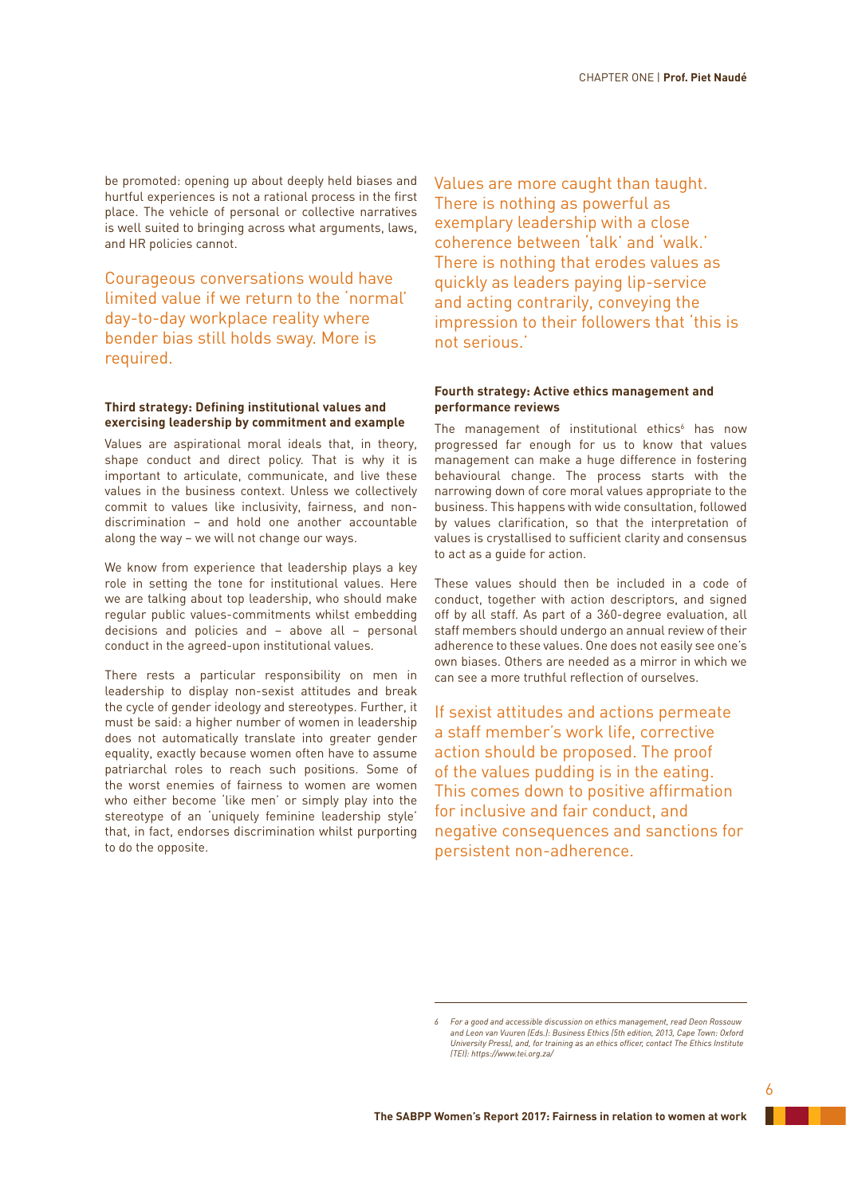be promoted: opening up about deeply held biases and hurtful experiences is not a rational process in the first place. The vehicle of personal or collective narratives is well suited to bringing across what arguments, laws, and HR policies cannot.

Courageous conversations would have limited value if we return to the 'normal' day-to-day workplace reality where bender bias still holds sway. More is required.

**Third strategy: Defining institutional values and exercising leadership by commitment and example**

Values are aspirational moral ideals that, in theory, shape conduct and direct policy. That is why it is important to articulate, communicate, and live these values in the business context. Unless we collectively commit to values like inclusivity, fairness, and non-discrimination – and hold one another accountable along the way – we will not change our ways.

We know from experience that leadership plays a key role in setting the tone for institutional values. Here we are talking about top leadership, who should make regular public values-commitments whilst embedding decisions and policies and – above all – personal conduct in the agreed-upon institutional values.

There rests a particular responsibility on men in leadership to display non-sexist attitudes and break the cycle of gender ideology and stereotypes. Further, it must be said: a higher number of women in leadership does not automatically translate into greater gender equality, exactly because women often have to assume patriarchal roles to reach such positions. Some of the worst enemies of fairness to women are women who either become 'like men' or simply play into the stereotype of an 'uniquely feminine leadership style' that, in fact, endorses discrimination whilst purporting to do the opposite.

Values are more caught than taught. There is nothing as powerful as exemplary leadership with a close coherence between 'talk' and 'walk.' There is nothing that erodes values as quickly as leaders paying lip-service and acting contrarily, conveying the impression to their followers that 'this is not serious.'

**Fourth strategy: Active ethics management and performance reviews**

The management of institutional ethics[6] has now progressed far enough for us to know that values management can make a huge difference in fostering behavioural change. The process starts with the narrowing down of core moral values appropriate to the business. This happens with wide consultation, followed by values clarification, so that the interpretation of values is crystallised to sufficient clarity and consensus to act as a guide for action.

These values should then be included in a code of conduct, together with action descriptors, and signed off by all staff. As part of a 360-degree evaluation, all staff members should undergo an annual review of their adherence to these values. One does not easily see one's own biases. Others are needed as a mirror in which we can see a more truthful reflection of ourselves.

If sexist attitudes and actions permeate a staff member's work life, corrective action should be proposed. The proof of the values pudding is in the eating. This comes down to positive affirmation for inclusive and fair conduct, and negative consequences and sanctions for persistent non-adherence.

---

*6 For a good and accessible discussion on ethics management, read Deon Rossouw and Leon van Vuuren (Eds.): Business Ethics (5th edition, 2013, Cape Town: Oxford University Press), and, for training as an ethics officer, contact The Ethics Institute (TEI): https://www.tei.org.za/*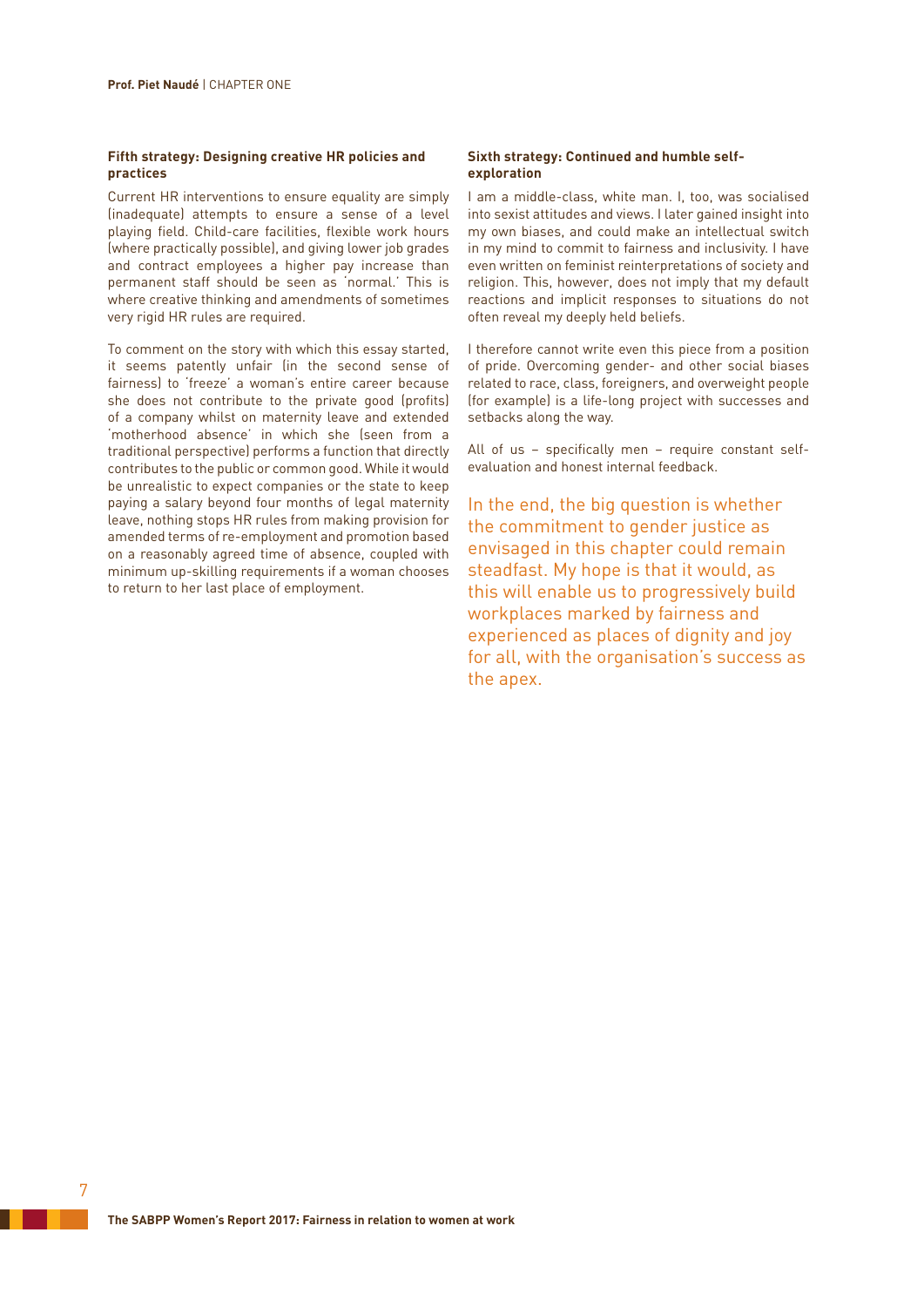**Fifth strategy: Designing creative HR policies and practices**

Current HR interventions to ensure equality are simply (inadequate) attempts to ensure a sense of a level playing field. Child-care facilities, flexible work hours (where practically possible), and giving lower job grades and contract employees a higher pay increase than permanent staff should be seen as 'normal.' This is where creative thinking and amendments of sometimes very rigid HR rules are required.

To comment on the story with which this essay started, it seems patently unfair (in the second sense of fairness) to 'freeze' a woman's entire career because she does not contribute to the private good (profits) of a company whilst on maternity leave and extended 'motherhood absence' in which she (seen from a traditional perspective) performs a function that directly contributes to the public or common good. While it would be unrealistic to expect companies or the state to keep paying a salary beyond four months of legal maternity leave, nothing stops HR rules from making provision for amended terms of re-employment and promotion based on a reasonably agreed time of absence, coupled with minimum up-skilling requirements if a woman chooses to return to her last place of employment.

**Sixth strategy: Continued and humble self-exploration**

I am a middle-class, white man. I, too, was socialised into sexist attitudes and views. I later gained insight into my own biases, and could make an intellectual switch in my mind to commit to fairness and inclusivity. I have even written on feminist reinterpretations of society and religion. This, however, does not imply that my default reactions and implicit responses to situations do not often reveal my deeply held beliefs.

I therefore cannot write even this piece from a position of pride. Overcoming gender- and other social biases related to race, class, foreigners, and overweight people (for example) is a life-long project with successes and setbacks along the way.

All of us – specifically men – require constant self-evaluation and honest internal feedback.

In the end, the big question is whether the commitment to gender justice as envisaged in this chapter could remain steadfast. My hope is that it would, as this will enable us to progressively build workplaces marked by fairness and experienced as places of dignity and joy for all, with the organisation's success as the apex.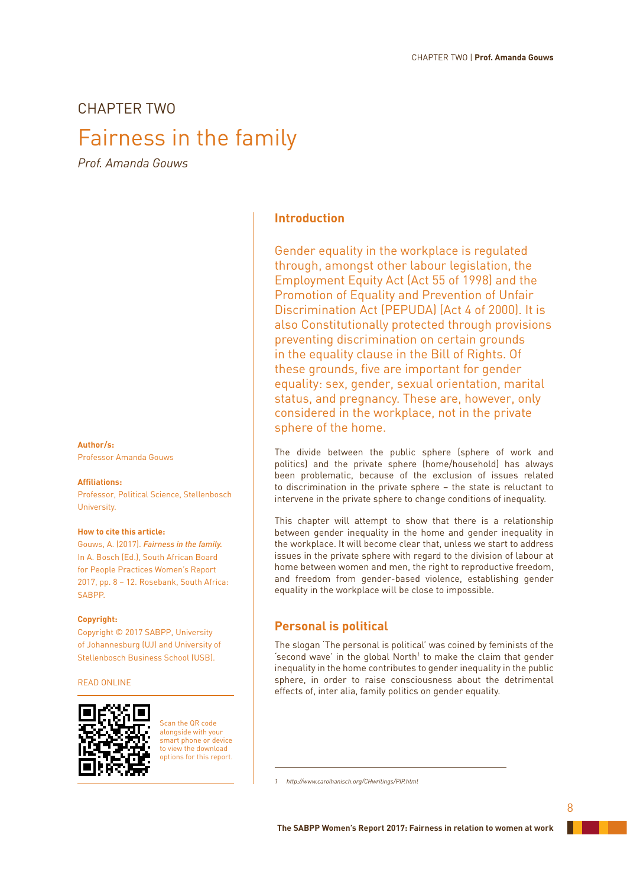# CHAPTER TWO

## Fairness in the family

*Prof. Amanda Gouws*

**Author/s:**
Professor Amanda Gouws

**Affiliations:**
Professor, Political Science, Stellenbosch University.

**How to cite this article:**
Gouws, A. (2017). *Fairness in the family.* In A. Bosch (Ed.), South African Board for People Practices Women's Report 2017, pp. 8 – 12. Rosebank, South Africa: SABPP.

**Copyright:**
Copyright © 2017 SABPP, University of Johannesburg (UJ) and University of Stellenbosch Business School (USB).

READ ONLINE

Scan the QR code alongside with your smart phone or device to view the download options for this report.

### Introduction

Gender equality in the workplace is regulated through, amongst other labour legislation, the Employment Equity Act (Act 55 of 1998) and the Promotion of Equality and Prevention of Unfair Discrimination Act (PEPUDA) (Act 4 of 2000). It is also Constitutionally protected through provisions preventing discrimination on certain grounds in the equality clause in the Bill of Rights. Of these grounds, five are important for gender equality: sex, gender, sexual orientation, marital status, and pregnancy. These are, however, only considered in the workplace, not in the private sphere of the home.

The divide between the public sphere (sphere of work and politics) and the private sphere (home/household) has always been problematic, because of the exclusion of issues related to discrimination in the private sphere – the state is reluctant to intervene in the private sphere to change conditions of inequality.

This chapter will attempt to show that there is a relationship between gender inequality in the home and gender inequality in the workplace. It will become clear that, unless we start to address issues in the private sphere with regard to the division of labour at home between women and men, the right to reproductive freedom, and freedom from gender-based violence, establishing gender equality in the workplace will be close to impossible.

### Personal is political

The slogan 'The personal is political' was coined by feminists of the 'second wave' in the global North[1] to make the claim that gender inequality in the home contributes to gender inequality in the public sphere, in order to raise consciousness about the detrimental effects of, inter alia, family politics on gender equality.

---

1 http://www.carolhanisch.org/CHwritings/PIP.html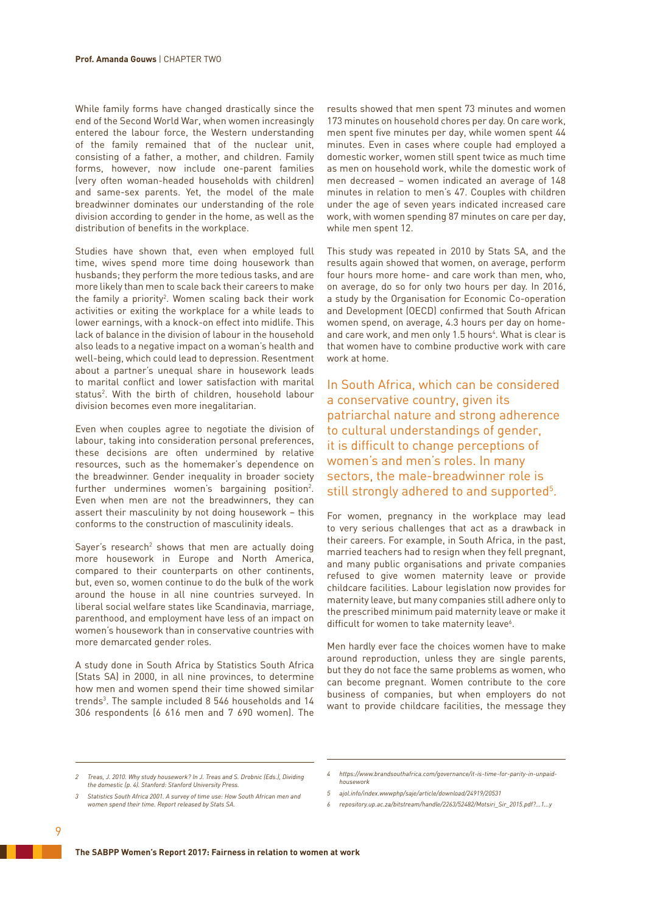While family forms have changed drastically since the end of the Second World War, when women increasingly entered the labour force, the Western understanding of the family remained that of the nuclear unit, consisting of a father, a mother, and children. Family forms, however, now include one-parent families (very often woman-headed households with children) and same-sex parents. Yet, the model of the male breadwinner dominates our understanding of the role division according to gender in the home, as well as the distribution of benefits in the workplace.

Studies have shown that, even when employed full time, wives spend more time doing housework than husbands; they perform the more tedious tasks, and are more likely than men to scale back their careers to make the family a priority[2]. Women scaling back their work activities or exiting the workplace for a while leads to lower earnings, with a knock-on effect into midlife. This lack of balance in the division of labour in the household also leads to a negative impact on a woman's health and well-being, which could lead to depression. Resentment about a partner's unequal share in housework leads to marital conflict and lower satisfaction with marital status[2]. With the birth of children, household labour division becomes even more inegalitarian.

Even when couples agree to negotiate the division of labour, taking into consideration personal preferences, these decisions are often undermined by relative resources, such as the homemaker's dependence on the breadwinner. Gender inequality in broader society further undermines women's bargaining position[2]. Even when men are not the breadwinners, they can assert their masculinity by not doing housework – this conforms to the construction of masculinity ideals.

Sayer's research[2] shows that men are actually doing more housework in Europe and North America, compared to their counterparts on other continents, but, even so, women continue to do the bulk of the work around the house in all nine countries surveyed. In liberal social welfare states like Scandinavia, marriage, parenthood, and employment have less of an impact on women's housework than in conservative countries with more demarcated gender roles.

A study done in South Africa by Statistics South Africa (Stats SA) in 2000, in all nine provinces, to determine how men and women spend their time showed similar trends[3]. The sample included 8 546 households and 14 306 respondents (6 616 men and 7 690 women). The results showed that men spent 73 minutes and women 173 minutes on household chores per day. On care work, men spent five minutes per day, while women spent 44 minutes. Even in cases where couple had employed a domestic worker, women still spent twice as much time as men on household work, while the domestic work of men decreased – women indicated an average of 148 minutes in relation to men's 47. Couples with children under the age of seven years indicated increased care work, with women spending 87 minutes on care per day, while men spent 12.

This study was repeated in 2010 by Stats SA, and the results again showed that women, on average, perform four hours more home- and care work than men, who, on average, do so for only two hours per day. In 2016, a study by the Organisation for Economic Co-operation and Development (OECD) confirmed that South African women spend, on average, 4.3 hours per day on home- and care work, and men only 1.5 hours[4]. What is clear is that women have to combine productive work with care work at home.

> In South Africa, which can be considered a conservative country, given its patriarchal nature and strong adherence to cultural understandings of gender, it is difficult to change perceptions of women's and men's roles. In many sectors, the male-breadwinner role is still strongly adhered to and supported[5].

For women, pregnancy in the workplace may lead to very serious challenges that act as a drawback in their careers. For example, in South Africa, in the past, married teachers had to resign when they fell pregnant, and many public organisations and private companies refused to give women maternity leave or provide childcare facilities. Labour legislation now provides for maternity leave, but many companies still adhere only to the prescribed minimum paid maternity leave or make it difficult for women to take maternity leave[6].

Men hardly ever face the choices women have to make around reproduction, unless they are single parents, but they do not face the same problems as women, who can become pregnant. Women contribute to the core business of companies, but when employers do not want to provide childcare facilities, the message they

---

*2 Treas, J. 2010. Why study housework? In J. Treas and S. Drobnic (Eds.), Dividing the domestic (p. 4). Stanford: Stanford University Press.*

*3 Statistics South Africa 2001. A survey of time use: How South African men and women spend their time. Report released by Stats SA.*

*4 https://www.brandsouthafrica.com/governance/it-is-time-for-parity-in-unpaid-housework*

*5 ajol.info/index.wwwphp/saje/article/download/24919/20531*

*6 repository.up.ac.za/bitstream/handle/2263/52482/Motsiri_Sir_2015.pdf?...1...y*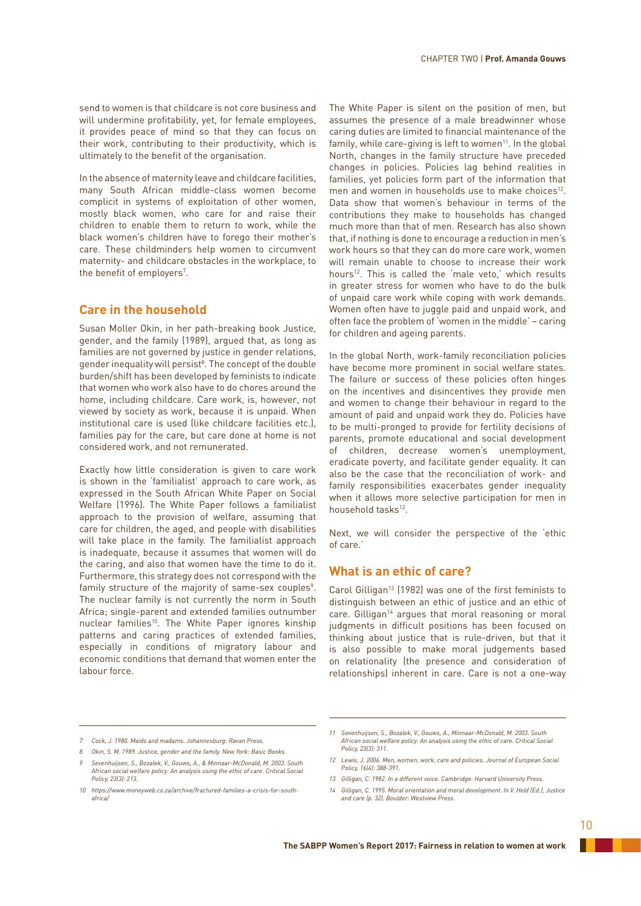send to women is that childcare is not core business and will undermine profitability, yet, for female employees, it provides peace of mind so that they can focus on their work, contributing to their productivity, which is ultimately to the benefit of the organisation.

In the absence of maternity leave and childcare facilities, many South African middle-class women become complicit in systems of exploitation of other women, mostly black women, who care for and raise their children to enable them to return to work, while the black women's children have to forego their mother's care. These childminders help women to circumvent maternity- and childcare obstacles in the workplace, to the benefit of employers[7].

## Care in the household

Susan Moller Okin, in her path-breaking book Justice, gender, and the family (1989), argued that, as long as families are not governed by justice in gender relations, gender inequality will persist[8]. The concept of the double burden/shift has been developed by feminists to indicate that women who work also have to do chores around the home, including childcare. Care work, is, however, not viewed by society as work, because it is unpaid. When institutional care is used (like childcare facilities etc.), families pay for the care, but care done at home is not considered work, and not remunerated.

Exactly how little consideration is given to care work is shown in the 'familialist' approach to care work, as expressed in the South African White Paper on Social Welfare (1996). The White Paper follows a familialist approach to the provision of welfare, assuming that care for children, the aged, and people with disabilities will take place in the family. The familialist approach is inadequate, because it assumes that women will do the caring, and also that women have the time to do it. Furthermore, this strategy does not correspond with the family structure of the majority of same-sex couples[9]. The nuclear family is not currently the norm in South Africa; single-parent and extended families outnumber nuclear families[10]. The White Paper ignores kinship patterns and caring practices of extended families, especially in conditions of migratory labour and economic conditions that demand that women enter the labour force.

The White Paper is silent on the position of men, but assumes the presence of a male breadwinner whose caring duties are limited to financial maintenance of the family, while care-giving is left to women[11]. In the global North, changes in the family structure have preceded changes in policies. Policies lag behind realities in families, yet policies form part of the information that men and women in households use to make choices[12]. Data show that women's behaviour in terms of the contributions they make to households has changed much more than that of men. Research has also shown that, if nothing is done to encourage a reduction in men's work hours so that they can do more care work, women will remain unable to choose to increase their work hours[12]. This is called the 'male veto,' which results in greater stress for women who have to do the bulk of unpaid care work while coping with work demands. Women often have to juggle paid and unpaid work, and often face the problem of 'women in the middle' – caring for children and ageing parents.

In the global North, work-family reconciliation policies have become more prominent in social welfare states. The failure or success of these policies often hinges on the incentives and disincentives they provide men and women to change their behaviour in regard to the amount of paid and unpaid work they do. Policies have to be multi-pronged to provide for fertility decisions of parents, promote educational and social development of children, decrease women's unemployment, eradicate poverty, and facilitate gender equality. It can also be the case that the reconciliation of work- and family responsibilities exacerbates gender inequality when it allows more selective participation for men in household tasks[12].

Next, we will consider the perspective of the 'ethic of care.'

## What is an ethic of care?

Carol Gilligan[13] (1982) was one of the first feminists to distinguish between an ethic of justice and an ethic of care. Gilligan[14] argues that moral reasoning or moral judgments in difficult positions has been focused on thinking about justice that is rule-driven, but that it is also possible to make moral judgements based on relationality (the presence and consideration of relationships) inherent in care. Care is not a one-way

---

7 Cock, J. 1980. Maids and madams. Johannesburg: Ravan Press.

8 Okin, S. M. 1989. Justice, gender and the family. New York: Basic Books.

9 Sevenhuijsen, S., Bozalek, V., Gouws, A., & Minnaar-McDonald, M. 2003. South African social welfare policy: An analysis using the ethic of care. Critical Social Policy, 23(3): 213.

10 https://www.moneyweb.co.za/archive/fractured-families-a-crisis-for-south-africa/

11 Sevenhuijsen, S., Bozalek, V., Gouws, A., Minnaar-McDonald, M. 2003. South African social welfare policy: An analysis using the ethic of care. Critical Social Policy, 23(3): 311.

12 Lewis, J. 2006. Men, women, work, care and policies. Journal of European Social Policy, 16(4): 388-391.

13 Gilligan, C. 1982. In a different voice. Cambridge: Harvard University Press.

14 Gilligan, C. 1995. Moral orientation and moral development. In V. Held (Ed.), Justice and care (p. 32). Boulder: Westview Press.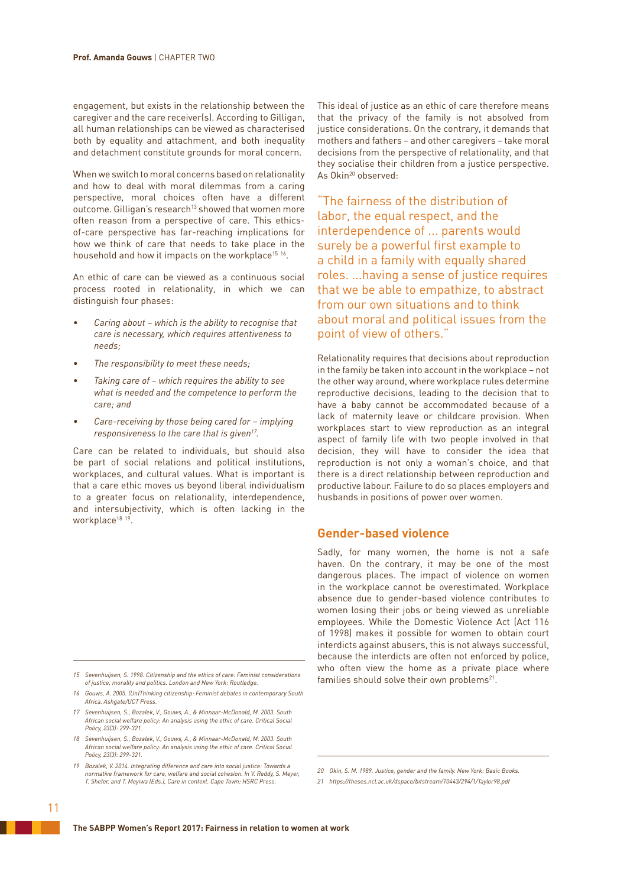engagement, but exists in the relationship between the caregiver and the care receiver(s). According to Gilligan, all human relationships can be viewed as characterised both by equality and attachment, and both inequality and detachment constitute grounds for moral concern.

When we switch to moral concerns based on relationality and how to deal with moral dilemmas from a caring perspective, moral choices often have a different outcome. Gilligan's research[13] showed that women more often reason from a perspective of care. This ethics-of-care perspective has far-reaching implications for how we think of care that needs to take place in the household and how it impacts on the workplace[15 16].

An ethic of care can be viewed as a continuous social process rooted in relationality, in which we can distinguish four phases:

- *Caring about – which is the ability to recognise that care is necessary, which requires attentiveness to needs;*
- *The responsibility to meet these needs;*
- *Taking care of – which requires the ability to see what is needed and the competence to perform the care; and*
- *Care-receiving by those being cared for – implying responsiveness to the care that is given[17].*

Care can be related to individuals, but should also be part of social relations and political institutions, workplaces, and cultural values. What is important is that a care ethic moves us beyond liberal individualism to a greater focus on relationality, interdependence, and intersubjectivity, which is often lacking in the workplace[18 19].

This ideal of justice as an ethic of care therefore means that the privacy of the family is not absolved from justice considerations. On the contrary, it demands that mothers and fathers – and other caregivers – take moral decisions from the perspective of relationality, and that they socialise their children from a justice perspective. As Okin[20] observed:

> "The fairness of the distribution of labor, the equal respect, and the interdependence of … parents would surely be a powerful first example to a child in a family with equally shared roles. …having a sense of justice requires that we be able to empathize, to abstract from our own situations and to think about moral and political issues from the point of view of others."

Relationality requires that decisions about reproduction in the family be taken into account in the workplace – not the other way around, where workplace rules determine reproductive decisions, leading to the decision that to have a baby cannot be accommodated because of a lack of maternity leave or childcare provision. When workplaces start to view reproduction as an integral aspect of family life with two people involved in that decision, they will have to consider the idea that reproduction is not only a woman's choice, and that there is a direct relationship between reproduction and productive labour. Failure to do so places employers and husbands in positions of power over women.

## Gender-based violence

Sadly, for many women, the home is not a safe haven. On the contrary, it may be one of the most dangerous places. The impact of violence on women in the workplace cannot be overestimated. Workplace absence due to gender-based violence contributes to women losing their jobs or being viewed as unreliable employees. While the Domestic Violence Act (Act 116 of 1998) makes it possible for women to obtain court interdicts against abusers, this is not always successful, because the interdicts are often not enforced by police, who often view the home as a private place where families should solve their own problems[21].

---

*15 Sevenhuijsen, S. 1998. Citizenship and the ethics of care: Feminist considerations of justice, morality and politics. London and New York: Routledge.*

*16 Gouws, A. 2005. (Un)Thinking citizenship: Feminist debates in contemporary South Africa. Ashgate/UCT Press.*

*17 Sevenhuijsen, S., Bozalek, V., Gouws, A., & Minnaar-McDonald, M. 2003. South African social welfare policy: An analysis using the ethic of care. Critical Social Policy, 23(3): 299-321.*

*18 Sevenhuijsen, S., Bozalek, V., Gouws, A., & Minnaar-McDonald, M. 2003. South African social welfare policy: An analysis using the ethic of care. Critical Social Policy, 23(3): 299-321.*

*19 Bozalek, V. 2014. Integrating difference and care into social justice: Towards a normative framework for care, welfare and social cohesion. In V. Reddy, S. Meyer, T. Shefer, and T. Meyiwa (Eds.), Care in context. Cape Town: HSRC Press.*

*20 Okin, S. M. 1989. Justice, gender and the family. New York: Basic Books.*

*21 https://theses.ncl.ac.uk/dspace/bitstream/10443/294/1/Taylor98.pdf*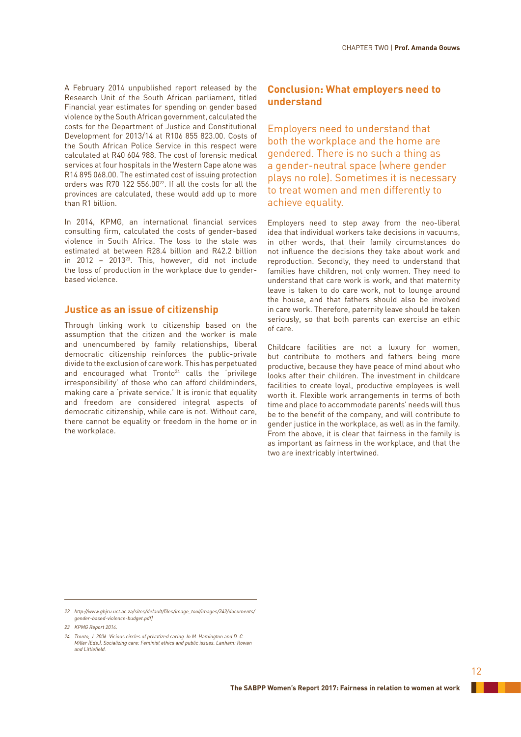A February 2014 unpublished report released by the Research Unit of the South African parliament, titled Financial year estimates for spending on gender based violence by the South African government, calculated the costs for the Department of Justice and Constitutional Development for 2013/14 at R106 855 823.00. Costs of the South African Police Service in this respect were calculated at R40 604 988. The cost of forensic medical services at four hospitals in the Western Cape alone was R14 895 068.00. The estimated cost of issuing protection orders was R70 122 556.00[22]. If all the costs for all the provinces are calculated, these would add up to more than R1 billion.

In 2014, KPMG, an international financial services consulting firm, calculated the costs of gender-based violence in South Africa. The loss to the state was estimated at between R28.4 billion and R42.2 billion in 2012 – 2013[23]. This, however, did not include the loss of production in the workplace due to gender-based violence.

## Justice as an issue of citizenship

Through linking work to citizenship based on the assumption that the citizen and the worker is male and unencumbered by family relationships, liberal democratic citizenship reinforces the public-private divide to the exclusion of care work. This has perpetuated and encouraged what Tronto[24] calls the 'privilege irresponsibility' of those who can afford childminders, making care a 'private service.' It is ironic that equality and freedom are considered integral aspects of democratic citizenship, while care is not. Without care, there cannot be equality or freedom in the home or in the workplace.

## Conclusion: What employers need to understand

Employers need to understand that both the workplace and the home are gendered. There is no such a thing as a gender-neutral space (where gender plays no role). Sometimes it is necessary to treat women and men differently to achieve equality.

Employers need to step away from the neo-liberal idea that individual workers take decisions in vacuums, in other words, that their family circumstances do not influence the decisions they take about work and reproduction. Secondly, they need to understand that families have children, not only women. They need to understand that care work is work, and that maternity leave is taken to do care work, not to lounge around the house, and that fathers should also be involved in care work. Therefore, paternity leave should be taken seriously, so that both parents can exercise an ethic of care.

Childcare facilities are not a luxury for women, but contribute to mothers and fathers being more productive, because they have peace of mind about who looks after their children. The investment in childcare facilities to create loyal, productive employees is well worth it. Flexible work arrangements in terms of both time and place to accommodate parents' needs will thus be to the benefit of the company, and will contribute to gender justice in the workplace, as well as in the family. From the above, it is clear that fairness in the family is as important as fairness in the workplace, and that the two are inextricably intertwined.

---

*22 http://www.ghjru.uct.ac.za/sites/default/files/image_tool/images/242/documents/gender-based-violence-budget.pdf]*

*23 KPMG Report 2014.*

*24 Tronto, J. 2006. Vicious circles of privatized caring. In M. Hamington and D. C. Miller (Eds.), Socializing care: Feminist ethics and public issues. Lanham: Rowan and Littlefield.*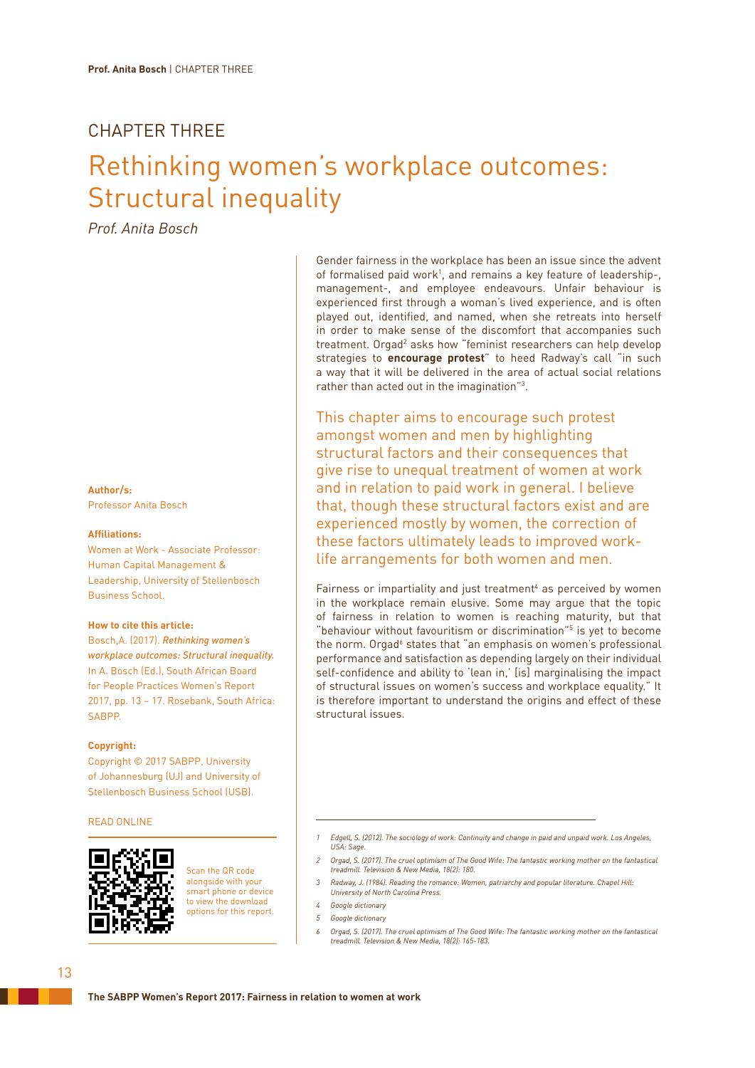# CHAPTER THREE

# Rethinking women's workplace outcomes: Structural inequality

*Prof. Anita Bosch*

**Author/s:**
Professor Anita Bosch

**Affiliations:**
Women at Work - Associate Professor: Human Capital Management & Leadership, University of Stellenbosch Business School.

**How to cite this article:**
Bosch,A. (2017). *Rethinking women's workplace outcomes: Structural inequality.* In A. Bosch (Ed.), South African Board for People Practices Women's Report 2017, pp. 13 – 17. Rosebank, South Africa: SABPP.

**Copyright:**
Copyright © 2017 SABPP, University of Johannesburg (UJ) and University of Stellenbosch Business School (USB).

READ ONLINE

Scan the QR code alongside with your smart phone or device to view the download options for this report.

Gender fairness in the workplace has been an issue since the advent of formalised paid work[1], and remains a key feature of leadership-, management-, and employee endeavours. Unfair behaviour is experienced first through a woman's lived experience, and is often played out, identified, and named, when she retreats into herself in order to make sense of the discomfort that accompanies such treatment. Orgad[2] asks how "feminist researchers can help develop strategies to **encourage protest**" to heed Radway's call "in such a way that it will be delivered in the area of actual social relations rather than acted out in the imagination"[3].

This chapter aims to encourage such protest amongst women and men by highlighting structural factors and their consequences that give rise to unequal treatment of women at work and in relation to paid work in general. I believe that, though these structural factors exist and are experienced mostly by women, the correction of these factors ultimately leads to improved work-life arrangements for both women and men.

Fairness or impartiality and just treatment[4] as perceived by women in the workplace remain elusive. Some may argue that the topic of fairness in relation to women is reaching maturity, but that "behaviour without favouritism or discrimination"[5] is yet to become the norm. Orgad[6] states that "an emphasis on women's professional performance and satisfaction as depending largely on their individual self-confidence and ability to 'lean in,' [is] marginalising the impact of structural issues on women's success and workplace equality." It is therefore important to understand the origins and effect of these structural issues.

---

1 *Edgell, S. (2012). The sociology of work: Continuity and change in paid and unpaid work. Los Angeles, USA: Sage.*

2 *Orgad, S. (2017). The cruel optimism of The Good Wife: The fantastic working mother on the fantastical treadmill. Television & New Media, 18(2): 180.*

3 *Radway, J. (1984). Reading the romance: Women, patriarchy and popular literature. Chapel Hill: University of North Carolina Press.*

4 *Google dictionary*

5 *Google dictionary*

6 *Orgad, S. (2017). The cruel optimism of The Good Wife: The fantastic working mother on the fantastical treadmill. Television & New Media, 18(2): 165-183.*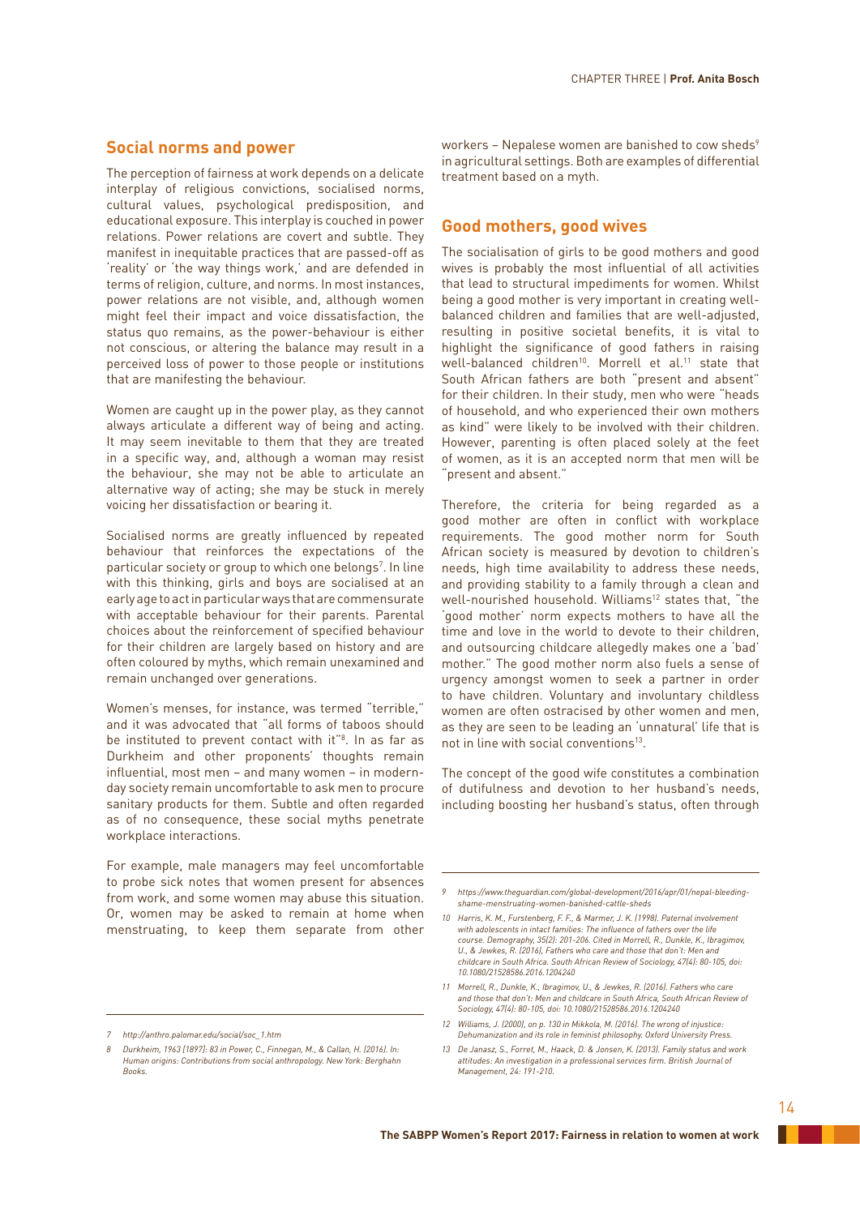## Social norms and power

The perception of fairness at work depends on a delicate interplay of religious convictions, socialised norms, cultural values, psychological predisposition, and educational exposure. This interplay is couched in power relations. Power relations are covert and subtle. They manifest in inequitable practices that are passed-off as 'reality' or 'the way things work,' and are defended in terms of religion, culture, and norms. In most instances, power relations are not visible, and, although women might feel their impact and voice dissatisfaction, the status quo remains, as the power-behaviour is either not conscious, or altering the balance may result in a perceived loss of power to those people or institutions that are manifesting the behaviour.

Women are caught up in the power play, as they cannot always articulate a different way of being and acting. It may seem inevitable to them that they are treated in a specific way, and, although a woman may resist the behaviour, she may not be able to articulate an alternative way of acting; she may be stuck in merely voicing her dissatisfaction or bearing it.

Socialised norms are greatly influenced by repeated behaviour that reinforces the expectations of the particular society or group to which one belongs[7]. In line with this thinking, girls and boys are socialised at an early age to act in particular ways that are commensurate with acceptable behaviour for their parents. Parental choices about the reinforcement of specified behaviour for their children are largely based on history and are often coloured by myths, which remain unexamined and remain unchanged over generations.

Women's menses, for instance, was termed "terrible," and it was advocated that "all forms of taboos should be instituted to prevent contact with it"[8]. In as far as Durkheim and other proponents' thoughts remain influential, most men – and many women – in modern-day society remain uncomfortable to ask men to procure sanitary products for them. Subtle and often regarded as of no consequence, these social myths penetrate workplace interactions.

For example, male managers may feel uncomfortable to probe sick notes that women present for absences from work, and some women may abuse this situation. Or, women may be asked to remain at home when menstruating, to keep them separate from other workers – Nepalese women are banished to cow sheds[9] in agricultural settings. Both are examples of differential treatment based on a myth.

## Good mothers, good wives

The socialisation of girls to be good mothers and good wives is probably the most influential of all activities that lead to structural impediments for women. Whilst being a good mother is very important in creating well-balanced children and families that are well-adjusted, resulting in positive societal benefits, it is vital to highlight the significance of good fathers in raising well-balanced children[10]. Morrell et al.[11] state that South African fathers are both "present and absent" for their children. In their study, men who were "heads of household, and who experienced their own mothers as kind" were likely to be involved with their children. However, parenting is often placed solely at the feet of women, as it is an accepted norm that men will be "present and absent."

Therefore, the criteria for being regarded as a good mother are often in conflict with workplace requirements. The good mother norm for South African society is measured by devotion to children's needs, high time availability to address these needs, and providing stability to a family through a clean and well-nourished household. Williams[12] states that, "the 'good mother' norm expects mothers to have all the time and love in the world to devote to their children, and outsourcing childcare allegedly makes one a 'bad' mother." The good mother norm also fuels a sense of urgency amongst women to seek a partner in order to have children. Voluntary and involuntary childless women are often ostracised by other women and men, as they are seen to be leading an 'unnatural' life that is not in line with social conventions[13].

The concept of the good wife constitutes a combination of dutifulness and devotion to her husband's needs, including boosting her husband's status, often through

---

7 http://anthro.palomar.edu/social/soc_1.htm

8 Durkheim, 1963 [1897]: 83 in Power, C., Finnegan, M., & Callan, H. (2016). In: Human origins: Contributions from social anthropology. New York: Berghahn Books.

9 https://www.theguardian.com/global-development/2016/apr/01/nepal-bleeding-shame-menstruating-women-banished-cattle-sheds

10 Harris, K. M., Furstenberg, F. F., & Marmer, J. K. (1998). Paternal involvement with adolescents in intact families: The influence of fathers over the life course. Demography, 35(2): 201-206. Cited in Morrell, R., Dunkle, K., Ibragimov, U., & Jewkes, R. (2016). Fathers who care and those that don't: Men and childcare in South Africa. South African Review of Sociology, 47(4): 80-105, doi: 10.1080/21528586.2016.1204240

11 Morrell, R., Dunkle, K., Ibragimov, U., & Jewkes, R. (2016). Fathers who care and those that don't: Men and childcare in South Africa, South African Review of Sociology, 47(4): 80-105, doi: 10.1080/21528586.2016.1204240

12 Williams, J. (2000), on p. 130 in Mikkola, M. (2016). The wrong of injustice: Dehumanization and its role in feminist philosophy. Oxford University Press.

13 De Janasz, S., Forret, M., Haack, D. & Jonsen, K. (2013). Family status and work attitudes: An investigation in a professional services firm. British Journal of Management, 24: 191-210.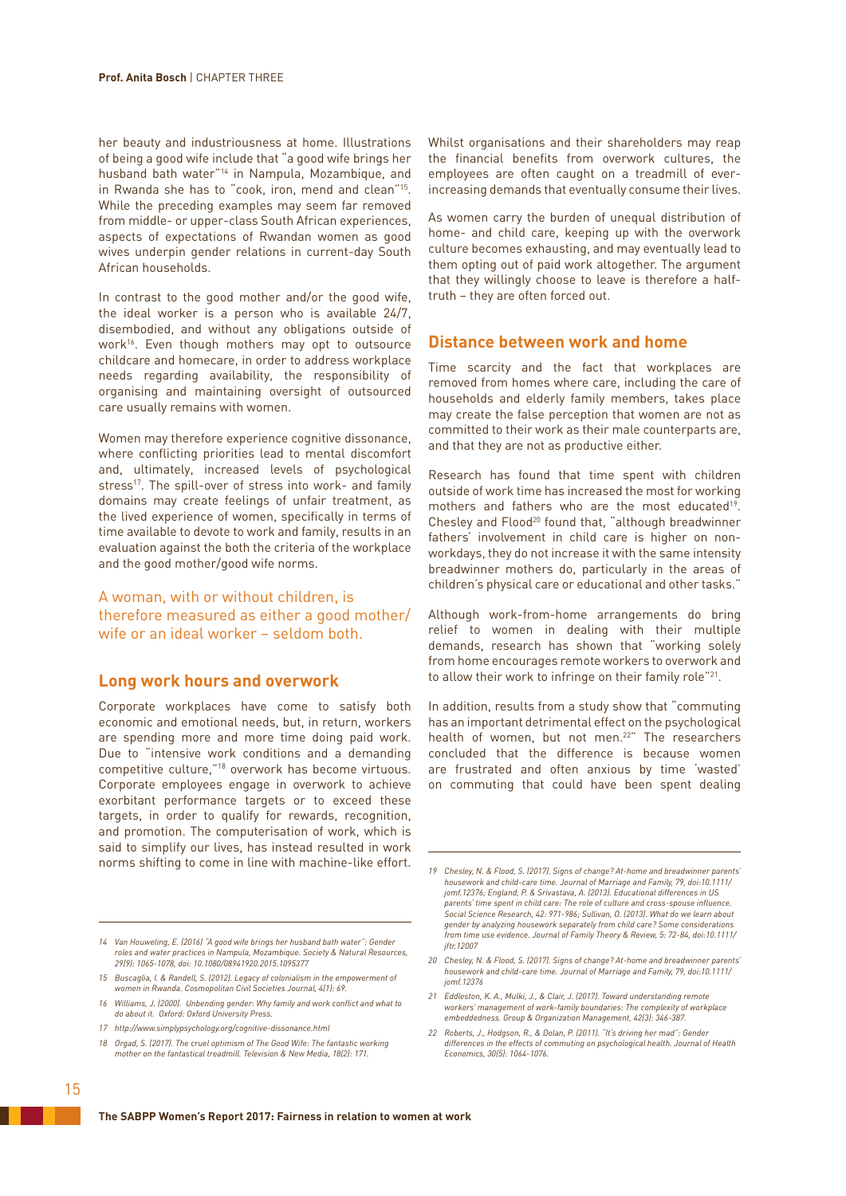her beauty and industriousness at home. Illustrations of being a good wife include that "a good wife brings her husband bath water"[14] in Nampula, Mozambique, and in Rwanda she has to "cook, iron, mend and clean"[15]. While the preceding examples may seem far removed from middle- or upper-class South African experiences, aspects of expectations of Rwandan women as good wives underpin gender relations in current-day South African households.

In contrast to the good mother and/or the good wife, the ideal worker is a person who is available 24/7, disembodied, and without any obligations outside of work[16]. Even though mothers may opt to outsource childcare and homecare, in order to address workplace needs regarding availability, the responsibility of organising and maintaining oversight of outsourced care usually remains with women.

Women may therefore experience cognitive dissonance, where conflicting priorities lead to mental discomfort and, ultimately, increased levels of psychological stress[17]. The spill-over of stress into work- and family domains may create feelings of unfair treatment, as the lived experience of women, specifically in terms of time available to devote to work and family, results in an evaluation against the both the criteria of the workplace and the good mother/good wife norms.

A woman, with or without children, is therefore measured as either a good mother/wife or an ideal worker – seldom both.

## Long work hours and overwork

Corporate workplaces have come to satisfy both economic and emotional needs, but, in return, workers are spending more and more time doing paid work. Due to "intensive work conditions and a demanding competitive culture,"[18] overwork has become virtuous. Corporate employees engage in overwork to achieve exorbitant performance targets or to exceed these targets, in order to qualify for rewards, recognition, and promotion. The computerisation of work, which is said to simplify our lives, has instead resulted in work norms shifting to come in line with machine-like effort.

Whilst organisations and their shareholders may reap the financial benefits from overwork cultures, the employees are often caught on a treadmill of ever-increasing demands that eventually consume their lives.

As women carry the burden of unequal distribution of home- and child care, keeping up with the overwork culture becomes exhausting, and may eventually lead to them opting out of paid work altogether. The argument that they willingly choose to leave is therefore a half-truth – they are often forced out.

## Distance between work and home

Time scarcity and the fact that workplaces are removed from homes where care, including the care of households and elderly family members, takes place may create the false perception that women are not as committed to their work as their male counterparts are, and that they are not as productive either.

Research has found that time spent with children outside of work time has increased the most for working mothers and fathers who are the most educated[19]. Chesley and Flood[20] found that, "although breadwinner fathers' involvement in child care is higher on non-workdays, they do not increase it with the same intensity breadwinner mothers do, particularly in the areas of children's physical care or educational and other tasks."

Although work-from-home arrangements do bring relief to women in dealing with their multiple demands, research has shown that "working solely from home encourages remote workers to overwork and to allow their work to infringe on their family role"[21].

In addition, results from a study show that "commuting has an important detrimental effect on the psychological health of women, but not men.[22]" The researchers concluded that the difference is because women are frustrated and often anxious by time 'wasted' on commuting that could have been spent dealing

---

14 Van Houweling, E. (2016) "A good wife brings her husband bath water": Gender roles and water practices in Nampula, Mozambique. Society & Natural Resources, 29(9): 1065-1078, doi: 10.1080/08941920.2015.1095377

15 Buscaglia, I. & Randell, S. (2012). Legacy of colonialism in the empowerment of women in Rwanda. Cosmopolitan Civil Societies Journal, 4(1): 69.

16 Williams, J. (2000). Unbending gender: Why family and work conflict and what to do about it. Oxford: Oxford University Press.

17 http://www.simplypsychology.org/cognitive-dissonance.html

18 Orgad, S. (2017). The cruel optimism of The Good Wife: The fantastic working mother on the fantastical treadmill. Television & New Media, 18(2): 171.

19 Chesley, N. & Flood, S. (2017). Signs of change? At-home and breadwinner parents' housework and child-care time. Journal of Marriage and Family, 79, doi:10.1111/jomf.12376; England, P. & Srivastava, A. (2013). Educational differences in US parents' time spent in child care: The role of culture and cross-spouse influence. Social Science Research, 42: 971-986; Sullivan, O. (2013). What do we learn about gender by analyzing housework separately from child care? Some considerations from time use evidence. Journal of Family Theory & Review, 5: 72-84, doi:10.1111/jftr.12007

20 Chesley, N. & Flood, S. (2017). Signs of change? At-home and breadwinner parents' housework and child-care time. Journal of Marriage and Family, 79, doi:10.1111/jomf.12376

21 Eddleston, K. A., Mulki, J., & Clair, J. (2017). Toward understanding remote workers' management of work-family boundaries: The complexity of workplace embeddedness. Group & Organization Management, 42(3): 346-387.

22 Roberts, J., Hodgson, R., & Dolan, P. (2011). "It's driving her mad": Gender differences in the effects of commuting on psychological health. Journal of Health Economics, 30(5): 1064-1076.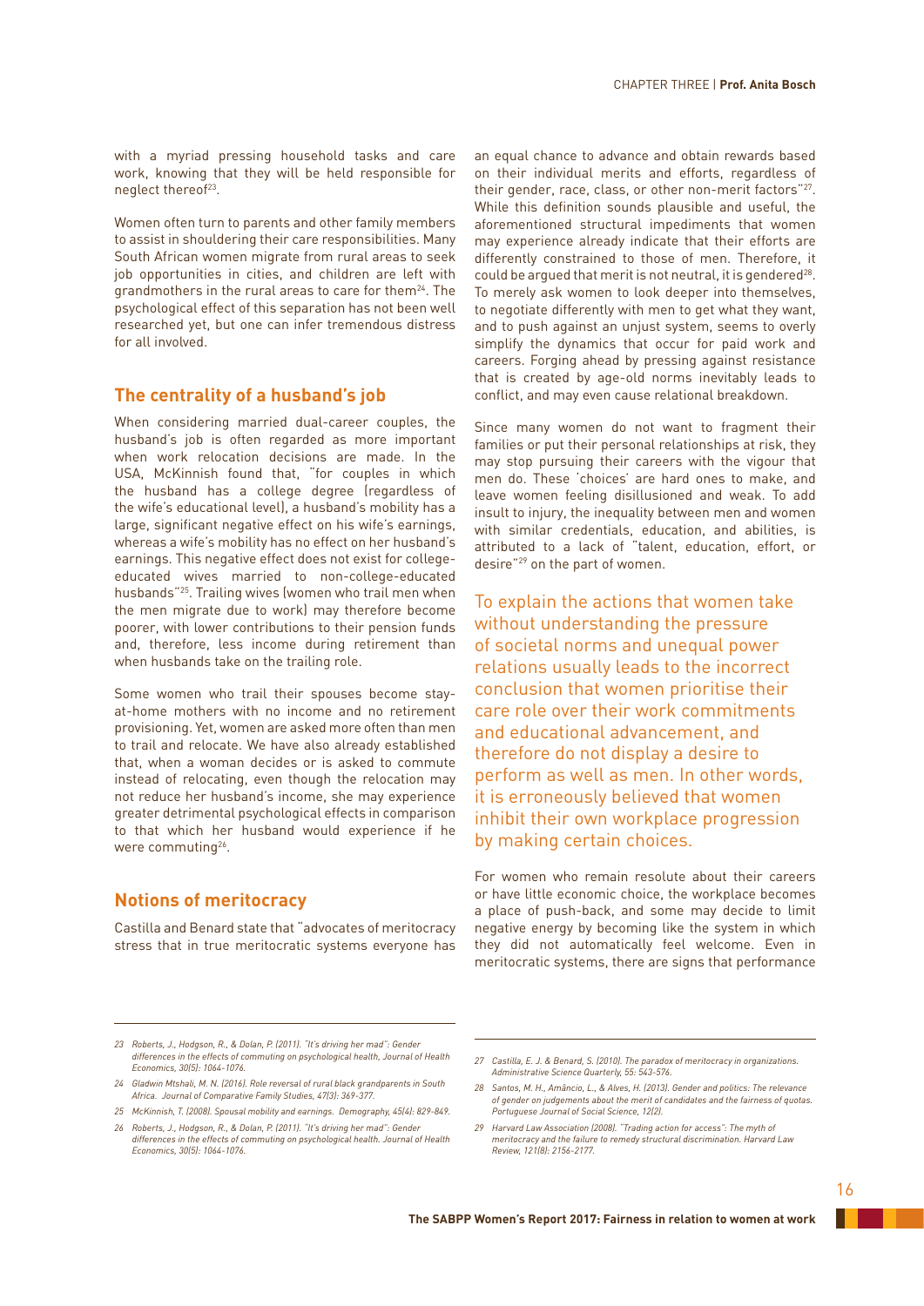with a myriad pressing household tasks and care work, knowing that they will be held responsible for neglect thereof[23].

Women often turn to parents and other family members to assist in shouldering their care responsibilities. Many South African women migrate from rural areas to seek job opportunities in cities, and children are left with grandmothers in the rural areas to care for them[24]. The psychological effect of this separation has not been well researched yet, but one can infer tremendous distress for all involved.

## The centrality of a husband's job

When considering married dual-career couples, the husband's job is often regarded as more important when work relocation decisions are made. In the USA, McKinnish found that, "for couples in which the husband has a college degree (regardless of the wife's educational level), a husband's mobility has a large, significant negative effect on his wife's earnings, whereas a wife's mobility has no effect on her husband's earnings. This negative effect does not exist for college-educated wives married to non-college-educated husbands"[25]. Trailing wives (women who trail men when the men migrate due to work) may therefore become poorer, with lower contributions to their pension funds and, therefore, less income during retirement than when husbands take on the trailing role.

Some women who trail their spouses become stay-at-home mothers with no income and no retirement provisioning. Yet, women are asked more often than men to trail and relocate. We have also already established that, when a woman decides or is asked to commute instead of relocating, even though the relocation may not reduce her husband's income, she may experience greater detrimental psychological effects in comparison to that which her husband would experience if he were commuting[26].

## Notions of meritocracy

Castilla and Benard state that "advocates of meritocracy stress that in true meritocratic systems everyone has an equal chance to advance and obtain rewards based on their individual merits and efforts, regardless of their gender, race, class, or other non-merit factors"[27]. While this definition sounds plausible and useful, the aforementioned structural impediments that women may experience already indicate that their efforts are differently constrained to those of men. Therefore, it could be argued that merit is not neutral, it is gendered[28]. To merely ask women to look deeper into themselves, to negotiate differently with men to get what they want, and to push against an unjust system, seems to overly simplify the dynamics that occur for paid work and careers. Forging ahead by pressing against resistance that is created by age-old norms inevitably leads to conflict, and may even cause relational breakdown.

Since many women do not want to fragment their families or put their personal relationships at risk, they may stop pursuing their careers with the vigour that men do. These 'choices' are hard ones to make, and leave women feeling disillusioned and weak. To add insult to injury, the inequality between men and women with similar credentials, education, and abilities, is attributed to a lack of "talent, education, effort, or desire"[29] on the part of women.

> To explain the actions that women take without understanding the pressure of societal norms and unequal power relations usually leads to the incorrect conclusion that women prioritise their care role over their work commitments and educational advancement, and therefore do not display a desire to perform as well as men. In other words, it is erroneously believed that women inhibit their own workplace progression by making certain choices.

For women who remain resolute about their careers or have little economic choice, the workplace becomes a place of push-back, and some may decide to limit negative energy by becoming like the system in which they did not automatically feel welcome. Even in meritocratic systems, there are signs that performance

---

23 Roberts, J., Hodgson, R., & Dolan, P. (2011). "It's driving her mad": Gender differences in the effects of commuting on psychological health, Journal of Health Economics, 30(5): 1064-1076.

24 Gladwin Mtshali, M. N. (2016). Role reversal of rural black grandparents in South Africa. Journal of Comparative Family Studies, 47(3): 369-377.

25 McKinnish, T. (2008). Spousal mobility and earnings. Demography, 45(4): 829-849.

26 Roberts, J., Hodgson, R., & Dolan, P. (2011). "It's driving her mad": Gender differences in the effects of commuting on psychological health. Journal of Health Economics, 30(5): 1064-1076.

27 Castilla, E. J. & Benard, S. (2010). The paradox of meritocracy in organizations. Administrative Science Quarterly, 55: 543-576.

28 Santos, M. H., Amâncio, L., & Alves, H. (2013). Gender and politics: The relevance of gender on judgements about the merit of candidates and the fairness of quotas. Portuguese Journal of Social Science, 12(2).

29 Harvard Law Association (2008). "Trading action for access": The myth of meritocracy and the failure to remedy structural discrimination. Harvard Law Review, 121(8): 2156-2177.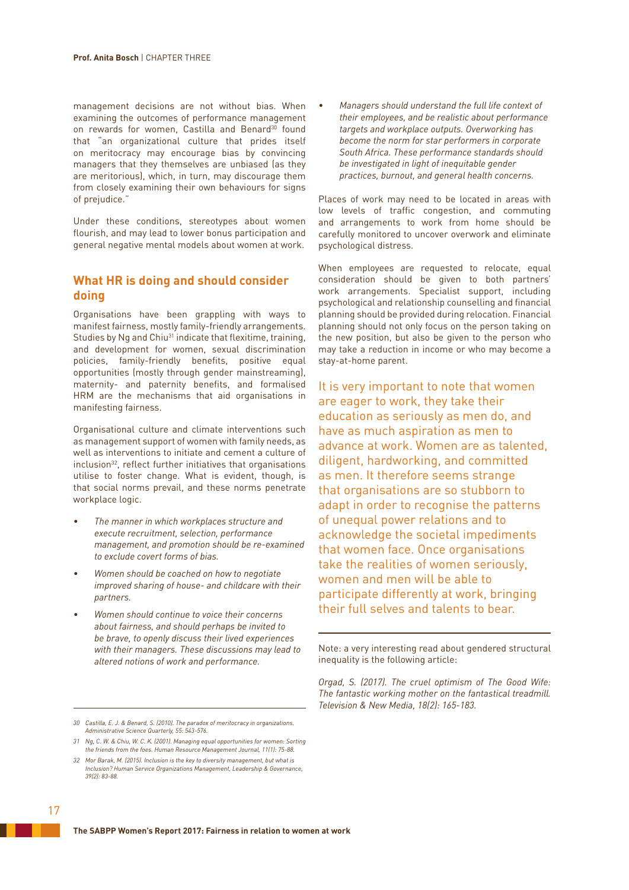management decisions are not without bias. When examining the outcomes of performance management on rewards for women, Castilla and Benard[30] found that "an organizational culture that prides itself on meritocracy may encourage bias by convincing managers that they themselves are unbiased (as they are meritorious), which, in turn, may discourage them from closely examining their own behaviours for signs of prejudice."

Under these conditions, stereotypes about women flourish, and may lead to lower bonus participation and general negative mental models about women at work.

## What HR is doing and should consider doing

Organisations have been grappling with ways to manifest fairness, mostly family-friendly arrangements. Studies by Ng and Chiu[31] indicate that flexitime, training, and development for women, sexual discrimination policies, family-friendly benefits, positive equal opportunities (mostly through gender mainstreaming), maternity- and paternity benefits, and formalised HRM are the mechanisms that aid organisations in manifesting fairness.

Organisational culture and climate interventions such as management support of women with family needs, as well as interventions to initiate and cement a culture of inclusion[32], reflect further initiatives that organisations utilise to foster change. What is evident, though, is that social norms prevail, and these norms penetrate workplace logic.

- *The manner in which workplaces structure and execute recruitment, selection, performance management, and promotion should be re-examined to exclude covert forms of bias.*
- *Women should be coached on how to negotiate improved sharing of house- and childcare with their partners.*
- *Women should continue to voice their concerns about fairness, and should perhaps be invited to be brave, to openly discuss their lived experiences with their managers. These discussions may lead to altered notions of work and performance.*
- *Managers should understand the full life context of their employees, and be realistic about performance targets and workplace outputs. Overworking has become the norm for star performers in corporate South Africa. These performance standards should be investigated in light of inequitable gender practices, burnout, and general health concerns.*

Places of work may need to be located in areas with low levels of traffic congestion, and commuting and arrangements to work from home should be carefully monitored to uncover overwork and eliminate psychological distress.

When employees are requested to relocate, equal consideration should be given to both partners' work arrangements. Specialist support, including psychological and relationship counselling and financial planning should be provided during relocation. Financial planning should not only focus on the person taking on the new position, but also be given to the person who may take a reduction in income or who may become a stay-at-home parent.

It is very important to note that women are eager to work, they take their education as seriously as men do, and have as much aspiration as men to advance at work. Women are as talented, diligent, hardworking, and committed as men. It therefore seems strange that organisations are so stubborn to adapt in order to recognise the patterns of unequal power relations and to acknowledge the societal impediments that women face. Once organisations take the realities of women seriously, women and men will be able to participate differently at work, bringing their full selves and talents to bear.

---

Note: a very interesting read about gendered structural inequality is the following article:

*Orgad, S. (2017). The cruel optimism of The Good Wife: The fantastic working mother on the fantastical treadmill. Television & New Media, 18(2): 165-183.*

---

*30 Castilla, E. J. & Benard, S. (2010). The paradox of meritocracy in organizations. Administrative Science Quarterly, 55: 543-576.*

*31 Ng, C. W. & Chiu, W. C. K. (2001). Managing equal opportunities for women: Sorting the friends from the foes. Human Resource Management Journal, 11(1): 75-88.*

*32 Mor Barak, M. (2015). Inclusion is the key to diversity management, but what is Inclusion? Human Service Organizations Management, Leadership & Governance, 39(2): 83-88.*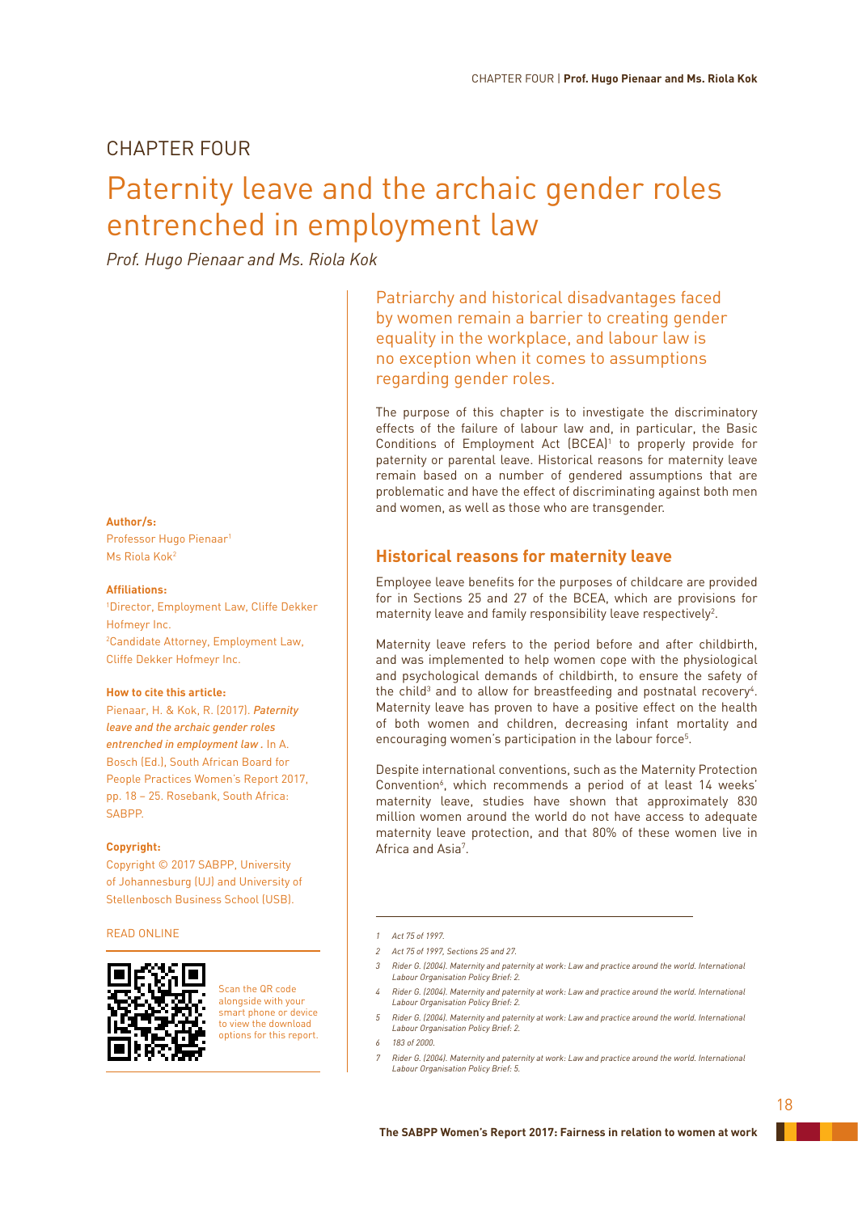# CHAPTER FOUR

# Paternity leave and the archaic gender roles entrenched in employment law

*Prof. Hugo Pienaar and Ms. Riola Kok*

**Author/s:**
Professor Hugo Pienaar[1]
Ms Riola Kok[2]

**Affiliations:**
[1]Director, Employment Law, Cliffe Dekker Hofmeyr Inc.
[2]Candidate Attorney, Employment Law, Cliffe Dekker Hofmeyr Inc.

**How to cite this article:**
Pienaar, H. & Kok, R. (2017). ***Paternity leave and the archaic gender roles entrenched in employment law***. In A. Bosch (Ed.), South African Board for People Practices Women's Report 2017, pp. 18 – 25. Rosebank, South Africa: SABPP.

**Copyright:**
Copyright © 2017 SABPP, University of Johannesburg (UJ) and University of Stellenbosch Business School (USB).

READ ONLINE

Scan the QR code alongside with your smart phone or device to view the download options for this report.

Patriarchy and historical disadvantages faced by women remain a barrier to creating gender equality in the workplace, and labour law is no exception when it comes to assumptions regarding gender roles.

The purpose of this chapter is to investigate the discriminatory effects of the failure of labour law and, in particular, the Basic Conditions of Employment Act (BCEA)[1] to properly provide for paternity or parental leave. Historical reasons for maternity leave remain based on a number of gendered assumptions that are problematic and have the effect of discriminating against both men and women, as well as those who are transgender.

## Historical reasons for maternity leave

Employee leave benefits for the purposes of childcare are provided for in Sections 25 and 27 of the BCEA, which are provisions for maternity leave and family responsibility leave respectively[2].

Maternity leave refers to the period before and after childbirth, and was implemented to help women cope with the physiological and psychological demands of childbirth, to ensure the safety of the child[3] and to allow for breastfeeding and postnatal recovery[4]. Maternity leave has proven to have a positive effect on the health of both women and children, decreasing infant mortality and encouraging women's participation in the labour force[5].

Despite international conventions, such as the Maternity Protection Convention[6], which recommends a period of at least 14 weeks' maternity leave, studies have shown that approximately 830 million women around the world do not have access to adequate maternity leave protection, and that 80% of these women live in Africa and Asia[7].

---

1 *Act 75 of 1997.*
2 *Act 75 of 1997, Sections 25 and 27.*
3 *Rider G. (2004). Maternity and paternity at work: Law and practice around the world. International Labour Organisation Policy Brief: 2.*
4 *Rider G. (2004). Maternity and paternity at work: Law and practice around the world. International Labour Organisation Policy Brief: 2.*
5 *Rider G. (2004). Maternity and paternity at work: Law and practice around the world. International Labour Organisation Policy Brief: 2.*
6 *183 of 2000.*
7 *Rider G. (2004). Maternity and paternity at work: Law and practice around the world. International Labour Organisation Policy Brief: 5.*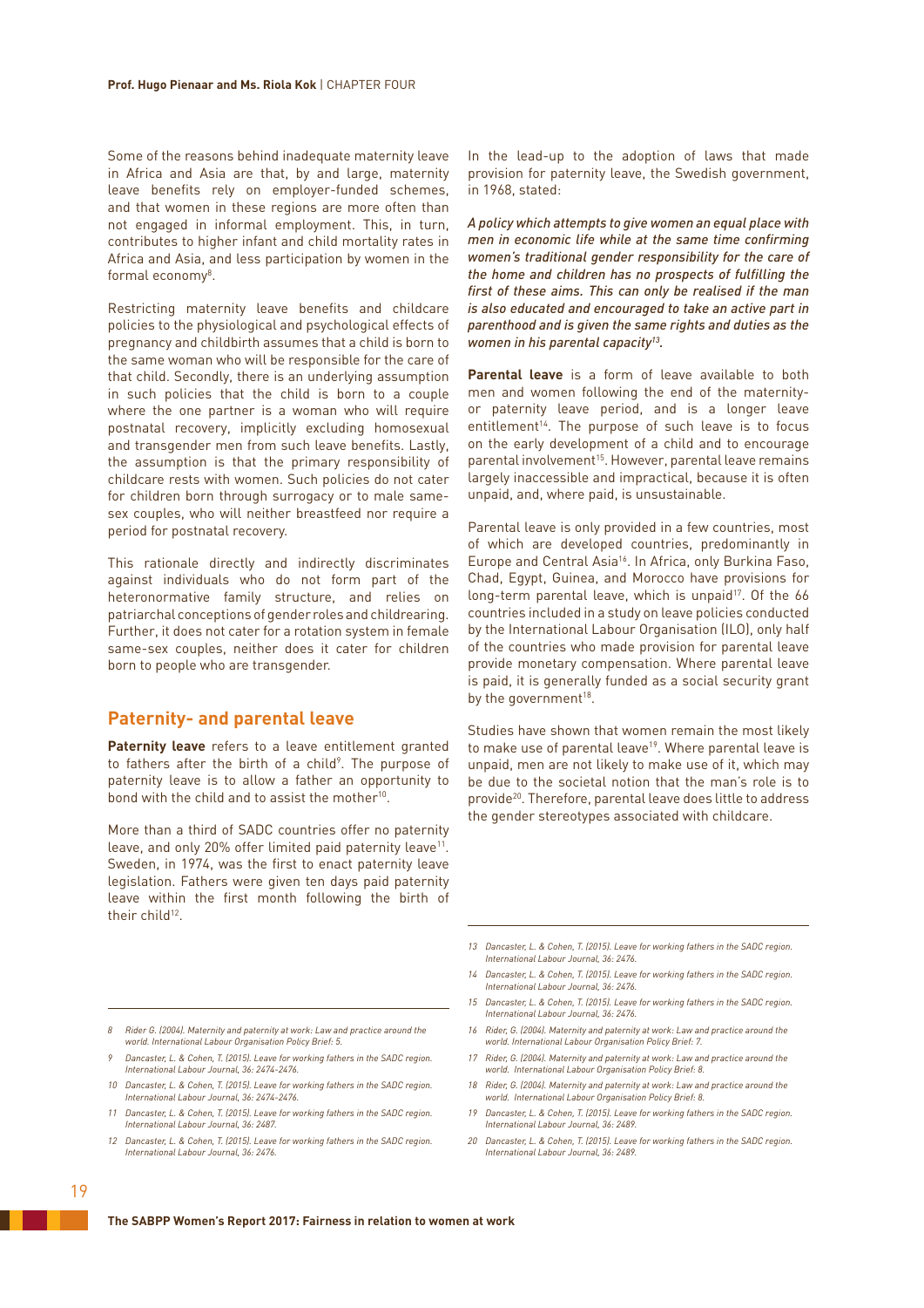Some of the reasons behind inadequate maternity leave in Africa and Asia are that, by and large, maternity leave benefits rely on employer-funded schemes, and that women in these regions are more often than not engaged in informal employment. This, in turn, contributes to higher infant and child mortality rates in Africa and Asia, and less participation by women in the formal economy[8].

Restricting maternity leave benefits and childcare policies to the physiological and psychological effects of pregnancy and childbirth assumes that a child is born to the same woman who will be responsible for the care of that child. Secondly, there is an underlying assumption in such policies that the child is born to a couple where the one partner is a woman who will require postnatal recovery, implicitly excluding homosexual and transgender men from such leave benefits. Lastly, the assumption is that the primary responsibility of childcare rests with women. Such policies do not cater for children born through surrogacy or to male same-sex couples, who will neither breastfeed nor require a period for postnatal recovery.

This rationale directly and indirectly discriminates against individuals who do not form part of the heteronormative family structure, and relies on patriarchal conceptions of gender roles and childrearing. Further, it does not cater for a rotation system in female same-sex couples, neither does it cater for children born to people who are transgender.

## Paternity- and parental leave

**Paternity leave** refers to a leave entitlement granted to fathers after the birth of a child[9]. The purpose of paternity leave is to allow a father an opportunity to bond with the child and to assist the mother[10].

More than a third of SADC countries offer no paternity leave, and only 20% offer limited paid paternity leave[11]. Sweden, in 1974, was the first to enact paternity leave legislation. Fathers were given ten days paid paternity leave within the first month following the birth of their child[12].

In the lead-up to the adoption of laws that made provision for paternity leave, the Swedish government, in 1968, stated:

*A policy which attempts to give women an equal place with men in economic life while at the same time confirming women's traditional gender responsibility for the care of the home and children has no prospects of fulfilling the first of these aims. This can only be realised if the man is also educated and encouraged to take an active part in parenthood and is given the same rights and duties as the women in his parental capacity*[13].

**Parental leave** is a form of leave available to both men and women following the end of the maternity- or paternity leave period, and is a longer leave entitlement[14]. The purpose of such leave is to focus on the early development of a child and to encourage parental involvement[15]. However, parental leave remains largely inaccessible and impractical, because it is often unpaid, and, where paid, is unsustainable.

Parental leave is only provided in a few countries, most of which are developed countries, predominantly in Europe and Central Asia[16]. In Africa, only Burkina Faso, Chad, Egypt, Guinea, and Morocco have provisions for long-term parental leave, which is unpaid[17]. Of the 66 countries included in a study on leave policies conducted by the International Labour Organisation (ILO), only half of the countries who made provision for parental leave provide monetary compensation. Where parental leave is paid, it is generally funded as a social security grant by the government[18].

Studies have shown that women remain the most likely to make use of parental leave[19]. Where parental leave is unpaid, men are not likely to make use of it, which may be due to the societal notion that the man's role is to provide[20]. Therefore, parental leave does little to address the gender stereotypes associated with childcare.

---

*8 Rider G. (2004). Maternity and paternity at work: Law and practice around the world. International Labour Organisation Policy Brief: 5.*

*9 Dancaster, L. & Cohen, T. (2015). Leave for working fathers in the SADC region. International Labour Journal, 36: 2474-2476.*

*10 Dancaster, L. & Cohen, T. (2015). Leave for working fathers in the SADC region. International Labour Journal, 36: 2474-2476.*

*11 Dancaster, L. & Cohen, T. (2015). Leave for working fathers in the SADC region. International Labour Journal, 36: 2487.*

*12 Dancaster, L. & Cohen, T. (2015). Leave for working fathers in the SADC region. International Labour Journal, 36: 2476.*

*13 Dancaster, L. & Cohen, T. (2015). Leave for working fathers in the SADC region. International Labour Journal, 36: 2476.*

*14 Dancaster, L. & Cohen, T. (2015). Leave for working fathers in the SADC region. International Labour Journal, 36: 2476.*

*15 Dancaster, L. & Cohen, T. (2015). Leave for working fathers in the SADC region. International Labour Journal, 36: 2476.*

*16 Rider, G. (2004). Maternity and paternity at work: Law and practice around the world. International Labour Organisation Policy Brief: 7.*

*17 Rider, G. (2004). Maternity and paternity at work: Law and practice around the world. International Labour Organisation Policy Brief: 8.*

*18 Rider, G. (2004). Maternity and paternity at work: Law and practice around the world. International Labour Organisation Policy Brief: 8.*

*19 Dancaster, L. & Cohen, T. (2015). Leave for working fathers in the SADC region. International Labour Journal, 36: 2489.*

*20 Dancaster, L. & Cohen, T. (2015). Leave for working fathers in the SADC region. International Labour Journal, 36: 2489.*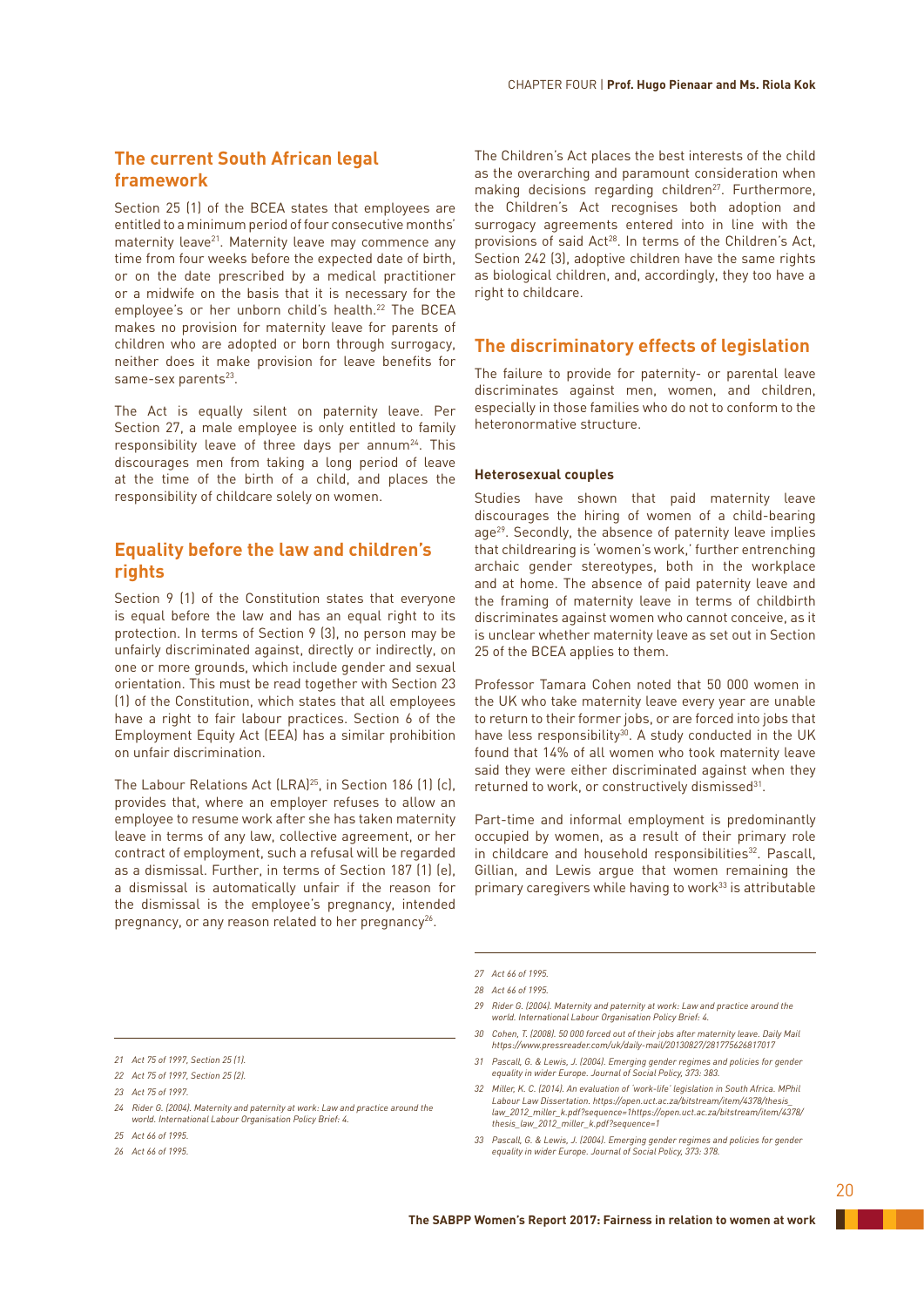## The current South African legal framework

Section 25 (1) of the BCEA states that employees are entitled to a minimum period of four consecutive months' maternity leave[21]. Maternity leave may commence any time from four weeks before the expected date of birth, or on the date prescribed by a medical practitioner or a midwife on the basis that it is necessary for the employee's or her unborn child's health.[22] The BCEA makes no provision for maternity leave for parents of children who are adopted or born through surrogacy, neither does it make provision for leave benefits for same-sex parents[23].

The Act is equally silent on paternity leave. Per Section 27, a male employee is only entitled to family responsibility leave of three days per annum[24]. This discourages men from taking a long period of leave at the time of the birth of a child, and places the responsibility of childcare solely on women.

## Equality before the law and children's rights

Section 9 (1) of the Constitution states that everyone is equal before the law and has an equal right to its protection. In terms of Section 9 (3), no person may be unfairly discriminated against, directly or indirectly, on one or more grounds, which include gender and sexual orientation. This must be read together with Section 23 (1) of the Constitution, which states that all employees have a right to fair labour practices. Section 6 of the Employment Equity Act (EEA) has a similar prohibition on unfair discrimination.

The Labour Relations Act (LRA)[25], in Section 186 (1) (c), provides that, where an employer refuses to allow an employee to resume work after she has taken maternity leave in terms of any law, collective agreement, or her contract of employment, such a refusal will be regarded as a dismissal. Further, in terms of Section 187 (1) (e), a dismissal is automatically unfair if the reason for the dismissal is the employee's pregnancy, intended pregnancy, or any reason related to her pregnancy[26].

The Children's Act places the best interests of the child as the overarching and paramount consideration when making decisions regarding children[27]. Furthermore, the Children's Act recognises both adoption and surrogacy agreements entered into in line with the provisions of said Act[28]. In terms of the Children's Act, Section 242 (3), adoptive children have the same rights as biological children, and, accordingly, they too have a right to childcare.

## The discriminatory effects of legislation

The failure to provide for paternity- or parental leave discriminates against men, women, and children, especially in those families who do not to conform to the heteronormative structure.

#### Heterosexual couples

Studies have shown that paid maternity leave discourages the hiring of women of a child-bearing age[29]. Secondly, the absence of paternity leave implies that childrearing is 'women's work,' further entrenching archaic gender stereotypes, both in the workplace and at home. The absence of paid paternity leave and the framing of maternity leave in terms of childbirth discriminates against women who cannot conceive, as it is unclear whether maternity leave as set out in Section 25 of the BCEA applies to them.

Professor Tamara Cohen noted that 50 000 women in the UK who take maternity leave every year are unable to return to their former jobs, or are forced into jobs that have less responsibility[30]. A study conducted in the UK found that 14% of all women who took maternity leave said they were either discriminated against when they returned to work, or constructively dismissed[31].

Part-time and informal employment is predominantly occupied by women, as a result of their primary role in childcare and household responsibilities[32]. Pascall, Gillian, and Lewis argue that women remaining the primary caregivers while having to work[33] is attributable

---

21 Act 75 of 1997, Section 25 (1).

22 Act 75 of 1997, Section 25 (2).

23 Act 75 of 1997.

24 Rider G. (2004). Maternity and paternity at work: Law and practice around the world. International Labour Organisation Policy Brief: 4.

25 Act 66 of 1995.

26 Act 66 of 1995.

27 Act 66 of 1995.

28 Act 66 of 1995.

29 Rider G. (2004). Maternity and paternity at work: Law and practice around the world. International Labour Organisation Policy Brief: 4.

30 Cohen, T. (2008). 50 000 forced out of their jobs after maternity leave. Daily Mail https://www.pressreader.com/uk/daily-mail/20130827/281775626817017

31 Pascall, G. & Lewis, J. (2004). Emerging gender regimes and policies for gender equality in wider Europe. Journal of Social Policy, 373: 383.

32 Miller, K. C. (2014). An evaluation of 'work-life' legislation in South Africa. MPhil Labour Law Dissertation. https://open.uct.ac.za/bitstream/item/4378/thesis_law_2012_miller_k.pdf?sequence=1https://open.uct.ac.za/bitstream/item/4378/thesis_law_2012_miller_k.pdf?sequence=1

33 Pascall, G. & Lewis, J. (2004). Emerging gender regimes and policies for gender equality in wider Europe. Journal of Social Policy, 373: 378.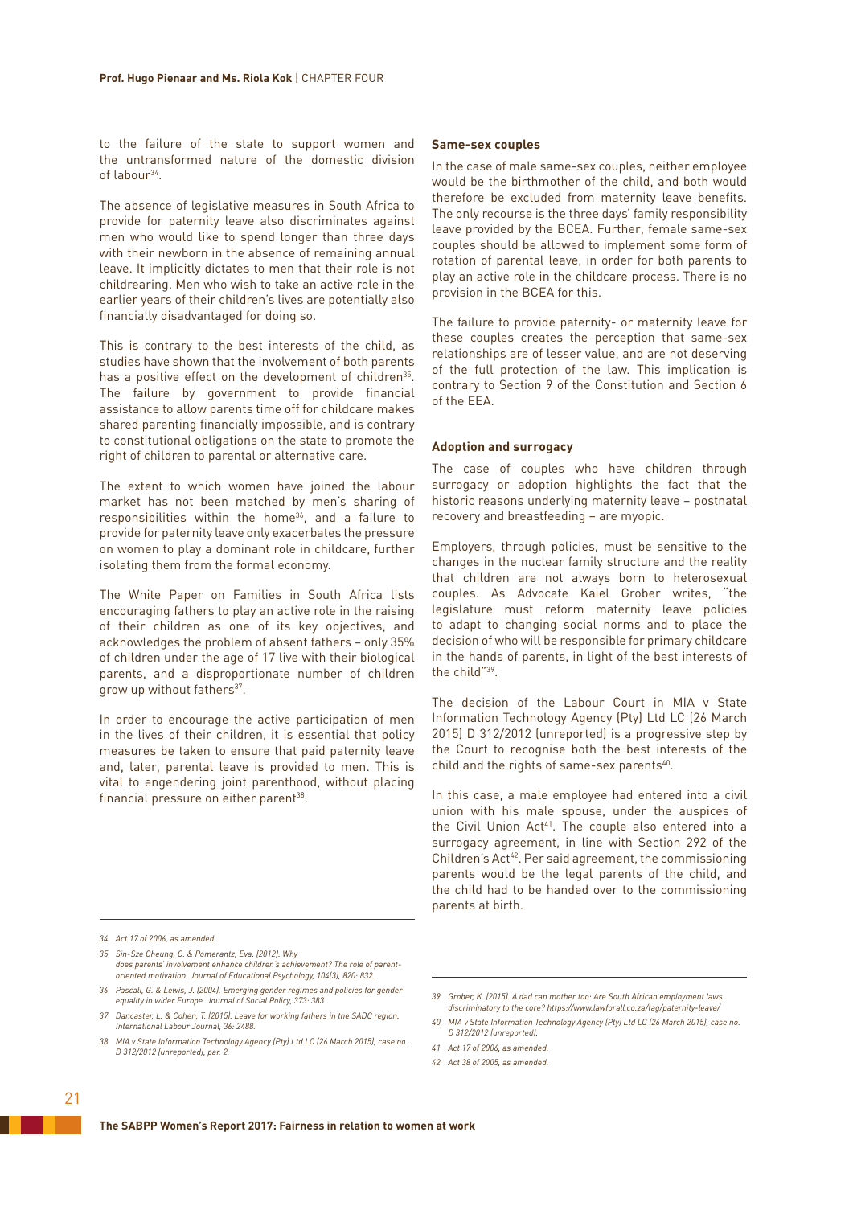to the failure of the state to support women and the untransformed nature of the domestic division of labour[34].

The absence of legislative measures in South Africa to provide for paternity leave also discriminates against men who would like to spend longer than three days with their newborn in the absence of remaining annual leave. It implicitly dictates to men that their role is not childrearing. Men who wish to take an active role in the earlier years of their children's lives are potentially also financially disadvantaged for doing so.

This is contrary to the best interests of the child, as studies have shown that the involvement of both parents has a positive effect on the development of children[35]. The failure by government to provide financial assistance to allow parents time off for childcare makes shared parenting financially impossible, and is contrary to constitutional obligations on the state to promote the right of children to parental or alternative care.

The extent to which women have joined the labour market has not been matched by men's sharing of responsibilities within the home[36], and a failure to provide for paternity leave only exacerbates the pressure on women to play a dominant role in childcare, further isolating them from the formal economy.

The White Paper on Families in South Africa lists encouraging fathers to play an active role in the raising of their children as one of its key objectives, and acknowledges the problem of absent fathers – only 35% of children under the age of 17 live with their biological parents, and a disproportionate number of children grow up without fathers[37].

In order to encourage the active participation of men in the lives of their children, it is essential that policy measures be taken to ensure that paid paternity leave and, later, parental leave is provided to men. This is vital to engendering joint parenthood, without placing financial pressure on either parent[38].

### Same-sex couples

In the case of male same-sex couples, neither employee would be the birthmother of the child, and both would therefore be excluded from maternity leave benefits. The only recourse is the three days' family responsibility leave provided by the BCEA. Further, female same-sex couples should be allowed to implement some form of rotation of parental leave, in order for both parents to play an active role in the childcare process. There is no provision in the BCEA for this.

The failure to provide paternity- or maternity leave for these couples creates the perception that same-sex relationships are of lesser value, and are not deserving of the full protection of the law. This implication is contrary to Section 9 of the Constitution and Section 6 of the EEA.

### Adoption and surrogacy

The case of couples who have children through surrogacy or adoption highlights the fact that the historic reasons underlying maternity leave – postnatal recovery and breastfeeding – are myopic.

Employers, through policies, must be sensitive to the changes in the nuclear family structure and the reality that children are not always born to heterosexual couples. As Advocate Kaiel Grober writes, "the legislature must reform maternity leave policies to adapt to changing social norms and to place the decision of who will be responsible for primary childcare in the hands of parents, in light of the best interests of the child"[39].

The decision of the Labour Court in MIA v State Information Technology Agency (Pty) Ltd LC (26 March 2015) D 312/2012 (unreported) is a progressive step by the Court to recognise both the best interests of the child and the rights of same-sex parents[40].

In this case, a male employee had entered into a civil union with his male spouse, under the auspices of the Civil Union Act[41]. The couple also entered into a surrogacy agreement, in line with Section 292 of the Children's Act[42]. Per said agreement, the commissioning parents would be the legal parents of the child, and the child had to be handed over to the commissioning parents at birth.

---

*34 Act 17 of 2006, as amended.*

*35 Sin-Sze Cheung, C. & Pomerantz, Eva. (2012). Why does parents' involvement enhance children's achievement? The role of parent-oriented motivation. Journal of Educational Psychology, 104(3), 820: 832.*

*36 Pascall, G. & Lewis, J. (2004). Emerging gender regimes and policies for gender equality in wider Europe. Journal of Social Policy, 373: 383.*

*37 Dancaster, L. & Cohen, T. (2015). Leave for working fathers in the SADC region. International Labour Journal, 36: 2488.*

*38 MIA v State Information Technology Agency (Pty) Ltd LC (26 March 2015), case no. D 312/2012 (unreported), par. 2.*

*39 Grober, K. (2015). A dad can mother too: Are South African employment laws discriminatory to the core? https://www.lawforall.co.za/tag/paternity-leave/*

*40 MIA v State Information Technology Agency (Pty) Ltd LC (26 March 2015), case no. D 312/2012 (unreported).*

*41 Act 17 of 2006, as amended.*

*42 Act 38 of 2005, as amended.*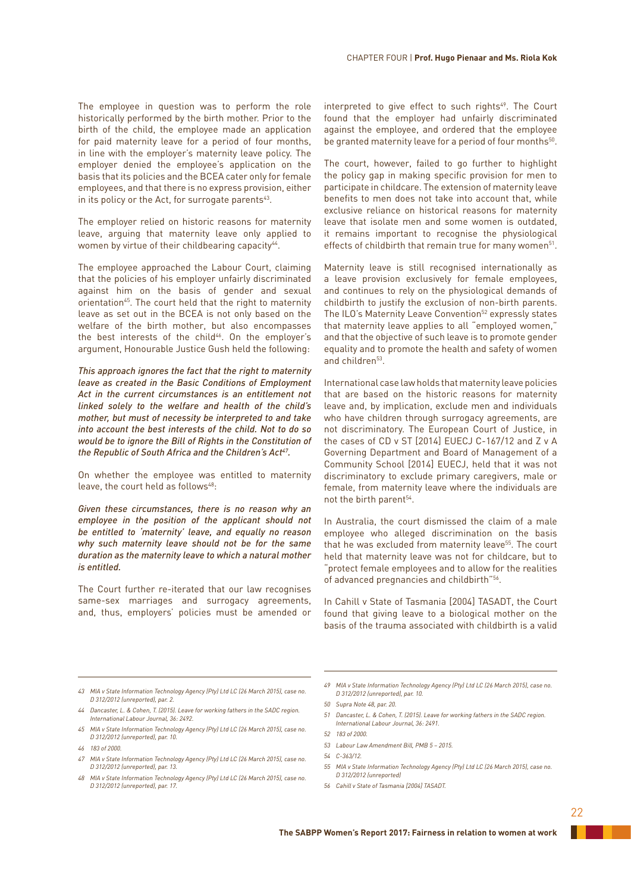The employee in question was to perform the role historically performed by the birth mother. Prior to the birth of the child, the employee made an application for paid maternity leave for a period of four months, in line with the employer's maternity leave policy. The employer denied the employee's application on the basis that its policies and the BCEA cater only for female employees, and that there is no express provision, either in its policy or the Act, for surrogate parents[43].

The employer relied on historic reasons for maternity leave, arguing that maternity leave only applied to women by virtue of their childbearing capacity[44].

The employee approached the Labour Court, claiming that the policies of his employer unfairly discriminated against him on the basis of gender and sexual orientation[45]. The court held that the right to maternity leave as set out in the BCEA is not only based on the welfare of the birth mother, but also encompasses the best interests of the child[46]. On the employer's argument, Honourable Justice Gush held the following:

*This approach ignores the fact that the right to maternity leave as created in the Basic Conditions of Employment Act in the current circumstances is an entitlement not linked solely to the welfare and health of the child's mother, but must of necessity be interpreted to and take into account the best interests of the child. Not to do so would be to ignore the Bill of Rights in the Constitution of the Republic of South Africa and the Children's Act[47].*

On whether the employee was entitled to maternity leave, the court held as follows[48]:

*Given these circumstances, there is no reason why an employee in the position of the applicant should not be entitled to 'maternity' leave, and equally no reason why such maternity leave should not be for the same duration as the maternity leave to which a natural mother is entitled.*

The Court further re-iterated that our law recognises same-sex marriages and surrogacy agreements, and, thus, employers' policies must be amended or interpreted to give effect to such rights[49]. The Court found that the employer had unfairly discriminated against the employee, and ordered that the employee be granted maternity leave for a period of four months[50].

The court, however, failed to go further to highlight the policy gap in making specific provision for men to participate in childcare. The extension of maternity leave benefits to men does not take into account that, while exclusive reliance on historical reasons for maternity leave that isolate men and some women is outdated, it remains important to recognise the physiological effects of childbirth that remain true for many women[51].

Maternity leave is still recognised internationally as a leave provision exclusively for female employees, and continues to rely on the physiological demands of childbirth to justify the exclusion of non-birth parents. The ILO's Maternity Leave Convention[52] expressly states that maternity leave applies to all "employed women," and that the objective of such leave is to promote gender equality and to promote the health and safety of women and children[53].

International case law holds that maternity leave policies that are based on the historic reasons for maternity leave and, by implication, exclude men and individuals who have children through surrogacy agreements, are not discriminatory. The European Court of Justice, in the cases of CD v ST [2014] EUECJ C-167/12 and Z v A Governing Department and Board of Management of a Community School [2014] EUECJ, held that it was not discriminatory to exclude primary caregivers, male or female, from maternity leave where the individuals are not the birth parent[54].

In Australia, the court dismissed the claim of a male employee who alleged discrimination on the basis that he was excluded from maternity leave[55]. The court held that maternity leave was not for childcare, but to "protect female employees and to allow for the realities of advanced pregnancies and childbirth"[56].

In Cahill v State of Tasmania [2004] TASADT, the Court found that giving leave to a biological mother on the basis of the trauma associated with childbirth is a valid

---

43 *MIA v State Information Technology Agency (Pty) Ltd LC (26 March 2015), case no. D 312/2012 (unreported), par. 2.*

44 *Dancaster, L. & Cohen, T. (2015). Leave for working fathers in the SADC region. International Labour Journal, 36: 2492.*

45 *MIA v State Information Technology Agency (Pty) Ltd LC (26 March 2015), case no. D 312/2012 (unreported), par. 10.*

46 *183 of 2000.*

47 *MIA v State Information Technology Agency (Pty) Ltd LC (26 March 2015), case no. D 312/2012 (unreported), par. 13.*

48 *MIA v State Information Technology Agency (Pty) Ltd LC (26 March 2015), case no. D 312/2012 (unreported), par. 17.*

49 *MIA v State Information Technology Agency (Pty) Ltd LC (26 March 2015), case no. D 312/2012 (unreported), par. 10.*

50 *Supra Note 48, par. 20.*

51 *Dancaster, L. & Cohen, T. (2015). Leave for working fathers in the SADC region. International Labour Journal, 36: 2491.*

52 *183 of 2000.*

53 *Labour Law Amendment Bill, PMB 5 – 2015.*

54 *C-363/12.*

55 *MIA v State Information Technology Agency (Pty) Ltd LC (26 March 2015), case no. D 312/2012 (unreported)*

56 *Cahill v State of Tasmania [2004] TASADT.*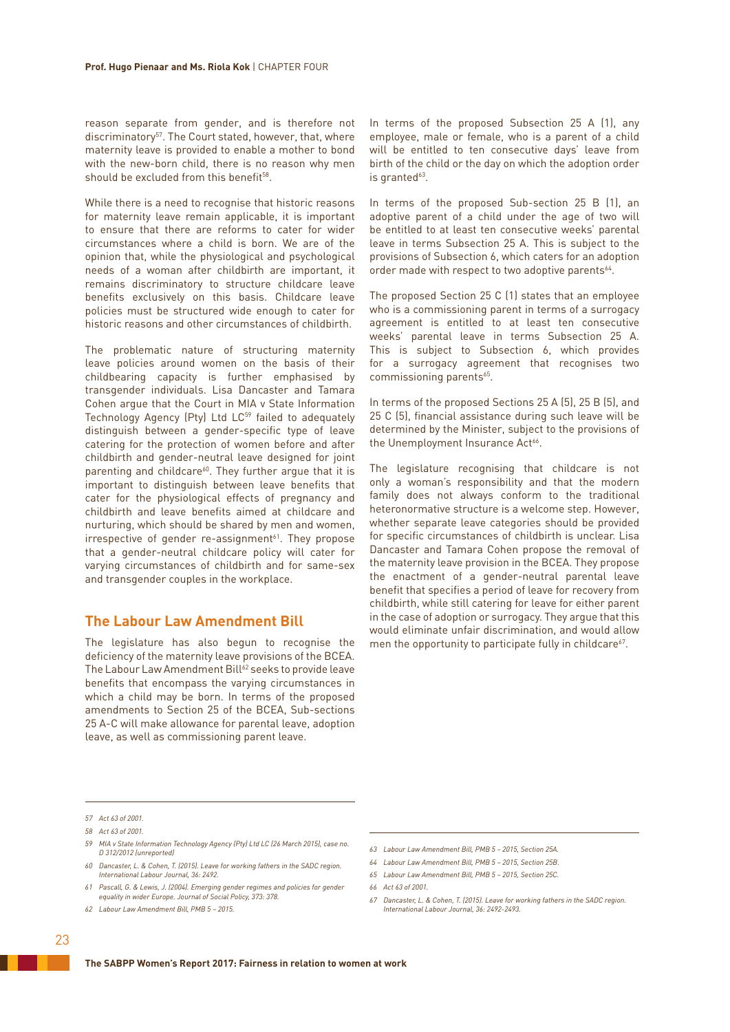reason separate from gender, and is therefore not discriminatory[57]. The Court stated, however, that, where maternity leave is provided to enable a mother to bond with the new-born child, there is no reason why men should be excluded from this benefit[58].

While there is a need to recognise that historic reasons for maternity leave remain applicable, it is important to ensure that there are reforms to cater for wider circumstances where a child is born. We are of the opinion that, while the physiological and psychological needs of a woman after childbirth are important, it remains discriminatory to structure childcare leave benefits exclusively on this basis. Childcare leave policies must be structured wide enough to cater for historic reasons and other circumstances of childbirth.

The problematic nature of structuring maternity leave policies around women on the basis of their childbearing capacity is further emphasised by transgender individuals. Lisa Dancaster and Tamara Cohen argue that the Court in MIA v State Information Technology Agency (Pty) Ltd LC[59] failed to adequately distinguish between a gender-specific type of leave catering for the protection of women before and after childbirth and gender-neutral leave designed for joint parenting and childcare[60]. They further argue that it is important to distinguish between leave benefits that cater for the physiological effects of pregnancy and childbirth and leave benefits aimed at childcare and nurturing, which should be shared by men and women, irrespective of gender re-assignment[61]. They propose that a gender-neutral childcare policy will cater for varying circumstances of childbirth and for same-sex and transgender couples in the workplace.

## The Labour Law Amendment Bill

The legislature has also begun to recognise the deficiency of the maternity leave provisions of the BCEA. The Labour Law Amendment Bill[62] seeks to provide leave benefits that encompass the varying circumstances in which a child may be born. In terms of the proposed amendments to Section 25 of the BCEA, Sub-sections 25 A-C will make allowance for parental leave, adoption leave, as well as commissioning parent leave.

In terms of the proposed Subsection 25 A (1), any employee, male or female, who is a parent of a child will be entitled to ten consecutive days' leave from birth of the child or the day on which the adoption order is granted[63].

In terms of the proposed Sub-section 25 B (1), an adoptive parent of a child under the age of two will be entitled to at least ten consecutive weeks' parental leave in terms Subsection 25 A. This is subject to the provisions of Subsection 6, which caters for an adoption order made with respect to two adoptive parents[64].

The proposed Section 25 C (1) states that an employee who is a commissioning parent in terms of a surrogacy agreement is entitled to at least ten consecutive weeks' parental leave in terms Subsection 25 A. This is subject to Subsection 6, which provides for a surrogacy agreement that recognises two commissioning parents[65].

In terms of the proposed Sections 25 A (5), 25 B (5), and 25 C (5), financial assistance during such leave will be determined by the Minister, subject to the provisions of the Unemployment Insurance Act[66].

The legislature recognising that childcare is not only a woman's responsibility and that the modern family does not always conform to the traditional heteronormative structure is a welcome step. However, whether separate leave categories should be provided for specific circumstances of childbirth is unclear. Lisa Dancaster and Tamara Cohen propose the removal of the maternity leave provision in the BCEA. They propose the enactment of a gender-neutral parental leave benefit that specifies a period of leave for recovery from childbirth, while still catering for leave for either parent in the case of adoption or surrogacy. They argue that this would eliminate unfair discrimination, and would allow men the opportunity to participate fully in childcare[67].

---

57 *Act 63 of 2001.*

58 *Act 63 of 2001.*

59 *MIA v State Information Technology Agency (Pty) Ltd LC (26 March 2015), case no. D 312/2012 (unreported)*

60 *Dancaster, L. & Cohen, T. (2015). Leave for working fathers in the SADC region. International Labour Journal, 36: 2492.*

61 *Pascall, G. & Lewis, J. (2004). Emerging gender regimes and policies for gender equality in wider Europe. Journal of Social Policy, 373: 378.*

62 *Labour Law Amendment Bill, PMB 5 – 2015.*

63 *Labour Law Amendment Bill, PMB 5 – 2015, Section 25A.*

64 *Labour Law Amendment Bill, PMB 5 – 2015, Section 25B.*

65 *Labour Law Amendment Bill, PMB 5 – 2015, Section 25C.*

66 *Act 63 of 2001.*

67 *Dancaster, L. & Cohen, T. (2015). Leave for working fathers in the SADC region. International Labour Journal, 36: 2492-2493.*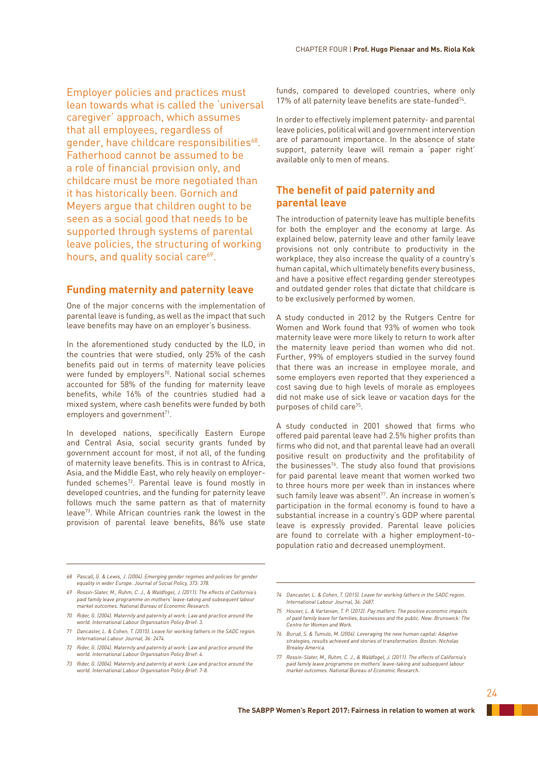Employer policies and practices must lean towards what is called the 'universal caregiver' approach, which assumes that all employees, regardless of gender, have childcare responsibilities[68]. Fatherhood cannot be assumed to be a role of financial provision only, and childcare must be more negotiated than it has historically been. Gornich and Meyers argue that children ought to be seen as a social good that needs to be supported through systems of parental leave policies, the structuring of working hours, and quality social care[69].

## Funding maternity and paternity leave

One of the major concerns with the implementation of parental leave is funding, as well as the impact that such leave benefits may have on an employer's business.

In the aforementioned study conducted by the ILO, in the countries that were studied, only 25% of the cash benefits paid out in terms of maternity leave policies were funded by employers[70]. National social schemes accounted for 58% of the funding for maternity leave benefits, while 16% of the countries studied had a mixed system, where cash benefits were funded by both employers and government[71].

In developed nations, specifically Eastern Europe and Central Asia, social security grants funded by government account for most, if not all, of the funding of maternity leave benefits. This is in contrast to Africa, Asia, and the Middle East, who rely heavily on employer-funded schemes[72]. Parental leave is found mostly in developed countries, and the funding for paternity leave follows much the same pattern as that of maternity leave[73]. While African countries rank the lowest in the provision of parental leave benefits, 86% use state funds, compared to developed countries, where only 17% of all paternity leave benefits are state-funded[74].

In order to effectively implement paternity- and parental leave policies, political will and government intervention are of paramount importance. In the absence of state support, paternity leave will remain a 'paper right' available only to men of means.

## The benefit of paid paternity and parental leave

The introduction of paternity leave has multiple benefits for both the employer and the economy at large. As explained below, paternity leave and other family leave provisions not only contribute to productivity in the workplace, they also increase the quality of a country's human capital, which ultimately benefits every business, and have a positive effect regarding gender stereotypes and outdated gender roles that dictate that childcare is to be exclusively performed by women.

A study conducted in 2012 by the Rutgers Centre for Women and Work found that 93% of women who took maternity leave were more likely to return to work after the maternity leave period than women who did not. Further, 99% of employers studied in the survey found that there was an increase in employee morale, and some employers even reported that they experienced a cost saving due to high levels of morale as employees did not make use of sick leave or vacation days for the purposes of child care[75].

A study conducted in 2001 showed that firms who offered paid parental leave had 2.5% higher profits than firms who did not, and that parental leave had an overall positive result on productivity and the profitability of the businesses[76]. The study also found that provisions for paid parental leave meant that women worked two to three hours more per week than in instances where such family leave was absent[77]. An increase in women's participation in the formal economy is found to have a substantial increase in a country's GDP where parental leave is expressly provided. Parental leave policies are found to correlate with a higher employment-to-population ratio and decreased unemployment.

---

*68 Pascall, G. & Lewis, J. (2004). Emerging gender regimes and policies for gender equality in wider Europe. Journal of Social Policy, 373: 378.*

*69 Rossin-Slater, M., Ruhm, C. J., & Waldfogel, J. (2011). The effects of California's paid family leave programme on mothers' leave-taking and subsequent labour market outcomes. National Bureau of Economic Research.*

*70 Rider, G. (2004). Maternity and paternity at work: Law and practice around the world. International Labour Organisation Policy Brief: 3.*

*71 Dancaster, L. & Cohen, T. (2015). Leave for working fathers in the SADC region. International Labour Journal, 36: 2474.*

*72 Rider, G. (2004). Maternity and paternity at work: Law and practice around the world. International Labour Organisation Policy Brief: 4.*

*73 Rider, G. (2004). Maternity and paternity at work: Law and practice around the world. International Labour Organisation Policy Brief: 7-8.*

*74 Dancaster, L. & Cohen, T. (2015). Leave for working fathers in the SADC region. International Labour Journal, 36: 2487.*

*75 Houser, L. & Vartanian, T. P. (2012). Pay matters: The positive economic impacts of paid family leave for families, businesses and the public. New: Brunswick: The Centre for Women and Work.*

*76 Burud, S. & Tumulo, M. (2004). Leveraging the new human capital: Adaptive strategies, results achieved and stories of transformation. Boston: Nicholas Brealey America.*

*77 Rossin-Slater, M., Ruhm, C. J., & Waldfogel, J. (2011). The effects of California's paid family leave programme on mothers' leave-taking and subsequent labour market outcomes. National Bureau of Economic Research.*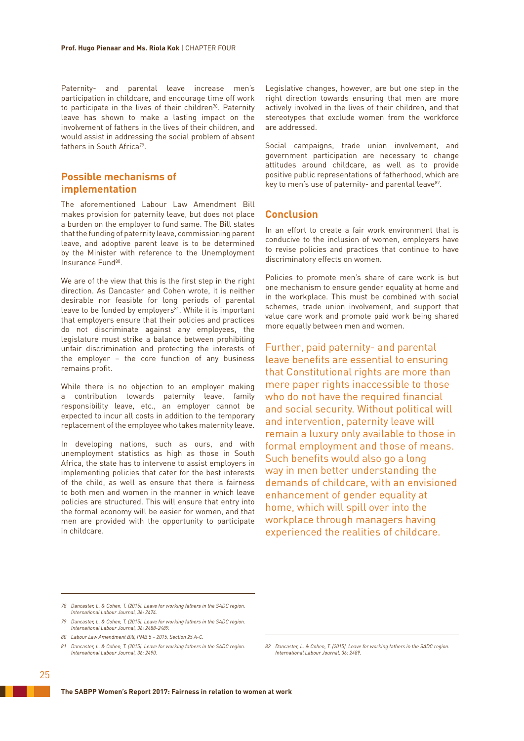Paternity- and parental leave increase men's participation in childcare, and encourage time off work to participate in the lives of their children[78]. Paternity leave has shown to make a lasting impact on the involvement of fathers in the lives of their children, and would assist in addressing the social problem of absent fathers in South Africa[79].

## Possible mechanisms of implementation

The aforementioned Labour Law Amendment Bill makes provision for paternity leave, but does not place a burden on the employer to fund same. The Bill states that the funding of paternity leave, commissioning parent leave, and adoptive parent leave is to be determined by the Minister with reference to the Unemployment Insurance Fund[80].

We are of the view that this is the first step in the right direction. As Dancaster and Cohen wrote, it is neither desirable nor feasible for long periods of parental leave to be funded by employers[81]. While it is important that employers ensure that their policies and practices do not discriminate against any employees, the legislature must strike a balance between prohibiting unfair discrimination and protecting the interests of the employer – the core function of any business remains profit.

While there is no objection to an employer making a contribution towards paternity leave, family responsibility leave, etc., an employer cannot be expected to incur all costs in addition to the temporary replacement of the employee who takes maternity leave.

In developing nations, such as ours, and with unemployment statistics as high as those in South Africa, the state has to intervene to assist employers in implementing policies that cater for the best interests of the child, as well as ensure that there is fairness to both men and women in the manner in which leave policies are structured. This will ensure that entry into the formal economy will be easier for women, and that men are provided with the opportunity to participate in childcare.

Legislative changes, however, are but one step in the right direction towards ensuring that men are more actively involved in the lives of their children, and that stereotypes that exclude women from the workforce are addressed.

Social campaigns, trade union involvement, and government participation are necessary to change attitudes around childcare, as well as to provide positive public representations of fatherhood, which are key to men's use of paternity- and parental leave[82].

## Conclusion

In an effort to create a fair work environment that is conducive to the inclusion of women, employers have to revise policies and practices that continue to have discriminatory effects on women.

Policies to promote men's share of care work is but one mechanism to ensure gender equality at home and in the workplace. This must be combined with social schemes, trade union involvement, and support that value care work and promote paid work being shared more equally between men and women.

Further, paid paternity- and parental leave benefits are essential to ensuring that Constitutional rights are more than mere paper rights inaccessible to those who do not have the required financial and social security. Without political will and intervention, paternity leave will remain a luxury only available to those in formal employment and those of means. Such benefits would also go a long way in men better understanding the demands of childcare, with an envisioned enhancement of gender equality at home, which will spill over into the workplace through managers having experienced the realities of childcare.

---

78 *Dancaster, L. & Cohen, T. (2015). Leave for working fathers in the SADC region. International Labour Journal, 36: 2474.*

79 *Dancaster, L. & Cohen, T. (2015). Leave for working fathers in the SADC region. International Labour Journal, 36: 2488-2489.*

80 *Labour Law Amendment Bill, PMB 5 – 2015, Section 25 A-C.*

81 *Dancaster, L. & Cohen, T. (2015). Leave for working fathers in the SADC region. International Labour Journal, 36: 2490.*

82 *Dancaster, L. & Cohen, T. (2015). Leave for working fathers in the SADC region. International Labour Journal, 36: 2489.*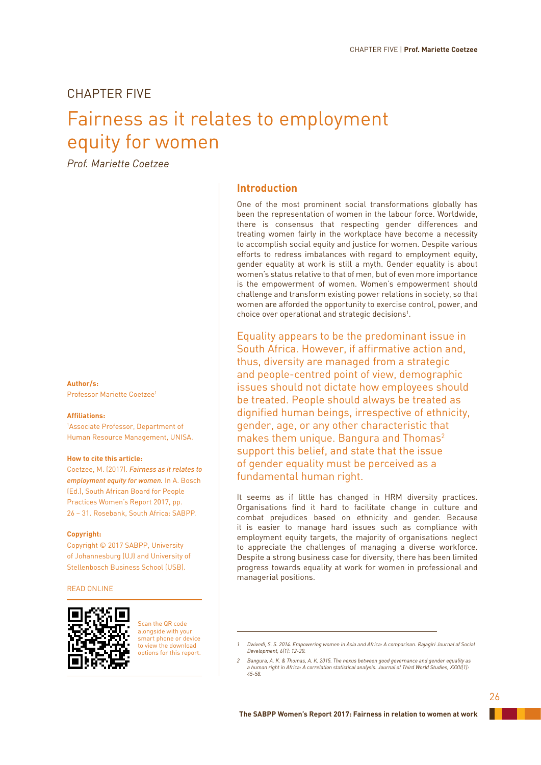CHAPTER FIVE

# Fairness as it relates to employment equity for women

*Prof. Mariette Coetzee*

**Author/s:**
Professor Mariette Coetzee[1]

**Affiliations:**
[1]Associate Professor, Department of Human Resource Management, UNISA.

**How to cite this article:**
Coetzee, M. (2017). ***Fairness as it relates to employment equity for women.*** In A. Bosch (Ed.), South African Board for People Practices Women's Report 2017, pp. 26 – 31. Rosebank, South Africa: SABPP.

**Copyright:**
Copyright © 2017 SABPP, University of Johannesburg (UJ) and University of Stellenbosch Business School (USB).

READ ONLINE

Scan the QR code alongside with your smart phone or device to view the download options for this report.

## Introduction

One of the most prominent social transformations globally has been the representation of women in the labour force. Worldwide, there is consensus that respecting gender differences and treating women fairly in the workplace have become a necessity to accomplish social equity and justice for women. Despite various efforts to redress imbalances with regard to employment equity, gender equality at work is still a myth. Gender equality is about women's status relative to that of men, but of even more importance is the empowerment of women. Women's empowerment should challenge and transform existing power relations in society, so that women are afforded the opportunity to exercise control, power, and choice over operational and strategic decisions[1].

Equality appears to be the predominant issue in South Africa. However, if affirmative action and, thus, diversity are managed from a strategic and people-centred point of view, demographic issues should not dictate how employees should be treated. People should always be treated as dignified human beings, irrespective of ethnicity, gender, age, or any other characteristic that makes them unique. Bangura and Thomas[2] support this belief, and state that the issue of gender equality must be perceived as a fundamental human right.

It seems as if little has changed in HRM diversity practices. Organisations find it hard to facilitate change in culture and combat prejudices based on ethnicity and gender. Because it is easier to manage hard issues such as compliance with employment equity targets, the majority of organisations neglect to appreciate the challenges of managing a diverse workforce. Despite a strong business case for diversity, there has been limited progress towards equality at work for women in professional and managerial positions.

---

1 *Dwivedi, S. S. 2014. Empowering women in Asia and Africa: A comparison. Rajagiri Journal of Social Development, 6(1): 12-20.*

2 *Bangura, A. K. & Thomas, A. K. 2015. The nexus between good governance and gender equality as a human right in Africa: A correlation statistical analysis. Journal of Third World Studies, XXXII(1): 45-58.*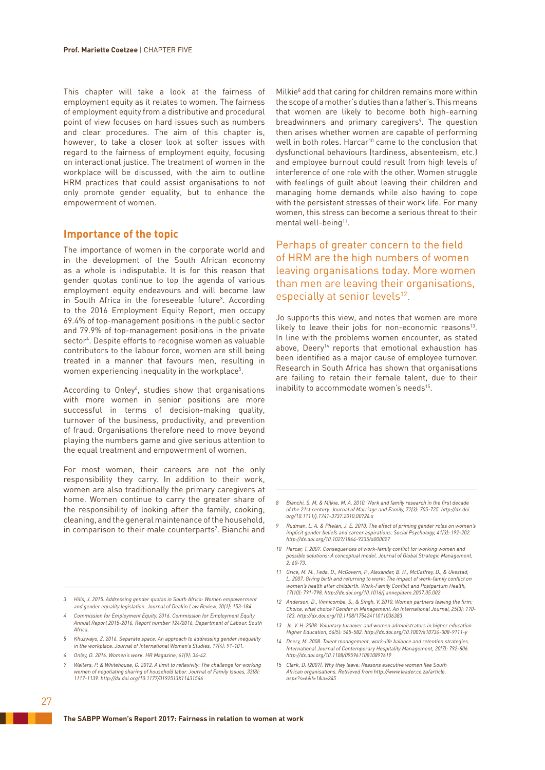This chapter will take a look at the fairness of employment equity as it relates to women. The fairness of employment equity from a distributive and procedural point of view focuses on hard issues such as numbers and clear procedures. The aim of this chapter is, however, to take a closer look at softer issues with regard to the fairness of employment equity, focusing on interactional justice. The treatment of women in the workplace will be discussed, with the aim to outline HRM practices that could assist organisations to not only promote gender equality, but to enhance the empowerment of women.

## Importance of the topic

The importance of women in the corporate world and in the development of the South African economy as a whole is indisputable. It is for this reason that gender quotas continue to top the agenda of various employment equity endeavours and will become law in South Africa in the foreseeable future[3]. According to the 2016 Employment Equity Report, men occupy 69.4% of top-management positions in the public sector and 79.9% of top-management positions in the private sector[4]. Despite efforts to recognise women as valuable contributors to the labour force, women are still being treated in a manner that favours men, resulting in women experiencing inequality in the workplace[5].

According to Onley[6], studies show that organisations with more women in senior positions are more successful in terms of decision-making quality, turnover of the business, productivity, and prevention of fraud. Organisations therefore need to move beyond playing the numbers game and give serious attention to the equal treatment and empowerment of women.

For most women, their careers are not the only responsibility they carry. In addition to their work, women are also traditionally the primary caregivers at home. Women continue to carry the greater share of the responsibility of looking after the family, cooking, cleaning, and the general maintenance of the household, in comparison to their male counterparts[7]. Bianchi and Milkie[8] add that caring for children remains more within the scope of a mother's duties than a father's. This means that women are likely to become both high-earning breadwinners and primary caregivers[9]. The question then arises whether women are capable of performing well in both roles. Harcar[10] came to the conclusion that dysfunctional behaviours (tardiness, absenteeism, etc.) and employee burnout could result from high levels of interference of one role with the other. Women struggle with feelings of guilt about leaving their children and managing home demands while also having to cope with the persistent stresses of their work life. For many women, this stress can become a serious threat to their mental well-being[11].

Perhaps of greater concern to the field of HRM are the high numbers of women leaving organisations today. More women than men are leaving their organisations, especially at senior levels[12].

Jo supports this view, and notes that women are more likely to leave their jobs for non-economic reasons[13]. In line with the problems women encounter, as stated above, Deery[14] reports that emotional exhaustion has been identified as a major cause of employee turnover. Research in South Africa has shown that organisations are failing to retain their female talent, due to their inability to accommodate women's needs[15].

---

3 Hills, J. 2015. Addressing gender quotas in South Africa: Women empowerment and gender equality legislation. *Journal of Deakin Law Review, 20*(1): 153-184.

4 Commission for Employment Equity. 2016. Commission for Employment Equity Annual Report 2015-2016, Report number 124/2016, Department of Labour, South Africa.

5 Khuzwayo, Z. 2016. Separate space: An approach to addressing gender inequality in the workplace. *Journal of International Women's Studies, 17*(4): 91-101.

6 Onley, D. 2016. Women's work. *HR Magazine, 61*(9): 34-42.

7 Walters, P. & Whitehouse, G. 2012. A limit to reflexivity: The challenge for working women of negotiating sharing of household labor. *Journal of Family Issues, 33*(8): 1117-1139. http://dx.doi.org/10.1177/0192513X11431566

8 Bianchi, S. M. & Milkie, M. A. 2010. Work and family research in the first decade of the 21st century. *Journal of Marriage and Family, 72*(3): 705-725. http://dx.doi.org/10.1111/j.1741-3737.2010.00726.x

9 Rudman, L. A. & Phelan, J. E. 2010. The effect of priming gender roles on women's implicit gender beliefs and career aspirations. *Social Psychology, 41*(3): 192-202. http://dx.doi.org/10.1027/1864-9335/a000027

10 Harcar, T. 2007. Consequences of work-family conflict for working women and possible solutions: A conceptual model. *Journal of Global Strategic Management, 2*: 60-73.

11 Grice, M. M., Feda, D., McGovern, P., Alexander, B. H., McCaffrey, D., & Ukestad, L. 2007. Giving birth and returning to work: The impact of work-family conflict on women's health after childbirth. Work-Family Conflict and Postpartum Health, *17*(10): 791-798. http://dx.doi.org/10.1016/j.annepidem.2007.05.002

12 Anderson, D., Vinnicombe, S., & Singh, V. 2010. Women partners leaving the firm: Choice, what choice? *Gender in Management: An International Journal, 25*(3): 170-183. http://dx.doi.org/10.1108/17542411011036383

13 Jo, V. H. 2008. Voluntary turnover and women administrators in higher education. *Higher Education, 56*(5): 565-582. http://dx.doi.org/10.1007/s10734-008-9111-y

14 Deery, M. 2008. Talent management, work-life balance and retention strategies. *International Journal of Contemporary Hospitality Management, 20*(7): 792-806. http://dx.doi.org/10.1108/09596110810897619

15 Clark, D. (2007). Why they leave: Reasons executive women flee South African organisations. Retrieved from http://www.leader.co.za/article.aspx?s=6&f=1&a=245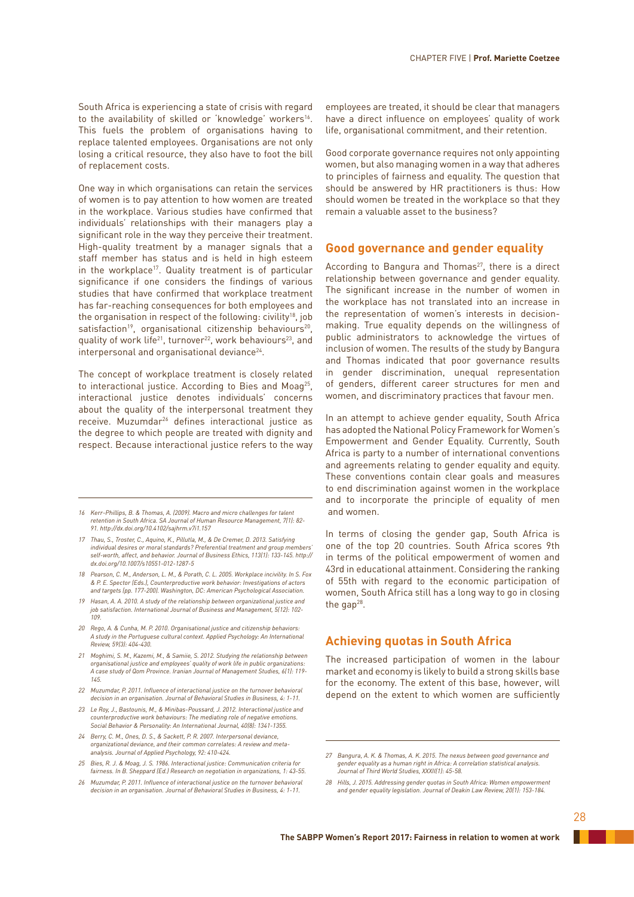South Africa is experiencing a state of crisis with regard to the availability of skilled or 'knowledge' workers[16]. This fuels the problem of organisations having to replace talented employees. Organisations are not only losing a critical resource, they also have to foot the bill of replacement costs.

One way in which organisations can retain the services of women is to pay attention to how women are treated in the workplace. Various studies have confirmed that individuals' relationships with their managers play a significant role in the way they perceive their treatment. High-quality treatment by a manager signals that a staff member has status and is held in high esteem in the workplace[17]. Quality treatment is of particular significance if one considers the findings of various studies that have confirmed that workplace treatment has far-reaching consequences for both employees and the organisation in respect of the following: civility[18], job satisfaction[19], organisational citizenship behaviours[20], quality of work life[21], turnover[22], work behaviours[23], and interpersonal and organisational deviance[24].

The concept of workplace treatment is closely related to interactional justice. According to Bies and Moag[25], interactional justice denotes individuals' concerns about the quality of the interpersonal treatment they receive. Muzumdar[26] defines interactional justice as the degree to which people are treated with dignity and respect. Because interactional justice refers to the way employees are treated, it should be clear that managers have a direct influence on employees' quality of work life, organisational commitment, and their retention.

Good corporate governance requires not only appointing women, but also managing women in a way that adheres to principles of fairness and equality. The question that should be answered by HR practitioners is thus: How should women be treated in the workplace so that they remain a valuable asset to the business?

## Good governance and gender equality

According to Bangura and Thomas[27], there is a direct relationship between governance and gender equality. The significant increase in the number of women in the workplace has not translated into an increase in the representation of women's interests in decision-making. True equality depends on the willingness of public administrators to acknowledge the virtues of inclusion of women. The results of the study by Bangura and Thomas indicated that poor governance results in gender discrimination, unequal representation of genders, different career structures for men and women, and discriminatory practices that favour men.

In an attempt to achieve gender equality, South Africa has adopted the National Policy Framework for Women's Empowerment and Gender Equality. Currently, South Africa is party to a number of international conventions and agreements relating to gender equality and equity. These conventions contain clear goals and measures to end discrimination against women in the workplace and to incorporate the principle of equality of men and women.

In terms of closing the gender gap, South Africa is one of the top 20 countries. South Africa scores 9th in terms of the political empowerment of women and 43rd in educational attainment. Considering the ranking of 55th with regard to the economic participation of women, South Africa still has a long way to go in closing the gap[28].

## Achieving quotas in South Africa

The increased participation of women in the labour market and economy is likely to build a strong skills base for the economy. The extent of this base, however, will depend on the extent to which women are sufficiently

---

*16 Kerr-Phillips, B. & Thomas, A. (2009). Macro and micro challenges for talent retention in South Africa. SA Journal of Human Resource Management, 7(1): 82-91. http://dx.doi.org/10.4102/sajhrm.v7i1.157*

*17 Thau, S., Troster, C., Aquino, K., Pillutla, M., & De Cremer, D. 2013. Satisfying individual desires or moral standards? Preferential treatment and group members' self-worth, affect, and behavior. Journal of Business Ethics, 113(1): 133-145. http://dx.doi.org/10.1007/s10551-012-1287-5*

*18 Pearson, C. M., Anderson, L. M., & Porath, C. L. 2005. Workplace incivility. In S. Fox & P. E. Spector (Eds.), Counterproductive work behavior: Investigations of actors and targets (pp. 177-200). Washington, DC: American Psychological Association.*

*19 Hasan, A. A. 2010. A study of the relationship between organizational justice and job satisfaction. International Journal of Business and Management, 5(12): 102-109.*

*20 Rego, A. & Cunha, M. P. 2010. Organisational justice and citizenship behaviors: A study in the Portuguese cultural context. Applied Psychology: An International Review, 59(3): 404-430.*

*21 Moghimi, S. M., Kazemi, M., & Samiie, S. 2012. Studying the relationship between organizational justice and employees' quality of work life in public organizations: A case study of Qom Province. Iranian Journal of Management Studies, 6(1): 119-145.*

*22 Muzumdar, P. 2011. Influence of interactional justice on the turnover behavioral decision in an organisation. Journal of Behavioral Studies in Business, 4: 1-11.*

*23 Le Roy, J., Bastounis, M., & Minibas-Poussard, J. 2012. Interactional justice and counterproductive work behaviours: The mediating role of negative emotions. Social Behavior & Personality: An International Journal, 40(8): 1341-1355.*

*24 Berry, C. M., Ones, D. S., & Sackett, P. R. 2007. Interpersonal deviance, organizational deviance, and their common correlates: A review and meta-analysis. Journal of Applied Psychology, 92: 410-424.*

*25 Bies, R. J. & Moag, J. S. 1986. Interactional justice: Communication criteria for fairness. In B. Sheppard (Ed.) Research on negotiation in organizations, 1: 43-55.*

*26 Muzumdar, P. 2011. Influence of interactional justice on the turnover behavioral decision in an organisation. Journal of Behavioral Studies in Business, 4: 1-11.*

*27 Bangura, A. K. & Thomas, A. K. 2015. The nexus between good governance and gender equality as a human right in Africa: A correlation statistical analysis. Journal of Third World Studies, XXXII(1): 45-58.*

*28 Hills, J. 2015. Addressing gender quotas in South Africa: Women empowerment and gender equality legislation. Journal of Deakin Law Review, 20(1): 153-184.*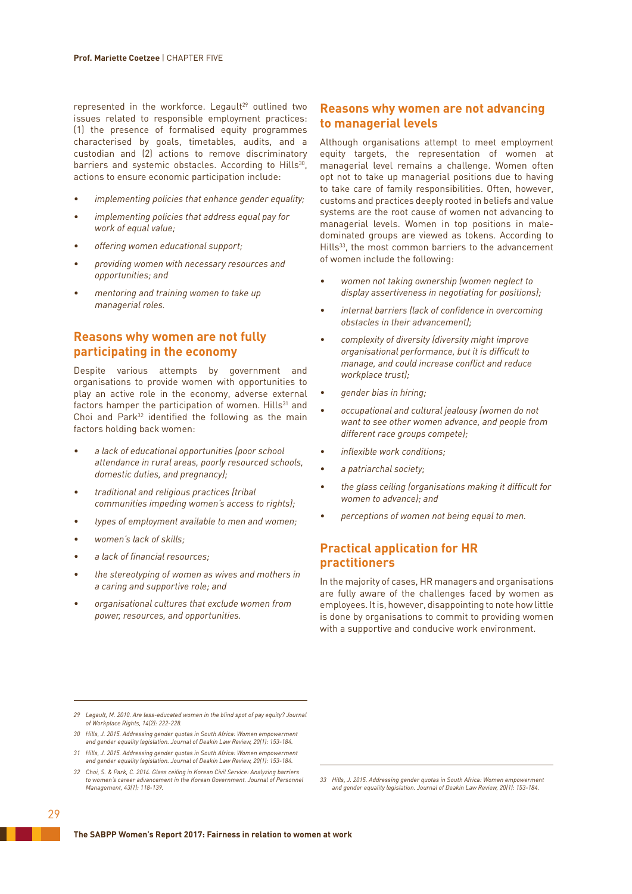represented in the workforce. Legault[29] outlined two issues related to responsible employment practices: (1) the presence of formalised equity programmes characterised by goals, timetables, audits, and a custodian and (2) actions to remove discriminatory barriers and systemic obstacles. According to Hills[30], actions to ensure economic participation include:

- *implementing policies that enhance gender equality;*
- *implementing policies that address equal pay for work of equal value;*
- *offering women educational support;*
- *providing women with necessary resources and opportunities; and*
- *mentoring and training women to take up managerial roles.*

## Reasons why women are not fully participating in the economy

Despite various attempts by government and organisations to provide women with opportunities to play an active role in the economy, adverse external factors hamper the participation of women. Hills[31] and Choi and Park[32] identified the following as the main factors holding back women:

- *a lack of educational opportunities (poor school attendance in rural areas, poorly resourced schools, domestic duties, and pregnancy);*
- *traditional and religious practices (tribal communities impeding women's access to rights);*
- *types of employment available to men and women;*
- *women's lack of skills;*
- *a lack of financial resources;*
- *the stereotyping of women as wives and mothers in a caring and supportive role; and*
- *organisational cultures that exclude women from power, resources, and opportunities.*

## Reasons why women are not advancing to managerial levels

Although organisations attempt to meet employment equity targets, the representation of women at managerial level remains a challenge. Women often opt not to take up managerial positions due to having to take care of family responsibilities. Often, however, customs and practices deeply rooted in beliefs and value systems are the root cause of women not advancing to managerial levels. Women in top positions in male-dominated groups are viewed as tokens. According to Hills[33], the most common barriers to the advancement of women include the following:

- *women not taking ownership (women neglect to display assertiveness in negotiating for positions);*
- *internal barriers (lack of confidence in overcoming obstacles in their advancement);*
- *complexity of diversity (diversity might improve organisational performance, but it is difficult to manage, and could increase conflict and reduce workplace trust);*
- *gender bias in hiring;*
- *occupational and cultural jealousy (women do not want to see other women advance, and people from different race groups compete);*
- *inflexible work conditions;*
- *a patriarchal society;*
- *the glass ceiling (organisations making it difficult for women to advance); and*
- *perceptions of women not being equal to men.*

## Practical application for HR practitioners

In the majority of cases, HR managers and organisations are fully aware of the challenges faced by women as employees. It is, however, disappointing to note how little is done by organisations to commit to providing women with a supportive and conducive work environment.

---

*29 Legault, M. 2010. Are less-educated women in the blind spot of pay equity? Journal of Workplace Rights, 14(2): 222-228.*

*30 Hills, J. 2015. Addressing gender quotas in South Africa: Women empowerment and gender equality legislation. Journal of Deakin Law Review, 20(1): 153-184.*

*31 Hills, J. 2015. Addressing gender quotas in South Africa: Women empowerment and gender equality legislation. Journal of Deakin Law Review, 20(1): 153-184.*

*32 Choi, S. & Park, C. 2014. Glass ceiling in Korean Civil Service: Analyzing barriers to women's career advancement in the Korean Government. Journal of Personnel Management, 43(1): 118-139.*

*33 Hills, J. 2015. Addressing gender quotas in South Africa: Women empowerment and gender equality legislation. Journal of Deakin Law Review, 20(1): 153-184.*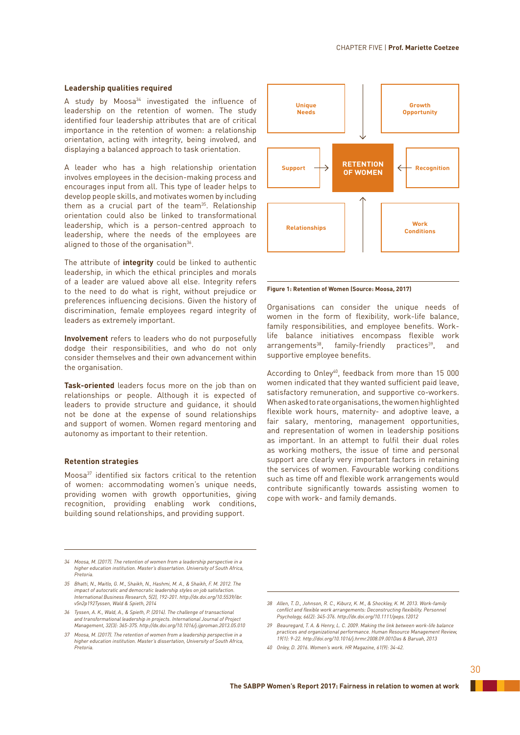### Leadership qualities required

A study by Moosa[34] investigated the influence of leadership on the retention of women. The study identified four leadership attributes that are of critical importance in the retention of women: a relationship orientation, acting with integrity, being involved, and displaying a balanced approach to task orientation.

A leader who has a high relationship orientation involves employees in the decision-making process and encourages input from all. This type of leader helps to develop people skills, and motivates women by including them as a crucial part of the team[35]. Relationship orientation could also be linked to transformational leadership, which is a person-centred approach to leadership, where the needs of the employees are aligned to those of the organisation[36].

The attribute of **integrity** could be linked to authentic leadership, in which the ethical principles and morals of a leader are valued above all else. Integrity refers to the need to do what is right, without prejudice or preferences influencing decisions. Given the history of discrimination, female employees regard integrity of leaders as extremely important.

**Involvement** refers to leaders who do not purposefully dodge their responsibilities, and who do not only consider themselves and their own advancement within the organisation.

**Task-oriented** leaders focus more on the job than on relationships or people. Although it is expected of leaders to provide structure and guidance, it should not be done at the expense of sound relationships and support of women. Women regard mentoring and autonomy as important to their retention.

### Retention strategies

Moosa[37] identified six factors critical to the retention of women: accommodating women's unique needs, providing women with growth opportunities, giving recognition, providing enabling work conditions, building sound relationships, and providing support.

Unique Needs → RETENTION OF WOMEN ← Growth Opportunity

Support → RETENTION OF WOMEN ← Recognition

Relationships → RETENTION OF WOMEN ← Work Conditions

**Figure 1: Retention of Women (Source: Moosa, 2017)**

Organisations can consider the unique needs of women in the form of flexibility, work-life balance, family responsibilities, and employee benefits. Work-life balance initiatives encompass flexible work arrangements[38], family-friendly practices[39], and supportive employee benefits.

According to Onley[40], feedback from more than 15 000 women indicated that they wanted sufficient paid leave, satisfactory remuneration, and supportive co-workers. When asked to rate organisations, the women highlighted flexible work hours, maternity- and adoptive leave, a fair salary, mentoring, management opportunities, and representation of women in leadership positions as important. In an attempt to fulfil their dual roles as working mothers, the issue of time and personal support are clearly very important factors in retaining the services of women. Favourable working conditions such as time off and flexible work arrangements would contribute significantly towards assisting women to cope with work- and family demands.

---

34 Moosa, M. (2017). *The retention of women from a leadership perspective in a higher education institution.* Master's dissertation. University of South Africa, Pretoria.

35 Bhatti, N., Maitlo, G. M., Shaikh, N., Hashmi, M. A., & Shaikh, F. M. 2012. The impact of autocratic and democratic leadership styles on job satisfaction. *International Business Research, 5*(2), 192-201. http://dx.doi.org/10.5539/ibr.v5n2p192Tyssen, Wald & Spieth, 2014

36 Tyssen, A. K., Wald, A., & Spieth, P. (2014). The challenge of transactional and transformational leadership in projects. *International Journal of Project Management, 32*(3): 365-375. http://dx.doi.org/10.1016/j.ijproman.2013.05.010

37 Moosa, M. (2017). *The retention of women from a leadership perspective in a higher education institution.* Master's dissertation. University of South Africa, Pretoria.

38 Allen, T. D., Johnson, R. C., Kiburz, K. M., & Shockley, K. M. 2013. Work-family conflict and flexible work arrangements: Deconstructing flexibility. *Personnel Psychology, 66*(2): 345-376. http://dx.doi.org/10.1111/peps.12012

39 Beauregard, T. A. & Henry, L. C. 2009. Making the link between work-life balance practices and organizational performance. *Human Resource Management Review, 19*(1): 9-22. http://doi.org/10.1016/j.hrmr.2008.09.001Das & Baruah, 2013

40 Onley, D. 2016. Women's work. *HR Magazine, 61*(9): 34-42.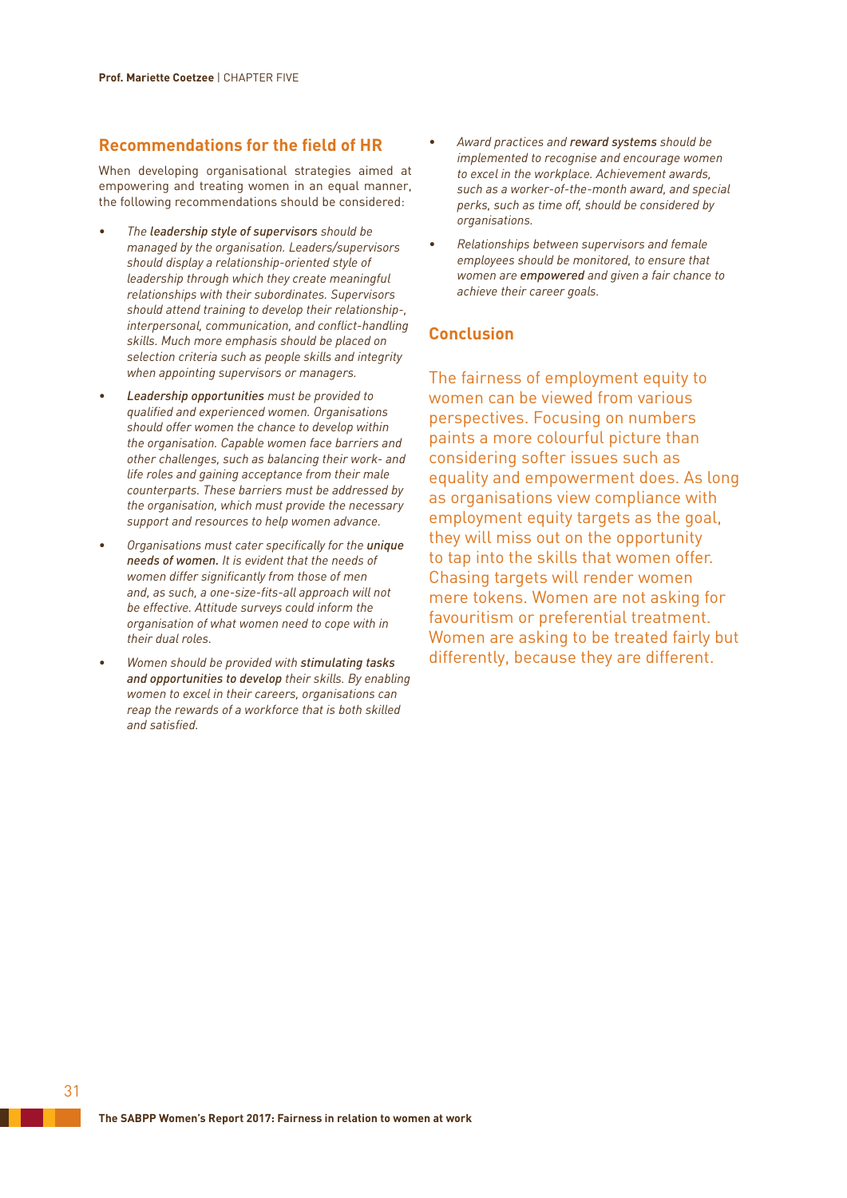## Recommendations for the field of HR

When developing organisational strategies aimed at empowering and treating women in an equal manner, the following recommendations should be considered:

- *The **leadership style of supervisors** should be managed by the organisation. Leaders/supervisors should display a relationship-oriented style of leadership through which they create meaningful relationships with their subordinates. Supervisors should attend training to develop their relationship-, interpersonal, communication, and conflict-handling skills. Much more emphasis should be placed on selection criteria such as people skills and integrity when appointing supervisors or managers.*
- ***Leadership opportunities** must be provided to qualified and experienced women. Organisations should offer women the chance to develop within the organisation. Capable women face barriers and other challenges, such as balancing their work- and life roles and gaining acceptance from their male counterparts. These barriers must be addressed by the organisation, which must provide the necessary support and resources to help women advance.*
- *Organisations must cater specifically for the **unique needs of women.** It is evident that the needs of women differ significantly from those of men and, as such, a one-size-fits-all approach will not be effective. Attitude surveys could inform the organisation of what women need to cope with in their dual roles.*
- *Women should be provided with **stimulating tasks and opportunities to develop** their skills. By enabling women to excel in their careers, organisations can reap the rewards of a workforce that is both skilled and satisfied.*
- *Award practices and **reward systems** should be implemented to recognise and encourage women to excel in the workplace. Achievement awards, such as a worker-of-the-month award, and special perks, such as time off, should be considered by organisations.*
- *Relationships between supervisors and female employees should be monitored, to ensure that women are **empowered** and given a fair chance to achieve their career goals.*

## Conclusion

The fairness of employment equity to women can be viewed from various perspectives. Focusing on numbers paints a more colourful picture than considering softer issues such as equality and empowerment does. As long as organisations view compliance with employment equity targets as the goal, they will miss out on the opportunity to tap into the skills that women offer. Chasing targets will render women mere tokens. Women are not asking for favouritism or preferential treatment. Women are asking to be treated fairly but differently, because they are different.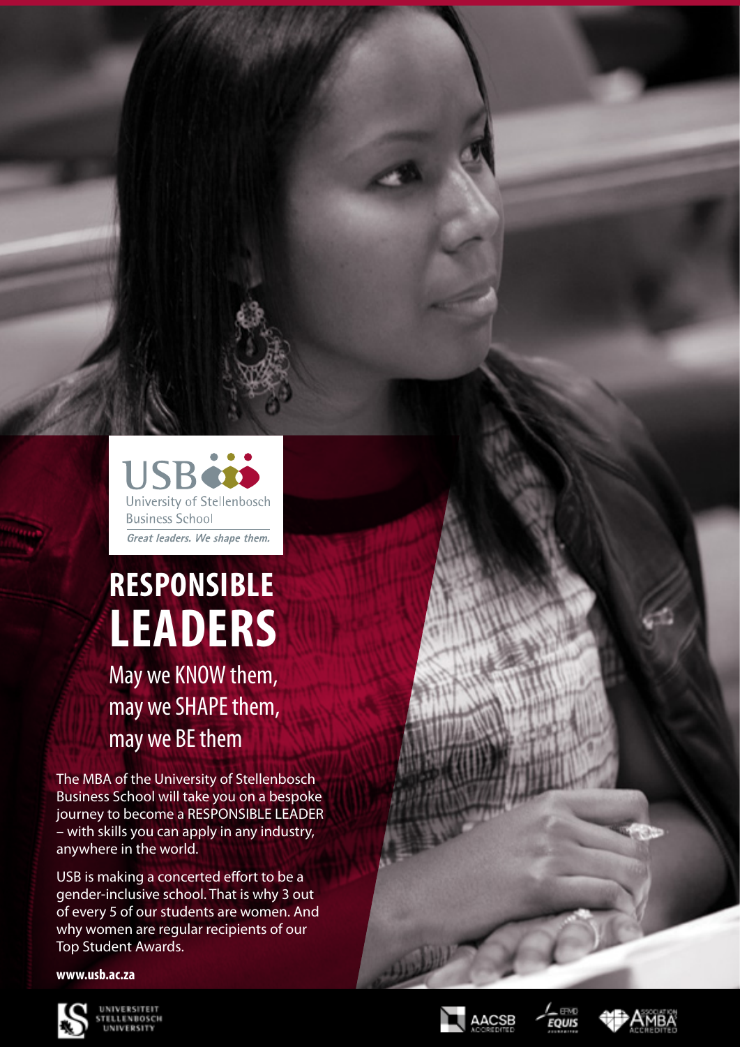USB
University of Stellenbosch
Business School
*Great leaders. We shape them.*

# RESPONSIBLE LEADERS

## May we KNOW them, may we SHAPE them, may we BE them

The MBA of the University of Stellenbosch Business School will take you on a bespoke journey to become a RESPONSIBLE LEADER – with skills you can apply in any industry, anywhere in the world.

USB is making a concerted effort to be a gender-inclusive school. That is why 3 out of every 5 of our students are women. And why women are regular recipients of our Top Student Awards.

**www.usb.ac.za**

UNIVERSITEIT STELLENBOSCH UNIVERSITY

AACSB ACCREDITED · EFMD EQUIS ACCREDITED · ASSOCIATION AMBA ACCREDITED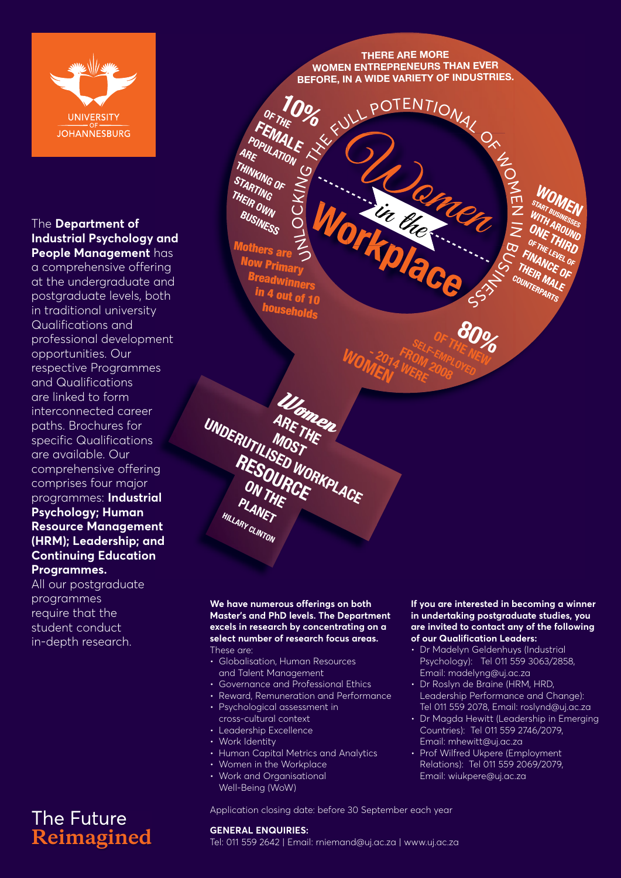UNIVERSITY OF JOHANNESBURG

The **Department of Industrial Psychology and People Management** has a comprehensive offering at the undergraduate and postgraduate levels, both in traditional university Qualifications and professional development opportunities. Our respective Programmes and Qualifications are linked to form interconnected career paths. Brochures for specific Qualifications are available. Our comprehensive offering comprises four major programmes: **Industrial Psychology; Human Resource Management (HRM); Leadership; and Continuing Education Programmes.**

All our postgraduate programmes require that the student conduct in-depth research.

# Women in the Workplace

UNLOCKING THE FULL POTENTIAL OF WOMEN IN BUSINESS

THERE ARE MORE WOMEN ENTREPRENEURS THAN EVER BEFORE, IN A WIDE VARIETY OF INDUSTRIES.

10% OF THE FEMALE POPULATION ARE THINKING OF STARTING THEIR OWN BUSINESS

Mothers are Now Primary Breadwinners in 4 out of 10 households

WOMEN START BUSINESSES WITH AROUND ONE THIRD OF THE LEVEL OF FINANCE OF THEIR MALE COUNTERPARTS

80% OF THE NEW SELF-EMPLOYED FROM 2008 - 2014 WERE WOMEN

Women ARE THE MOST UNDERUTILISED WORKPLACE RESOURCE ON THE PLANET
HILLARY CLINTON

**We have numerous offerings on both Master's and PhD levels. The Department excels in research by concentrating on a select number of research focus areas.** These are:

- Globalisation, Human Resources and Talent Management
- Governance and Professional Ethics
- Reward, Remuneration and Performance
- Psychological assessment in cross-cultural context
- Leadership Excellence
- Work Identity
- Human Capital Metrics and Analytics
- Women in the Workplace
- Work and Organisational Well-Being (WoW)

**If you are interested in becoming a winner in undertaking postgraduate studies, you are invited to contact any of the following of our Qualification Leaders:**

- Dr Madelyn Geldenhuys (Industrial Psychology): Tel 011 559 3063/2858, Email: madelyng@uj.ac.za
- Dr Roslyn de Braine (HRM, HRD, Leadership Performance and Change): Tel 011 559 2078, Email: roslynd@uj.ac.za
- Dr Magda Hewitt (Leadership in Emerging Countries): Tel 011 559 2746/2079, Email: mhewitt@uj.ac.za
- Prof Wilfred Ukpere (Employment Relations): Tel 011 559 2069/2079, Email: wiukpere@uj.ac.za

Application closing date: before 30 September each year

**GENERAL ENQUIRIES:**
Tel: 011 559 2642 | Email: rniemand@uj.ac.za | www.uj.ac.za

The Future **Reimagined**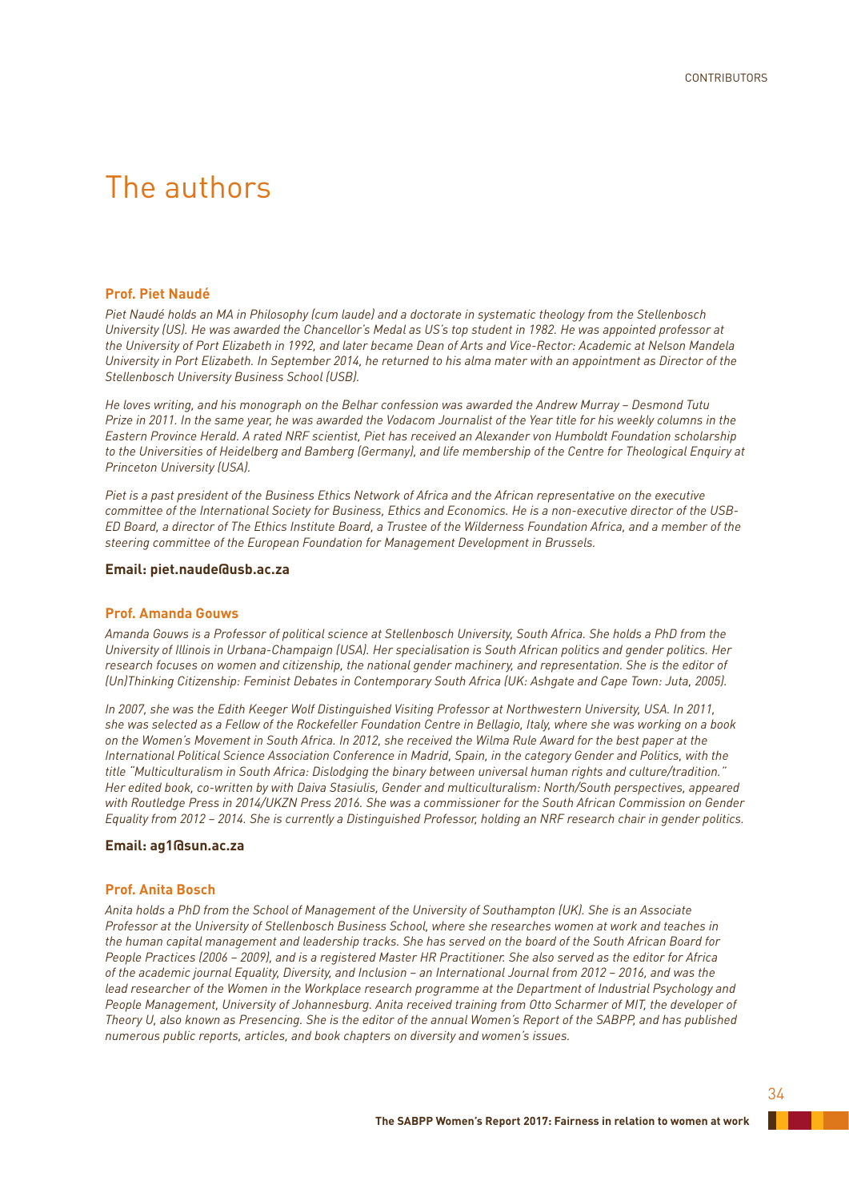# The authors

### Prof. Piet Naudé

*Piet Naudé holds an MA in Philosophy (cum laude) and a doctorate in systematic theology from the Stellenbosch University (US). He was awarded the Chancellor's Medal as US's top student in 1982. He was appointed professor at the University of Port Elizabeth in 1992, and later became Dean of Arts and Vice-Rector: Academic at Nelson Mandela University in Port Elizabeth. In September 2014, he returned to his alma mater with an appointment as Director of the Stellenbosch University Business School (USB).*

*He loves writing, and his monograph on the Belhar confession was awarded the Andrew Murray – Desmond Tutu Prize in 2011. In the same year, he was awarded the Vodacom Journalist of the Year title for his weekly columns in the Eastern Province Herald. A rated NRF scientist, Piet has received an Alexander von Humboldt Foundation scholarship to the Universities of Heidelberg and Bamberg (Germany), and life membership of the Centre for Theological Enquiry at Princeton University (USA).*

*Piet is a past president of the Business Ethics Network of Africa and the African representative on the executive committee of the International Society for Business, Ethics and Economics. He is a non-executive director of the USB-ED Board, a director of The Ethics Institute Board, a Trustee of the Wilderness Foundation Africa, and a member of the steering committee of the European Foundation for Management Development in Brussels.*

**Email: piet.naude@usb.ac.za**

### Prof. Amanda Gouws

*Amanda Gouws is a Professor of political science at Stellenbosch University, South Africa. She holds a PhD from the University of Illinois in Urbana-Champaign (USA). Her specialisation is South African politics and gender politics. Her research focuses on women and citizenship, the national gender machinery, and representation. She is the editor of (Un)Thinking Citizenship: Feminist Debates in Contemporary South Africa (UK: Ashgate and Cape Town: Juta, 2005).*

*In 2007, she was the Edith Keeger Wolf Distinguished Visiting Professor at Northwestern University, USA. In 2011, she was selected as a Fellow of the Rockefeller Foundation Centre in Bellagio, Italy, where she was working on a book on the Women's Movement in South Africa. In 2012, she received the Wilma Rule Award for the best paper at the International Political Science Association Conference in Madrid, Spain, in the category Gender and Politics, with the title "Multiculturalism in South Africa: Dislodging the binary between universal human rights and culture/tradition." Her edited book, co-written by with Daiva Stasiulis, Gender and multiculturalism: North/South perspectives, appeared with Routledge Press in 2014/UKZN Press 2016. She was a commissioner for the South African Commission on Gender Equality from 2012 – 2014. She is currently a Distinguished Professor, holding an NRF research chair in gender politics.*

**Email: ag1@sun.ac.za**

### Prof. Anita Bosch

*Anita holds a PhD from the School of Management of the University of Southampton (UK). She is an Associate Professor at the University of Stellenbosch Business School, where she researches women at work and teaches in the human capital management and leadership tracks. She has served on the board of the South African Board for People Practices (2006 – 2009), and is a registered Master HR Practitioner. She also served as the editor for Africa of the academic journal Equality, Diversity, and Inclusion – an International Journal from 2012 – 2016, and was the lead researcher of the Women in the Workplace research programme at the Department of Industrial Psychology and People Management, University of Johannesburg. Anita received training from Otto Scharmer of MIT, the developer of Theory U, also known as Presencing. She is the editor of the annual Women's Report of the SABPP, and has published numerous public reports, articles, and book chapters on diversity and women's issues.*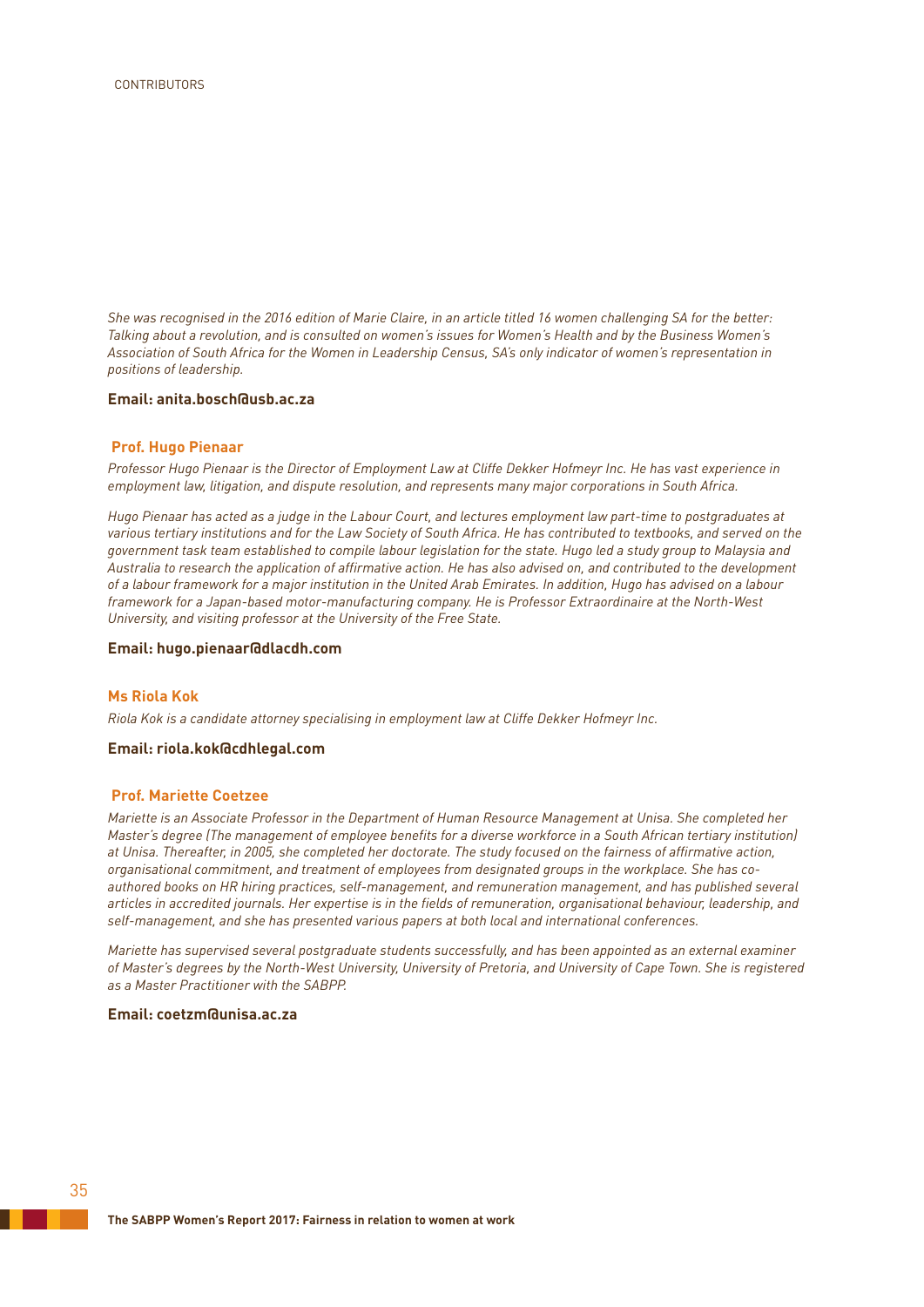*She was recognised in the 2016 edition of Marie Claire, in an article titled 16 women challenging SA for the better: Talking about a revolution, and is consulted on women's issues for Women's Health and by the Business Women's Association of South Africa for the Women in Leadership Census, SA's only indicator of women's representation in positions of leadership.*

**Email: anita.bosch@usb.ac.za**

### Prof. Hugo Pienaar

*Professor Hugo Pienaar is the Director of Employment Law at Cliffe Dekker Hofmeyr Inc. He has vast experience in employment law, litigation, and dispute resolution, and represents many major corporations in South Africa.*

*Hugo Pienaar has acted as a judge in the Labour Court, and lectures employment law part-time to postgraduates at various tertiary institutions and for the Law Society of South Africa. He has contributed to textbooks, and served on the government task team established to compile labour legislation for the state. Hugo led a study group to Malaysia and Australia to research the application of affirmative action. He has also advised on, and contributed to the development of a labour framework for a major institution in the United Arab Emirates. In addition, Hugo has advised on a labour framework for a Japan-based motor-manufacturing company. He is Professor Extraordinaire at the North-West University, and visiting professor at the University of the Free State.*

**Email: hugo.pienaar@dlacdh.com**

### Ms Riola Kok

*Riola Kok is a candidate attorney specialising in employment law at Cliffe Dekker Hofmeyr Inc.*

**Email: riola.kok@cdhlegal.com**

### Prof. Mariette Coetzee

*Mariette is an Associate Professor in the Department of Human Resource Management at Unisa. She completed her Master's degree (The management of employee benefits for a diverse workforce in a South African tertiary institution) at Unisa. Thereafter, in 2005, she completed her doctorate. The study focused on the fairness of affirmative action, organisational commitment, and treatment of employees from designated groups in the workplace. She has co-authored books on HR hiring practices, self-management, and remuneration management, and has published several articles in accredited journals. Her expertise is in the fields of remuneration, organisational behaviour, leadership, and self-management, and she has presented various papers at both local and international conferences.*

*Mariette has supervised several postgraduate students successfully, and has been appointed as an external examiner of Master's degrees by the North-West University, University of Pretoria, and University of Cape Town. She is registered as a Master Practitioner with the SABPP.*

**Email: coetzm@unisa.ac.za**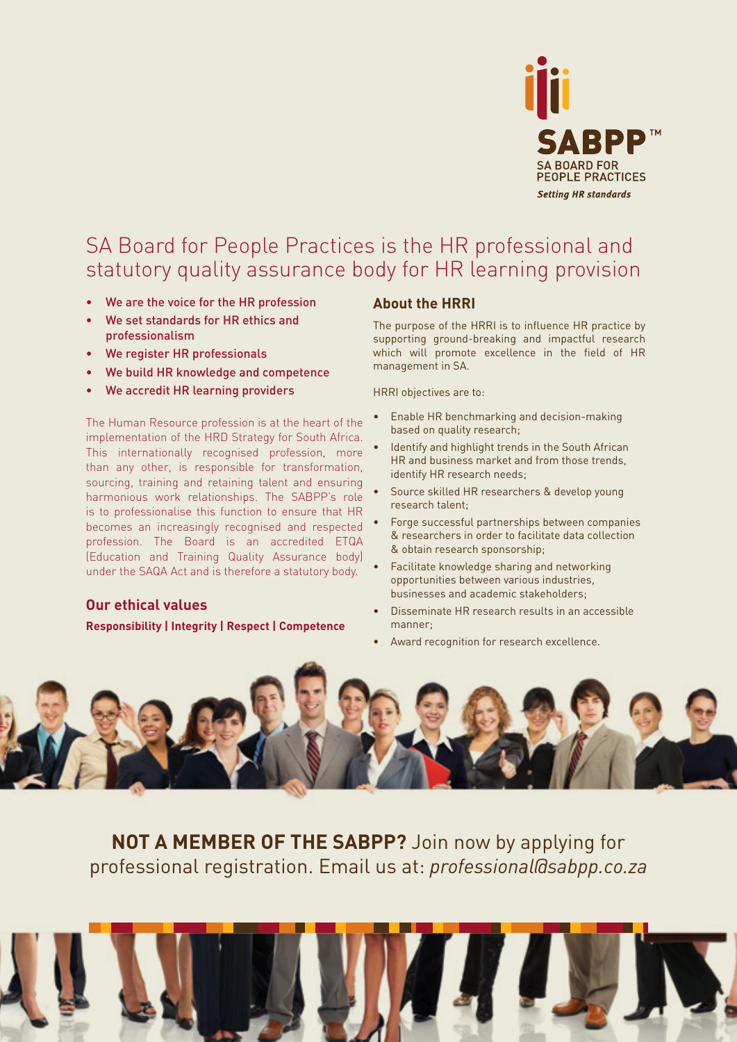SABPP™

SA BOARD FOR PEOPLE PRACTICES

*Setting HR standards*

# SA Board for People Practices is the HR professional and statutory quality assurance body for HR learning provision

- We are the voice for the HR profession
- We set standards for HR ethics and professionalism
- We register HR professionals
- We build HR knowledge and competence
- We accredit HR learning providers

The Human Resource profession is at the heart of the implementation of the HRD Strategy for South Africa. This internationally recognised profession, more than any other, is responsible for transformation, sourcing, training and retaining talent and ensuring harmonious work relationships. The SABPP's role is to professionalise this function to ensure that HR becomes an increasingly recognised and respected profession. The Board is an accredited ETQA (Education and Training Quality Assurance body) under the SAQA Act and is therefore a statutory body.

## Our ethical values

**Responsibility | Integrity | Respect | Competence**

## About the HRRI

The purpose of the HRRI is to influence HR practice by supporting ground-breaking and impactful research which will promote excellence in the field of HR management in SA.

HRRI objectives are to:

- Enable HR benchmarking and decision-making based on quality research;
- Identify and highlight trends in the South African HR and business market and from those trends, identify HR research needs;
- Source skilled HR researchers & develop young research talent;
- Forge successful partnerships between companies & researchers in order to facilitate data collection & obtain research sponsorship;
- Facilitate knowledge sharing and networking opportunities between various industries, businesses and academic stakeholders;
- Disseminate HR research results in an accessible manner;
- Award recognition for research excellence.

**NOT A MEMBER OF THE SABPP?** Join now by applying for professional registration. Email us at: *professional@sabpp.co.za*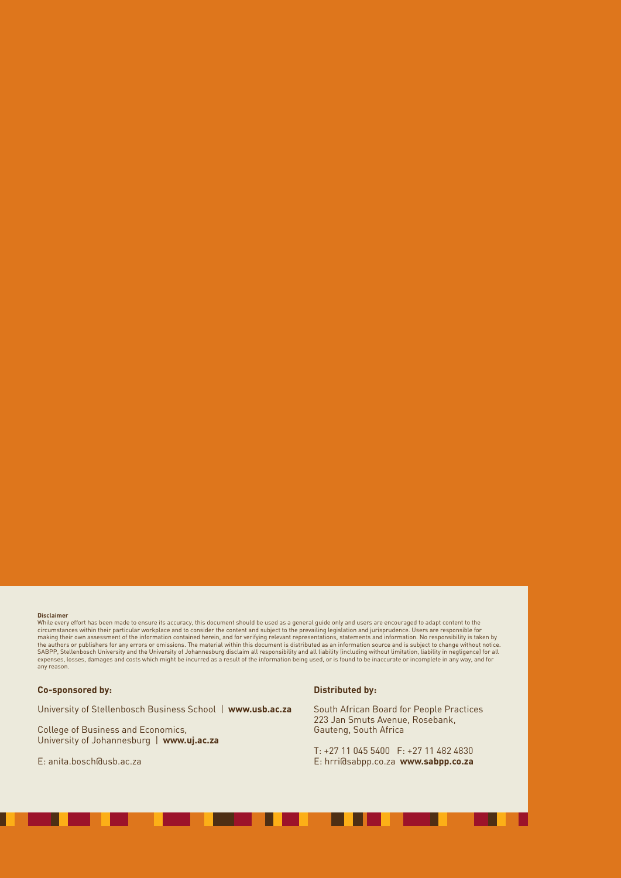**Disclaimer**

While every effort has been made to ensure its accuracy, this document should be used as a general guide only and users are encouraged to adapt content to the circumstances within their particular workplace and to consider the content and subject to the prevailing legislation and jurisprudence. Users are responsible for making their own assessment of the information contained herein, and for verifying relevant representations, statements and information. No responsibility is taken by the authors or publishers for any errors or omissions. The material within this document is distributed as an information source and is subject to change without notice. SABPP, Stellenbosch University and the University of Johannesburg disclaim all responsibility and all liability (including without limitation, liability in negligence) for all expenses, losses, damages and costs which might be incurred as a result of the information being used, or is found to be inaccurate or incomplete in any way, and for any reason.

**Co-sponsored by:**

University of Stellenbosch Business School | **www.usb.ac.za**

College of Business and Economics,
University of Johannesburg | **www.uj.ac.za**

E: anita.bosch@usb.ac.za

**Distributed by:**

South African Board for People Practices
223 Jan Smuts Avenue, Rosebank,
Gauteng, South Africa

T: +27 11 045 5400 F: +27 11 482 4830
E: hrri@sabpp.co.za **www.sabpp.co.za**